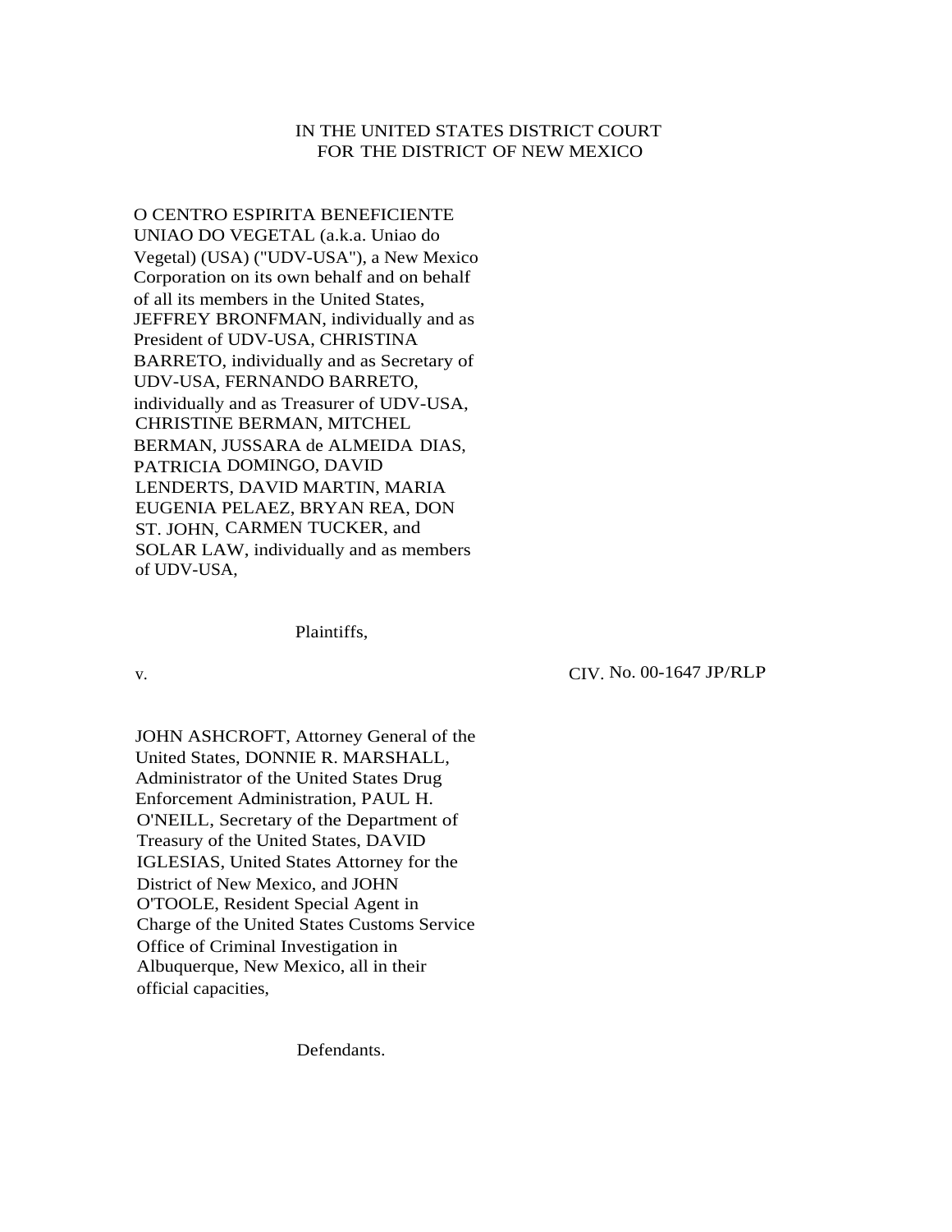IN THE UNITED STATES DISTRICT COURT
FOR THE DISTRICT OF NEW MEXICO

O CENTRO ESPIRITA BENEFICIENTE UNIAO DO VEGETAL (a.k.a. Uniao do Vegetal) (USA) ("UDV-USA"), a New Mexico Corporation on its own behalf and on behalf of all its members in the United States, JEFFREY BRONFMAN, individually and as President of UDV-USA, CHRISTINA BARRETO, individually and as Secretary of UDV-USA, FERNANDO BARRETO, individually and as Treasurer of UDV-USA, CHRISTINE BERMAN, MITCHEL BERMAN, JUSSARA de ALMEIDA DIAS, PATRICIA DOMINGO, DAVID LENDERTS, DAVID MARTIN, MARIA EUGENIA PELAEZ, BRYAN REA, DON ST. JOHN, CARMEN TUCKER, and SOLAR LAW, individually and as members of UDV-USA,

Plaintiffs,

v. CIV. No. 00-1647 JP/RLP

JOHN ASHCROFT, Attorney General of the United States, DONNIE R. MARSHALL, Administrator of the United States Drug Enforcement Administration, PAUL H. O'NEILL, Secretary of the Department of Treasury of the United States, DAVID IGLESIAS, United States Attorney for the District of New Mexico, and JOHN O'TOOLE, Resident Special Agent in Charge of the United States Customs Service Office of Criminal Investigation in Albuquerque, New Mexico, all in their official capacities,

Defendants.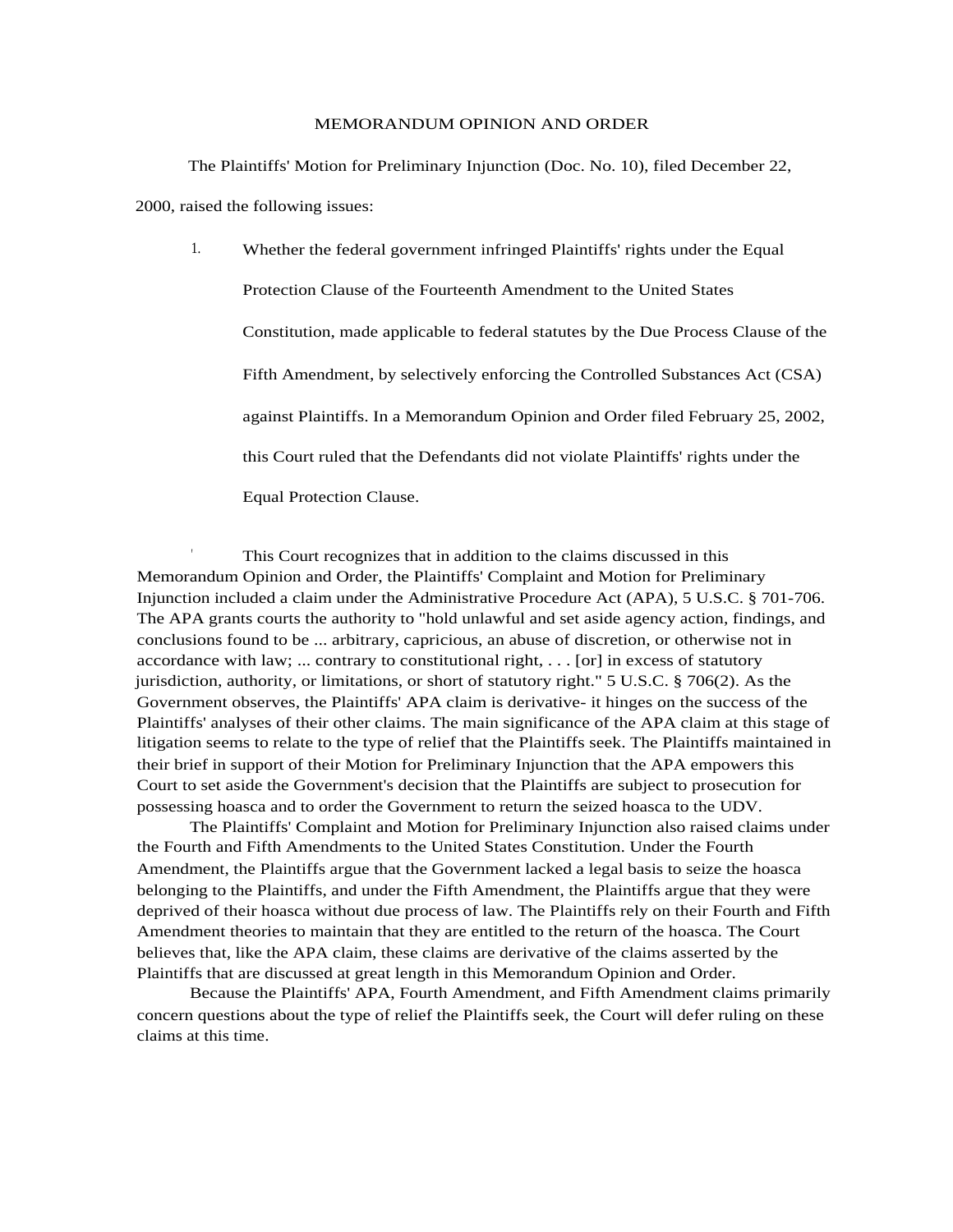MEMORANDUM OPINION AND ORDER

The Plaintiffs' Motion for Preliminary Injunction (Doc. No. 10), filed December 22, 2000, raised the following issues:

1. Whether the federal government infringed Plaintiffs' rights under the Equal Protection Clause of the Fourteenth Amendment to the United States Constitution, made applicable to federal statutes by the Due Process Clause of the Fifth Amendment, by selectively enforcing the Controlled Substances Act (CSA) against Plaintiffs. In a Memorandum Opinion and Order filed February 25, 2002, this Court ruled that the Defendants did not violate Plaintiffs' rights under the Equal Protection Clause.

[1] This Court recognizes that in addition to the claims discussed in this Memorandum Opinion and Order, the Plaintiffs' Complaint and Motion for Preliminary Injunction included a claim under the Administrative Procedure Act (APA), 5 U.S.C. § 701-706. The APA grants courts the authority to "hold unlawful and set aside agency action, findings, and conclusions found to be ... arbitrary, capricious, an abuse of discretion, or otherwise not in accordance with law; ... contrary to constitutional right, . . . [or] in excess of statutory jurisdiction, authority, or limitations, or short of statutory right." 5 U.S.C. § 706(2). As the Government observes, the Plaintiffs' APA claim is derivative- it hinges on the success of the Plaintiffs' analyses of their other claims. The main significance of the APA claim at this stage of litigation seems to relate to the type of relief that the Plaintiffs seek. The Plaintiffs maintained in their brief in support of their Motion for Preliminary Injunction that the APA empowers this Court to set aside the Government's decision that the Plaintiffs are subject to prosecution for possessing hoasca and to order the Government to return the seized hoasca to the UDV.

The Plaintiffs' Complaint and Motion for Preliminary Injunction also raised claims under the Fourth and Fifth Amendments to the United States Constitution. Under the Fourth Amendment, the Plaintiffs argue that the Government lacked a legal basis to seize the hoasca belonging to the Plaintiffs, and under the Fifth Amendment, the Plaintiffs argue that they were deprived of their hoasca without due process of law. The Plaintiffs rely on their Fourth and Fifth Amendment theories to maintain that they are entitled to the return of the hoasca. The Court believes that, like the APA claim, these claims are derivative of the claims asserted by the Plaintiffs that are discussed at great length in this Memorandum Opinion and Order.

Because the Plaintiffs' APA, Fourth Amendment, and Fifth Amendment claims primarily concern questions about the type of relief the Plaintiffs seek, the Court will defer ruling on these claims at this time.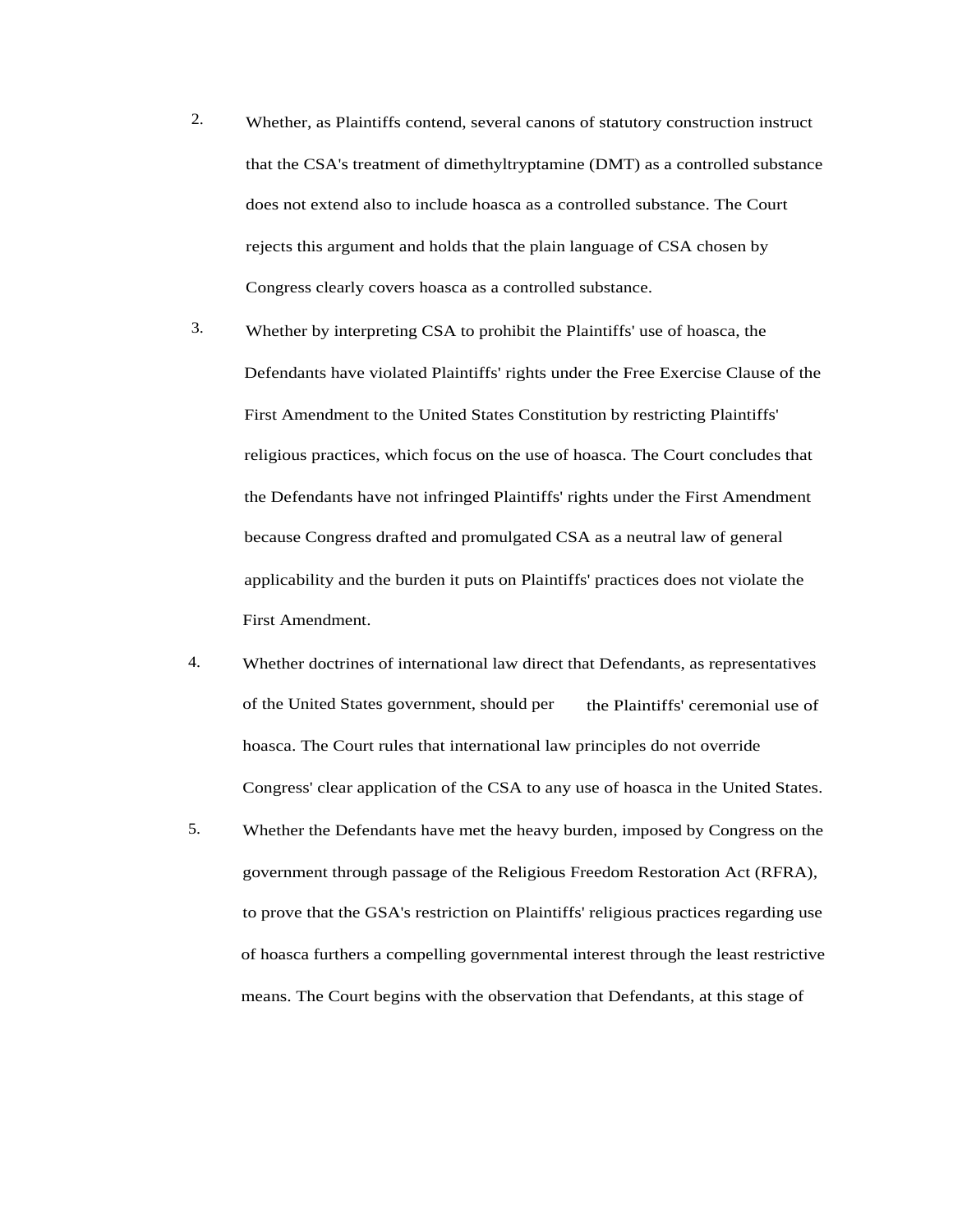2. Whether, as Plaintiffs contend, several canons of statutory construction instruct that the CSA's treatment of dimethyltryptamine (DMT) as a controlled substance does not extend also to include hoasca as a controlled substance. The Court rejects this argument and holds that the plain language of CSA chosen by Congress clearly covers hoasca as a controlled substance.

3. Whether by interpreting CSA to prohibit the Plaintiffs' use of hoasca, the Defendants have violated Plaintiffs' rights under the Free Exercise Clause of the First Amendment to the United States Constitution by restricting Plaintiffs' religious practices, which focus on the use of hoasca. The Court concludes that the Defendants have not infringed Plaintiffs' rights under the First Amendment because Congress drafted and promulgated CSA as a neutral law of general applicability and the burden it puts on Plaintiffs' practices does not violate the First Amendment.

4. Whether doctrines of international law direct that Defendants, as representatives of the United States government, should per the Plaintiffs' ceremonial use of hoasca. The Court rules that international law principles do not override Congress' clear application of the CSA to any use of hoasca in the United States.

5. Whether the Defendants have met the heavy burden, imposed by Congress on the government through passage of the Religious Freedom Restoration Act (RFRA), to prove that the GSA's restriction on Plaintiffs' religious practices regarding use of hoasca furthers a compelling governmental interest through the least restrictive means. The Court begins with the observation that Defendants, at this stage of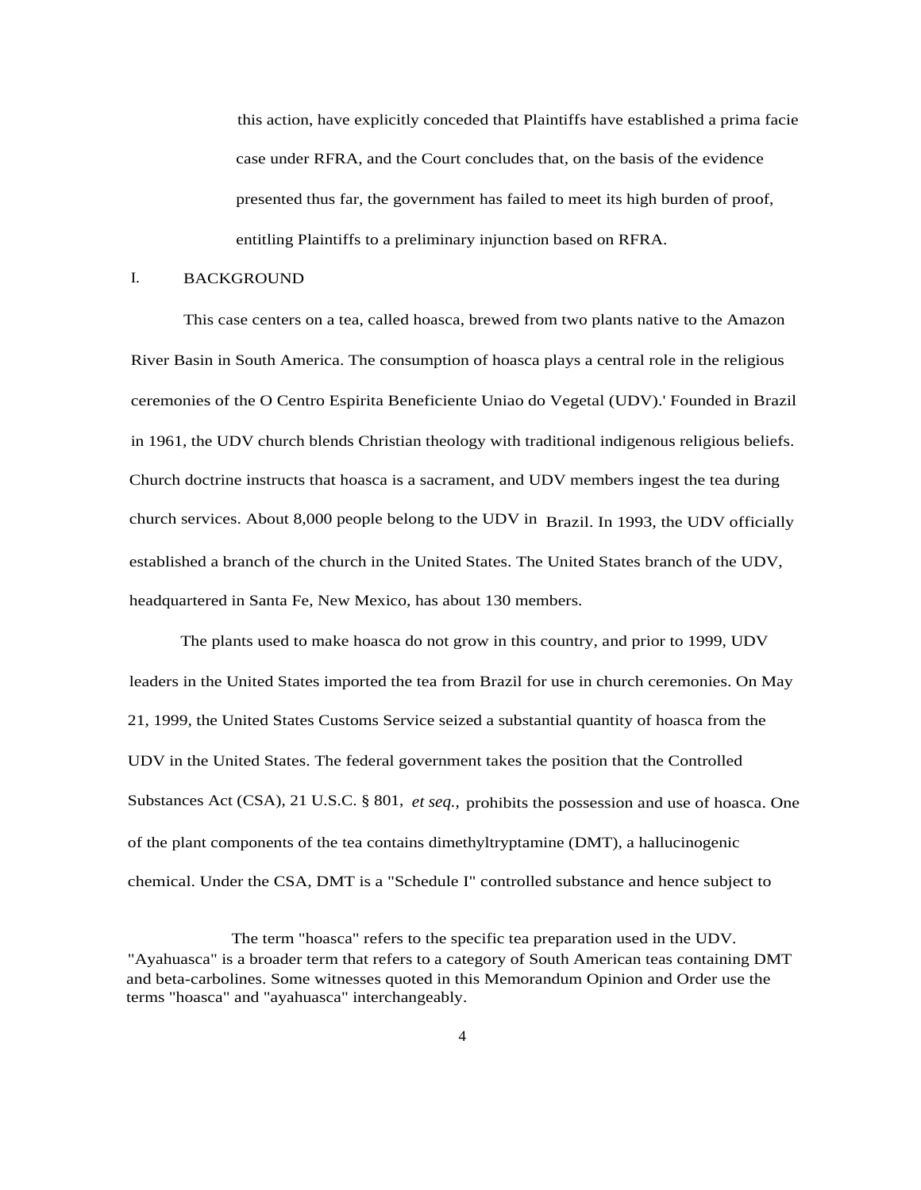this action, have explicitly conceded that Plaintiffs have established a prima facie case under RFRA, and the Court concludes that, on the basis of the evidence presented thus far, the government has failed to meet its high burden of proof, entitling Plaintiffs to a preliminary injunction based on RFRA.

## I. BACKGROUND

This case centers on a tea, called hoasca, brewed from two plants native to the Amazon River Basin in South America. The consumption of hoasca plays a central role in the religious ceremonies of the O Centro Espirita Beneficiente Uniao do Vegetal (UDV).' Founded in Brazil in 1961, the UDV church blends Christian theology with traditional indigenous religious beliefs. Church doctrine instructs that hoasca is a sacrament, and UDV members ingest the tea during church services. About 8,000 people belong to the UDV in Brazil. In 1993, the UDV officially established a branch of the church in the United States. The United States branch of the UDV, headquartered in Santa Fe, New Mexico, has about 130 members.

The plants used to make hoasca do not grow in this country, and prior to 1999, UDV leaders in the United States imported the tea from Brazil for use in church ceremonies. On May 21, 1999, the United States Customs Service seized a substantial quantity of hoasca from the UDV in the United States. The federal government takes the position that the Controlled Substances Act (CSA), 21 U.S.C. § 801, *et seq.*, prohibits the possession and use of hoasca. One of the plant components of the tea contains dimethyltryptamine (DMT), a hallucinogenic chemical. Under the CSA, DMT is a "Schedule I" controlled substance and hence subject to

The term "hoasca" refers to the specific tea preparation used in the UDV. "Ayahuasca" is a broader term that refers to a category of South American teas containing DMT and beta-carbolines. Some witnesses quoted in this Memorandum Opinion and Order use the terms "hoasca" and "ayahuasca" interchangeably.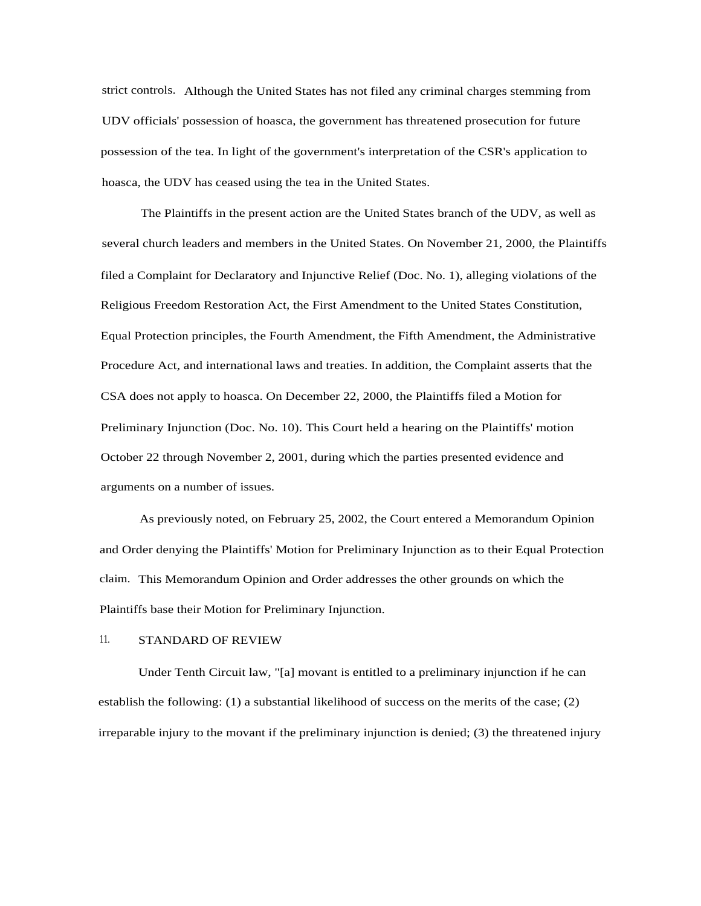strict controls. Although the United States has not filed any criminal charges stemming from UDV officials' possession of hoasca, the government has threatened prosecution for future possession of the tea. In light of the government's interpretation of the CSR's application to hoasca, the UDV has ceased using the tea in the United States.

The Plaintiffs in the present action are the United States branch of the UDV, as well as several church leaders and members in the United States. On November 21, 2000, the Plaintiffs filed a Complaint for Declaratory and Injunctive Relief (Doc. No. 1), alleging violations of the Religious Freedom Restoration Act, the First Amendment to the United States Constitution, Equal Protection principles, the Fourth Amendment, the Fifth Amendment, the Administrative Procedure Act, and international laws and treaties. In addition, the Complaint asserts that the CSA does not apply to hoasca. On December 22, 2000, the Plaintiffs filed a Motion for Preliminary Injunction (Doc. No. 10). This Court held a hearing on the Plaintiffs' motion October 22 through November 2, 2001, during which the parties presented evidence and arguments on a number of issues.

As previously noted, on February 25, 2002, the Court entered a Memorandum Opinion and Order denying the Plaintiffs' Motion for Preliminary Injunction as to their Equal Protection claim. This Memorandum Opinion and Order addresses the other grounds on which the Plaintiffs base their Motion for Preliminary Injunction.

## 11. STANDARD OF REVIEW

Under Tenth Circuit law, "[a] movant is entitled to a preliminary injunction if he can establish the following: (1) a substantial likelihood of success on the merits of the case; (2) irreparable injury to the movant if the preliminary injunction is denied; (3) the threatened injury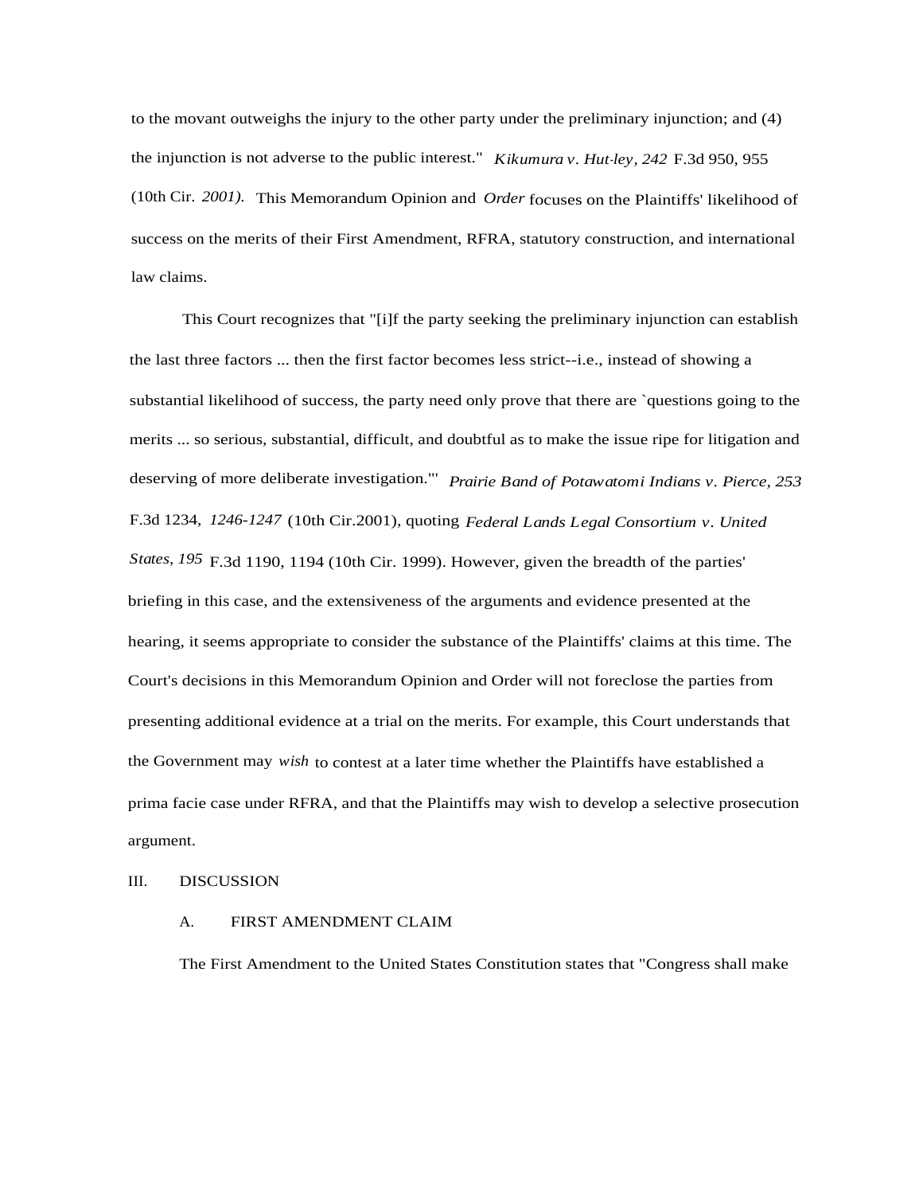to the movant outweighs the injury to the other party under the preliminary injunction; and (4) the injunction is not adverse to the public interest." *Kikumura v. Hut-ley, 242* F.3d 950, 955 (10th Cir. *2001).* This Memorandum Opinion and *Order* focuses on the Plaintiffs' likelihood of success on the merits of their First Amendment, RFRA, statutory construction, and international law claims.

This Court recognizes that "[i]f the party seeking the preliminary injunction can establish the last three factors ... then the first factor becomes less strict--i.e., instead of showing a substantial likelihood of success, the party need only prove that there are `questions going to the merits ... so serious, substantial, difficult, and doubtful as to make the issue ripe for litigation and deserving of more deliberate investigation.'" *Prairie Band of Potawatomi Indians v. Pierce, 253* F.3d 1234, *1246-1247* (10th Cir.2001), quoting *Federal Lands Legal Consortium v. United States, 195* F.3d 1190, 1194 (10th Cir. 1999). However, given the breadth of the parties' briefing in this case, and the extensiveness of the arguments and evidence presented at the hearing, it seems appropriate to consider the substance of the Plaintiffs' claims at this time. The Court's decisions in this Memorandum Opinion and Order will not foreclose the parties from presenting additional evidence at a trial on the merits. For example, this Court understands that the Government may *wish* to contest at a later time whether the Plaintiffs have established a prima facie case under RFRA, and that the Plaintiffs may wish to develop a selective prosecution argument.

## III. DISCUSSION

### A. FIRST AMENDMENT CLAIM

The First Amendment to the United States Constitution states that "Congress shall make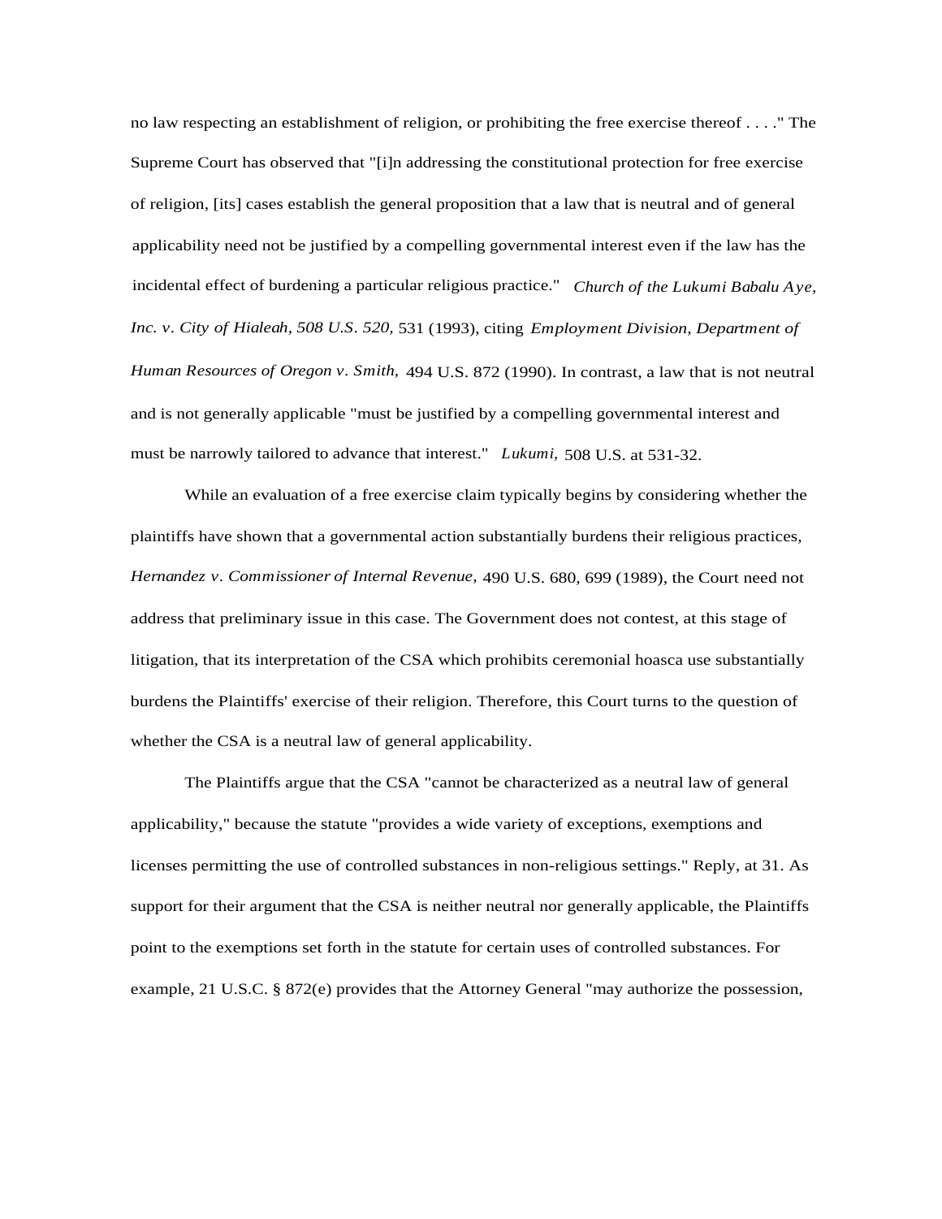no law respecting an establishment of religion, or prohibiting the free exercise thereof . . . ." The Supreme Court has observed that "[i]n addressing the constitutional protection for free exercise of religion, [its] cases establish the general proposition that a law that is neutral and of general applicability need not be justified by a compelling governmental interest even if the law has the incidental effect of burdening a particular religious practice." *Church of the Lukumi Babalu Aye, Inc. v. City of Hialeah, 508 U.S. 520,* 531 (1993), citing *Employment Division, Department of Human Resources of Oregon v. Smith,* 494 U.S. 872 (1990). In contrast, a law that is not neutral and is not generally applicable "must be justified by a compelling governmental interest and must be narrowly tailored to advance that interest." *Lukumi,* 508 U.S. at 531-32.

While an evaluation of a free exercise claim typically begins by considering whether the plaintiffs have shown that a governmental action substantially burdens their religious practices, *Hernandez v. Commissioner of Internal Revenue,* 490 U.S. 680, 699 (1989), the Court need not address that preliminary issue in this case. The Government does not contest, at this stage of litigation, that its interpretation of the CSA which prohibits ceremonial hoasca use substantially burdens the Plaintiffs' exercise of their religion. Therefore, this Court turns to the question of whether the CSA is a neutral law of general applicability.

The Plaintiffs argue that the CSA "cannot be characterized as a neutral law of general applicability," because the statute "provides a wide variety of exceptions, exemptions and licenses permitting the use of controlled substances in non-religious settings." Reply, at 31. As support for their argument that the CSA is neither neutral nor generally applicable, the Plaintiffs point to the exemptions set forth in the statute for certain uses of controlled substances. For example, 21 U.S.C. § 872(e) provides that the Attorney General "may authorize the possession,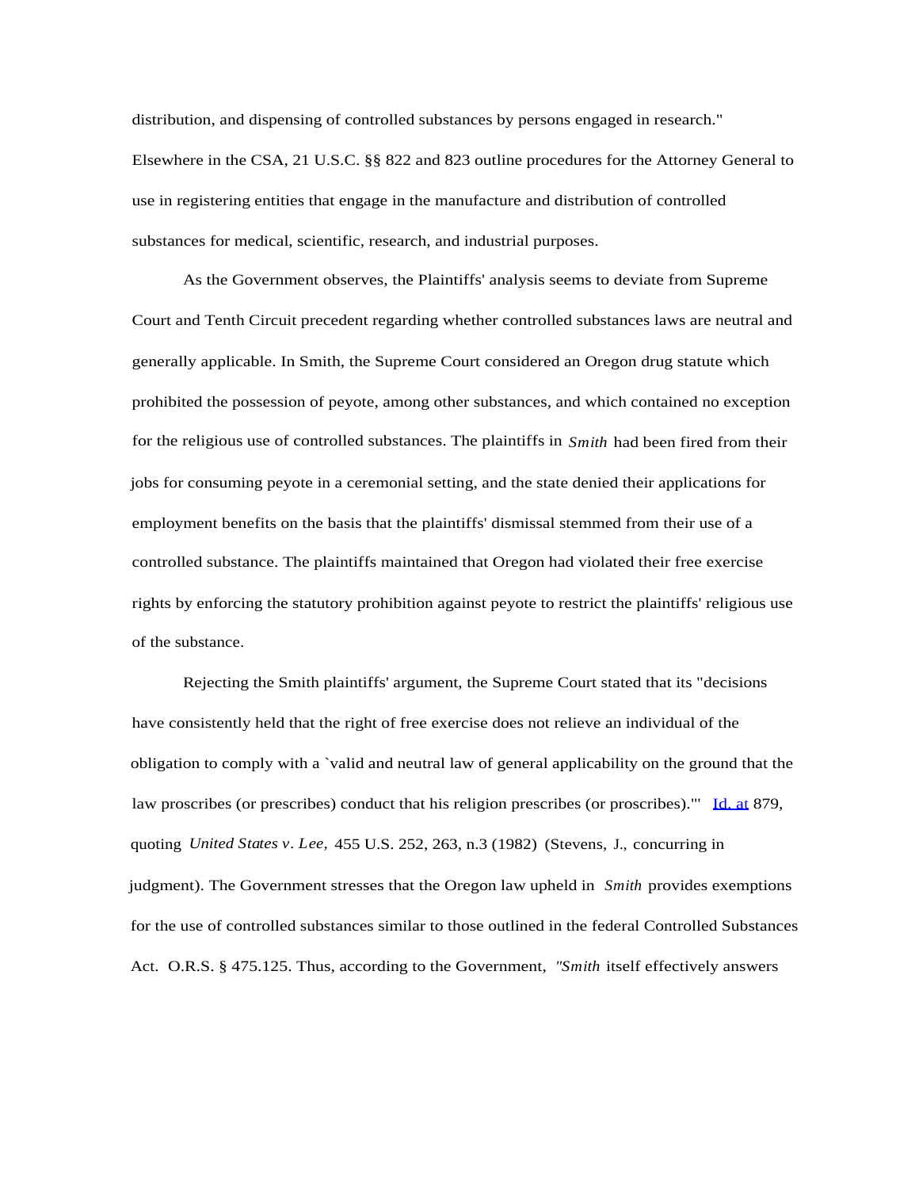distribution, and dispensing of controlled substances by persons engaged in research." Elsewhere in the CSA, 21 U.S.C. §§ 822 and 823 outline procedures for the Attorney General to use in registering entities that engage in the manufacture and distribution of controlled substances for medical, scientific, research, and industrial purposes.

As the Government observes, the Plaintiffs' analysis seems to deviate from Supreme Court and Tenth Circuit precedent regarding whether controlled substances laws are neutral and generally applicable. In Smith, the Supreme Court considered an Oregon drug statute which prohibited the possession of peyote, among other substances, and which contained no exception for the religious use of controlled substances. The plaintiffs in *Smith* had been fired from their jobs for consuming peyote in a ceremonial setting, and the state denied their applications for employment benefits on the basis that the plaintiffs' dismissal stemmed from their use of a controlled substance. The plaintiffs maintained that Oregon had violated their free exercise rights by enforcing the statutory prohibition against peyote to restrict the plaintiffs' religious use of the substance.

Rejecting the Smith plaintiffs' argument, the Supreme Court stated that its "decisions have consistently held that the right of free exercise does not relieve an individual of the obligation to comply with a `valid and neutral law of general applicability on the ground that the law proscribes (or prescribes) conduct that his religion prescribes (or proscribes).'" Id. at 879, quoting *United States v. Lee,* 455 U.S. 252, 263, n.3 (1982) (Stevens, J., concurring in judgment). The Government stresses that the Oregon law upheld in *Smith* provides exemptions for the use of controlled substances similar to those outlined in the federal Controlled Substances Act. O.R.S. § 475.125. Thus, according to the Government, *"Smith* itself effectively answers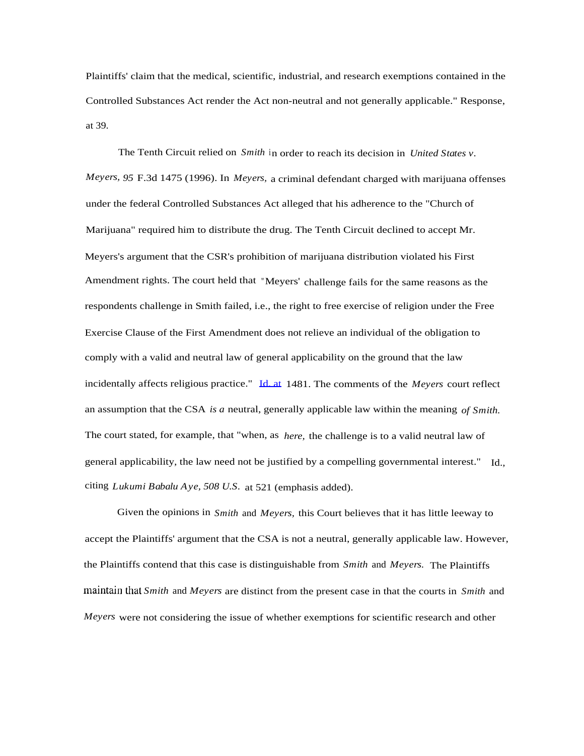Plaintiffs' claim that the medical, scientific, industrial, and research exemptions contained in the Controlled Substances Act render the Act non-neutral and not generally applicable." Response, at 39.

The Tenth Circuit relied on *Smith* in order to reach its decision in *United States v. Meyers,* 95 F.3d 1475 (1996). In *Meyers,* a criminal defendant charged with marijuana offenses under the federal Controlled Substances Act alleged that his adherence to the "Church of Marijuana" required him to distribute the drug. The Tenth Circuit declined to accept Mr. Meyers's argument that the CSR's prohibition of marijuana distribution violated his First Amendment rights. The court held that "Meyers' challenge fails for the same reasons as the respondents challenge in Smith failed, i.e., the right to free exercise of religion under the Free Exercise Clause of the First Amendment does not relieve an individual of the obligation to comply with a valid and neutral law of general applicability on the ground that the law incidentally affects religious practice." Id. at 1481. The comments of the *Meyers* court reflect an assumption that the CSA *is a* neutral, generally applicable law within the meaning *of Smith.* The court stated, for example, that "when, as *here,* the challenge is to a valid neutral law of general applicability, the law need not be justified by a compelling governmental interest." Id., citing *Lukumi Babalu Aye, 508 U.S.* at 521 (emphasis added).

Given the opinions in *Smith* and *Meyers,* this Court believes that it has little leeway to accept the Plaintiffs' argument that the CSA is not a neutral, generally applicable law. However, the Plaintiffs contend that this case is distinguishable from *Smith* and *Meyers.* The Plaintiffs maintain that *Smith* and *Meyers* are distinct from the present case in that the courts in *Smith* and *Meyers* were not considering the issue of whether exemptions for scientific research and other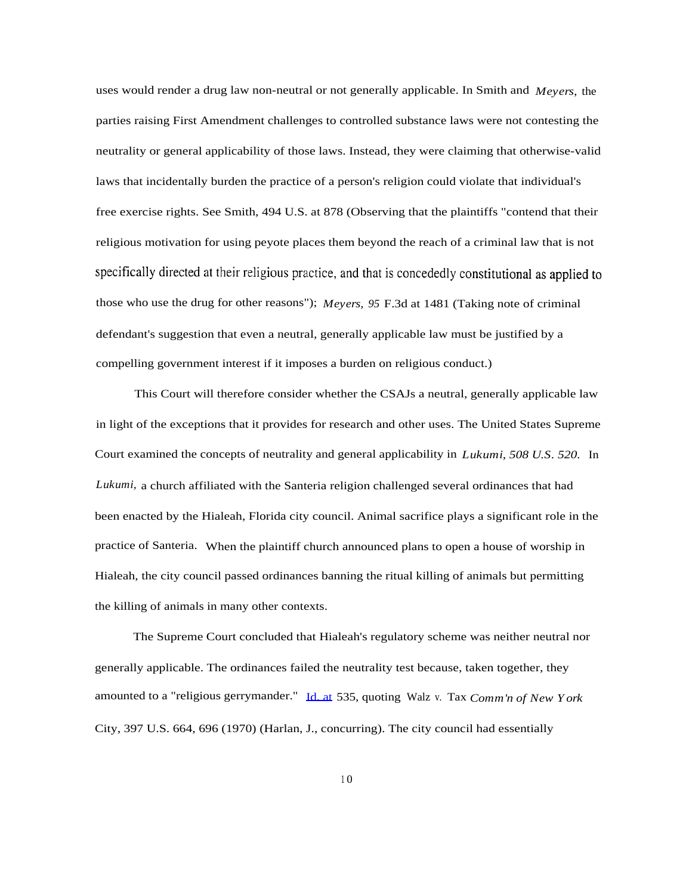uses would render a drug law non-neutral or not generally applicable. In Smith and *Meyers,* the parties raising First Amendment challenges to controlled substance laws were not contesting the neutrality or general applicability of those laws. Instead, they were claiming that otherwise-valid laws that incidentally burden the practice of a person's religion could violate that individual's free exercise rights. See Smith, 494 U.S. at 878 (Observing that the plaintiffs "contend that their religious motivation for using peyote places them beyond the reach of a criminal law that is not specifically directed at their religious practice, and that is concededly constitutional as applied to those who use the drug for other reasons"); *Meyers, 95* F.3d at 1481 (Taking note of criminal defendant's suggestion that even a neutral, generally applicable law must be justified by a compelling government interest if it imposes a burden on religious conduct.)

This Court will therefore consider whether the CSAJs a neutral, generally applicable law in light of the exceptions that it provides for research and other uses. The United States Supreme Court examined the concepts of neutrality and general applicability in *Lukumi, 508 U.S. 520.* In *Lukumi,* a church affiliated with the Santeria religion challenged several ordinances that had been enacted by the Hialeah, Florida city council. Animal sacrifice plays a significant role in the practice of Santeria. When the plaintiff church announced plans to open a house of worship in Hialeah, the city council passed ordinances banning the ritual killing of animals but permitting the killing of animals in many other contexts.

The Supreme Court concluded that Hialeah's regulatory scheme was neither neutral nor generally applicable. The ordinances failed the neutrality test because, taken together, they amounted to a "religious gerrymander." Id. at 535, quoting Walz v. Tax *Comm'n of New York* City, 397 U.S. 664, 696 (1970) (Harlan, J., concurring). The city council had essentially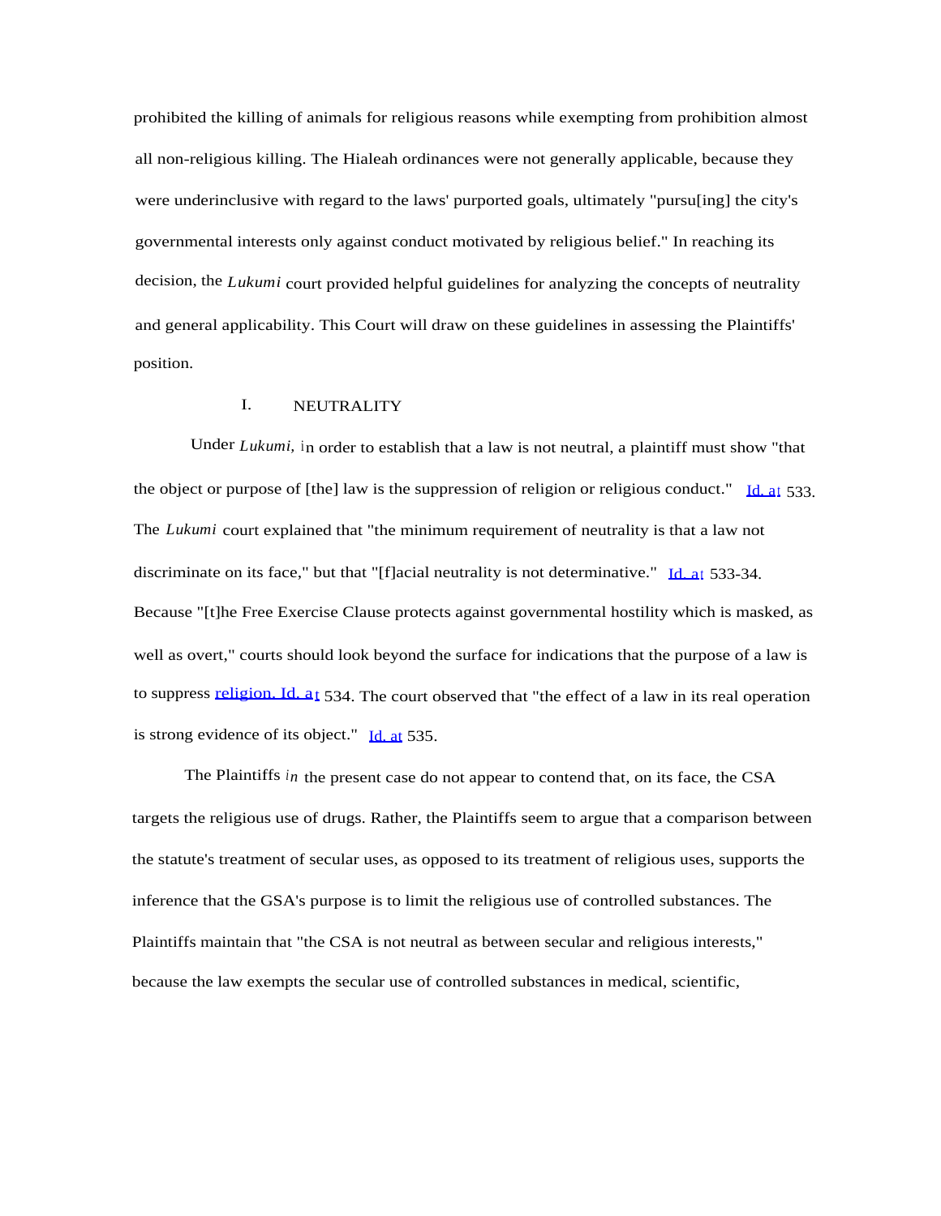prohibited the killing of animals for religious reasons while exempting from prohibition almost all non-religious killing. The Hialeah ordinances were not generally applicable, because they were underinclusive with regard to the laws' purported goals, ultimately "pursu[ing] the city's governmental interests only against conduct motivated by religious belief." In reaching its decision, the *Lukumi* court provided helpful guidelines for analyzing the concepts of neutrality and general applicability. This Court will draw on these guidelines in assessing the Plaintiffs' position.

## I. NEUTRALITY

Under *Lukumi,* in order to establish that a law is not neutral, a plaintiff must show "that the object or purpose of [the] law is the suppression of religion or religious conduct." Id. at 533. The *Lukumi* court explained that "the minimum requirement of neutrality is that a law not discriminate on its face," but that "[f]acial neutrality is not determinative." Id. at 533-34. Because "[t]he Free Exercise Clause protects against governmental hostility which is masked, as well as overt," courts should look beyond the surface for indications that the purpose of a law is to suppress religion. Id. at 534. The court observed that "the effect of a law in its real operation is strong evidence of its object." Id. at 535.

The Plaintiffs in the present case do not appear to contend that, on its face, the CSA targets the religious use of drugs. Rather, the Plaintiffs seem to argue that a comparison between the statute's treatment of secular uses, as opposed to its treatment of religious uses, supports the inference that the GSA's purpose is to limit the religious use of controlled substances. The Plaintiffs maintain that "the CSA is not neutral as between secular and religious interests," because the law exempts the secular use of controlled substances in medical, scientific,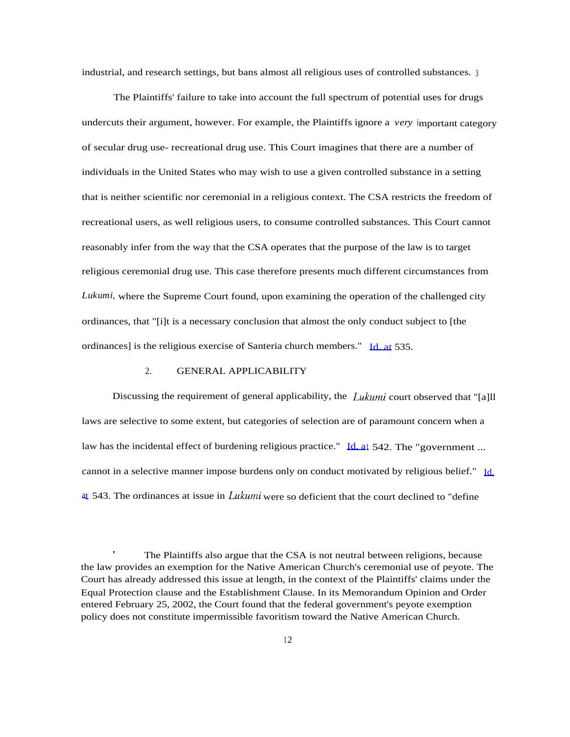industrial, and research settings, but bans almost all religious uses of controlled substances. [3]

The Plaintiffs' failure to take into account the full spectrum of potential uses for drugs undercuts their argument, however. For example, the Plaintiffs ignore a *very* important category of secular drug use- recreational drug use. This Court imagines that there are a number of individuals in the United States who may wish to use a given controlled substance in a setting that is neither scientific nor ceremonial in a religious context. The CSA restricts the freedom of recreational users, as well religious users, to consume controlled substances. This Court cannot reasonably infer from the way that the CSA operates that the purpose of the law is to target religious ceremonial drug use. This case therefore presents much different circumstances from *Lukumi,* where the Supreme Court found, upon examining the operation of the challenged city ordinances, that "[i]t is a necessary conclusion that almost the only conduct subject to [the ordinances] is the religious exercise of Santeria church members." Id. at 535.

## 2. GENERAL APPLICABILITY

Discussing the requirement of general applicability, the *Lukumi* court observed that "[a]ll laws are selective to some extent, but categories of selection are of paramount concern when a law has the incidental effect of burdening religious practice." Id. at 542. The "government ... cannot in a selective manner impose burdens only on conduct motivated by religious belief." Id. at 543. The ordinances at issue in *Lukumi* were so deficient that the court declined to "define

---

[3] The Plaintiffs also argue that the CSA is not neutral between religions, because the law provides an exemption for the Native American Church's ceremonial use of peyote. The Court has already addressed this issue at length, in the context of the Plaintiffs' claims under the Equal Protection clause and the Establishment Clause. In its Memorandum Opinion and Order entered February 25, 2002, the Court found that the federal government's peyote exemption policy does not constitute impermissible favoritism toward the Native American Church.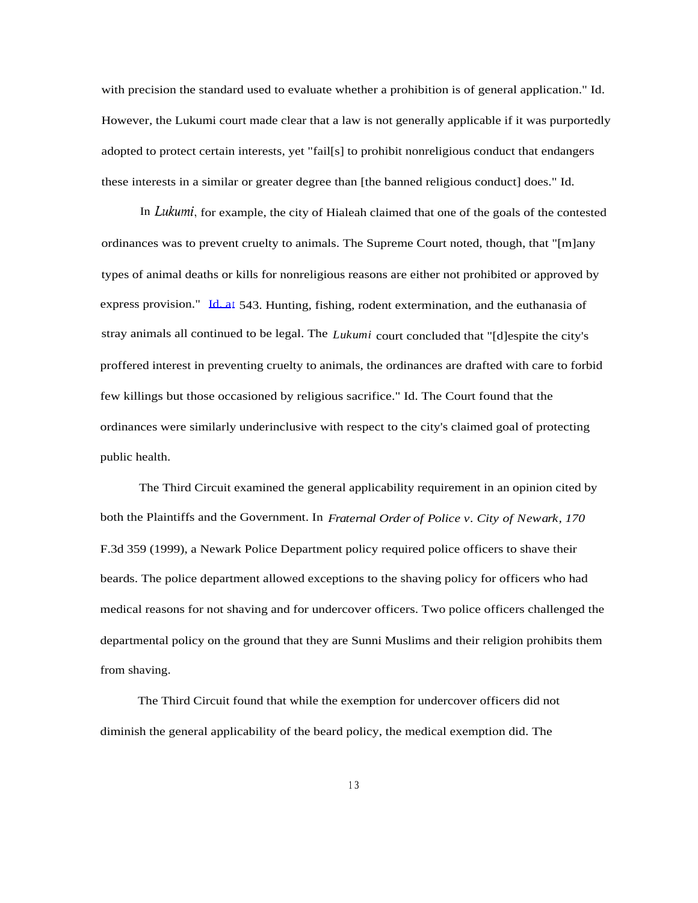with precision the standard used to evaluate whether a prohibition is of general application." Id. However, the Lukumi court made clear that a law is not generally applicable if it was purportedly adopted to protect certain interests, yet "fail[s] to prohibit nonreligious conduct that endangers these interests in a similar or greater degree than [the banned religious conduct] does." Id.

In *Lukumi*, for example, the city of Hialeah claimed that one of the goals of the contested ordinances was to prevent cruelty to animals. The Supreme Court noted, though, that "[m]any types of animal deaths or kills for nonreligious reasons are either not prohibited or approved by express provision." Id. at 543. Hunting, fishing, rodent extermination, and the euthanasia of stray animals all continued to be legal. The *Lukumi* court concluded that "[d]espite the city's proffered interest in preventing cruelty to animals, the ordinances are drafted with care to forbid few killings but those occasioned by religious sacrifice." Id. The Court found that the ordinances were similarly underinclusive with respect to the city's claimed goal of protecting public health.

The Third Circuit examined the general applicability requirement in an opinion cited by both the Plaintiffs and the Government. In *Fraternal Order of Police v. City of Newark, 170* F.3d 359 (1999), a Newark Police Department policy required police officers to shave their beards. The police department allowed exceptions to the shaving policy for officers who had medical reasons for not shaving and for undercover officers. Two police officers challenged the departmental policy on the ground that they are Sunni Muslims and their religion prohibits them from shaving.

The Third Circuit found that while the exemption for undercover officers did not diminish the general applicability of the beard policy, the medical exemption did. The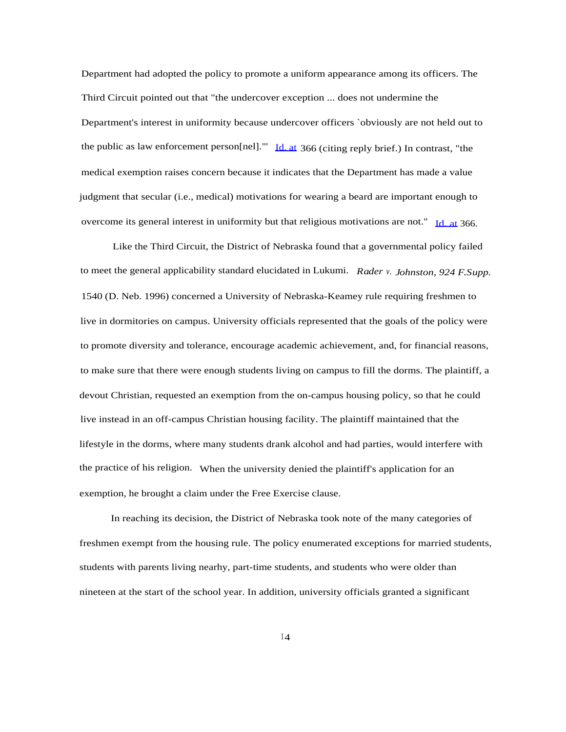Department had adopted the policy to promote a uniform appearance among its officers. The Third Circuit pointed out that "the undercover exception ... does not undermine the Department's interest in uniformity because undercover officers `obviously are not held out to the public as law enforcement person[nel].'" Id. at 366 (citing reply brief.) In contrast, "the medical exemption raises concern because it indicates that the Department has made a value judgment that secular (i.e., medical) motivations for wearing a beard are important enough to overcome its general interest in uniformity but that religious motivations are not." Id. at 366.

Like the Third Circuit, the District of Nebraska found that a governmental policy failed to meet the general applicability standard elucidated in Lukumi. *Rader v. Johnston, 924 F.Supp.* 1540 (D. Neb. 1996) concerned a University of Nebraska-Keamey rule requiring freshmen to live in dormitories on campus. University officials represented that the goals of the policy were to promote diversity and tolerance, encourage academic achievement, and, for financial reasons, to make sure that there were enough students living on campus to fill the dorms. The plaintiff, a devout Christian, requested an exemption from the on-campus housing policy, so that he could live instead in an off-campus Christian housing facility. The plaintiff maintained that the lifestyle in the dorms, where many students drank alcohol and had parties, would interfere with the practice of his religion. When the university denied the plaintiff's application for an exemption, he brought a claim under the Free Exercise clause.

In reaching its decision, the District of Nebraska took note of the many categories of freshmen exempt from the housing rule. The policy enumerated exceptions for married students, students with parents living nearhy, part-time students, and students who were older than nineteen at the start of the school year. In addition, university officials granted a significant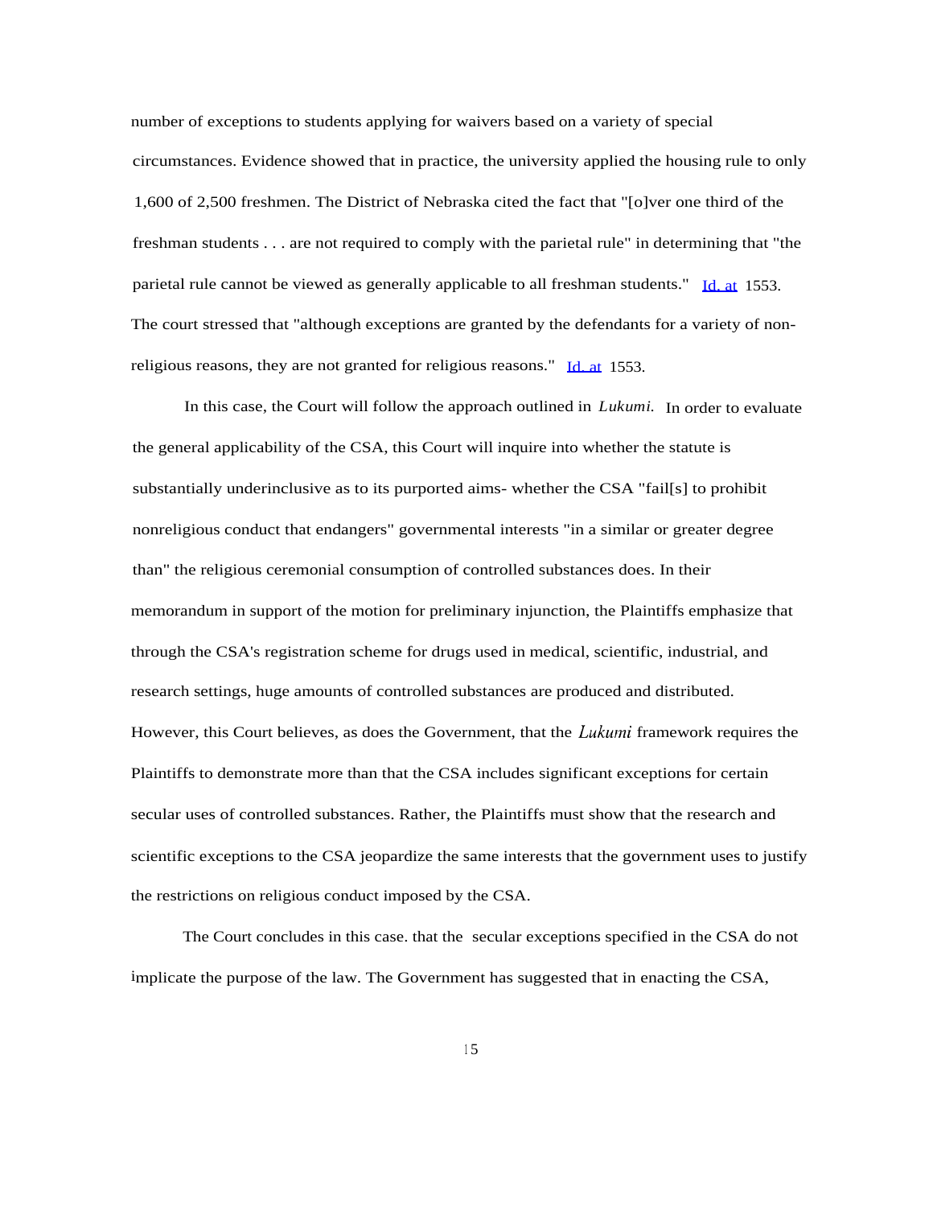number of exceptions to students applying for waivers based on a variety of special circumstances. Evidence showed that in practice, the university applied the housing rule to only 1,600 of 2,500 freshmen. The District of Nebraska cited the fact that "[o]ver one third of the freshman students . . . are not required to comply with the parietal rule" in determining that "the parietal rule cannot be viewed as generally applicable to all freshman students." Id. at 1553. The court stressed that "although exceptions are granted by the defendants for a variety of non-religious reasons, they are not granted for religious reasons." Id. at 1553.

In this case, the Court will follow the approach outlined in *Lukumi.* In order to evaluate the general applicability of the CSA, this Court will inquire into whether the statute is substantially underinclusive as to its purported aims- whether the CSA "fail[s] to prohibit nonreligious conduct that endangers" governmental interests "in a similar or greater degree than" the religious ceremonial consumption of controlled substances does. In their memorandum in support of the motion for preliminary injunction, the Plaintiffs emphasize that through the CSA's registration scheme for drugs used in medical, scientific, industrial, and research settings, huge amounts of controlled substances are produced and distributed. However, this Court believes, as does the Government, that the *Lukumi* framework requires the Plaintiffs to demonstrate more than that the CSA includes significant exceptions for certain secular uses of controlled substances. Rather, the Plaintiffs must show that the research and scientific exceptions to the CSA jeopardize the same interests that the government uses to justify the restrictions on religious conduct imposed by the CSA.

The Court concludes in this case. that the secular exceptions specified in the CSA do not implicate the purpose of the law. The Government has suggested that in enacting the CSA,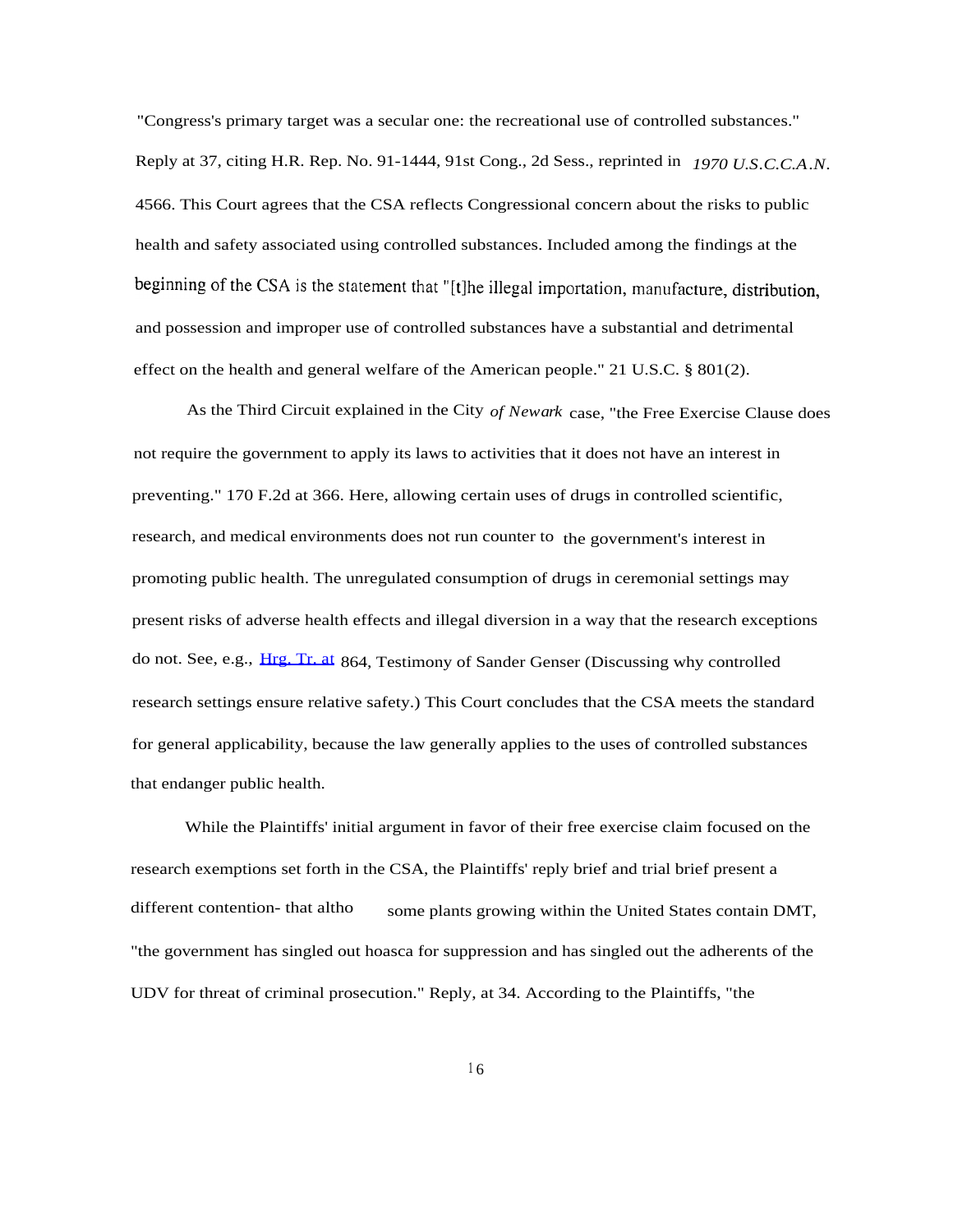"Congress's primary target was a secular one: the recreational use of controlled substances." Reply at 37, citing H.R. Rep. No. 91-1444, 91st Cong., 2d Sess., reprinted in *1970 U.S.C.C.A.N.* 4566. This Court agrees that the CSA reflects Congressional concern about the risks to public health and safety associated using controlled substances. Included among the findings at the beginning of the CSA is the statement that "[t]he illegal importation, manufacture, distribution, and possession and improper use of controlled substances have a substantial and detrimental effect on the health and general welfare of the American people." 21 U.S.C. § 801(2).

As the Third Circuit explained in the City *of Newark* case, "the Free Exercise Clause does not require the government to apply its laws to activities that it does not have an interest in preventing." 170 F.2d at 366. Here, allowing certain uses of drugs in controlled scientific, research, and medical environments does not run counter to the government's interest in promoting public health. The unregulated consumption of drugs in ceremonial settings may present risks of adverse health effects and illegal diversion in a way that the research exceptions do not. See, e.g., Hrg. Tr. at 864, Testimony of Sander Genser (Discussing why controlled research settings ensure relative safety.) This Court concludes that the CSA meets the standard for general applicability, because the law generally applies to the uses of controlled substances that endanger public health.

While the Plaintiffs' initial argument in favor of their free exercise claim focused on the research exemptions set forth in the CSA, the Plaintiffs' reply brief and trial brief present a different contention- that altho some plants growing within the United States contain DMT, "the government has singled out hoasca for suppression and has singled out the adherents of the UDV for threat of criminal prosecution." Reply, at 34. According to the Plaintiffs, "the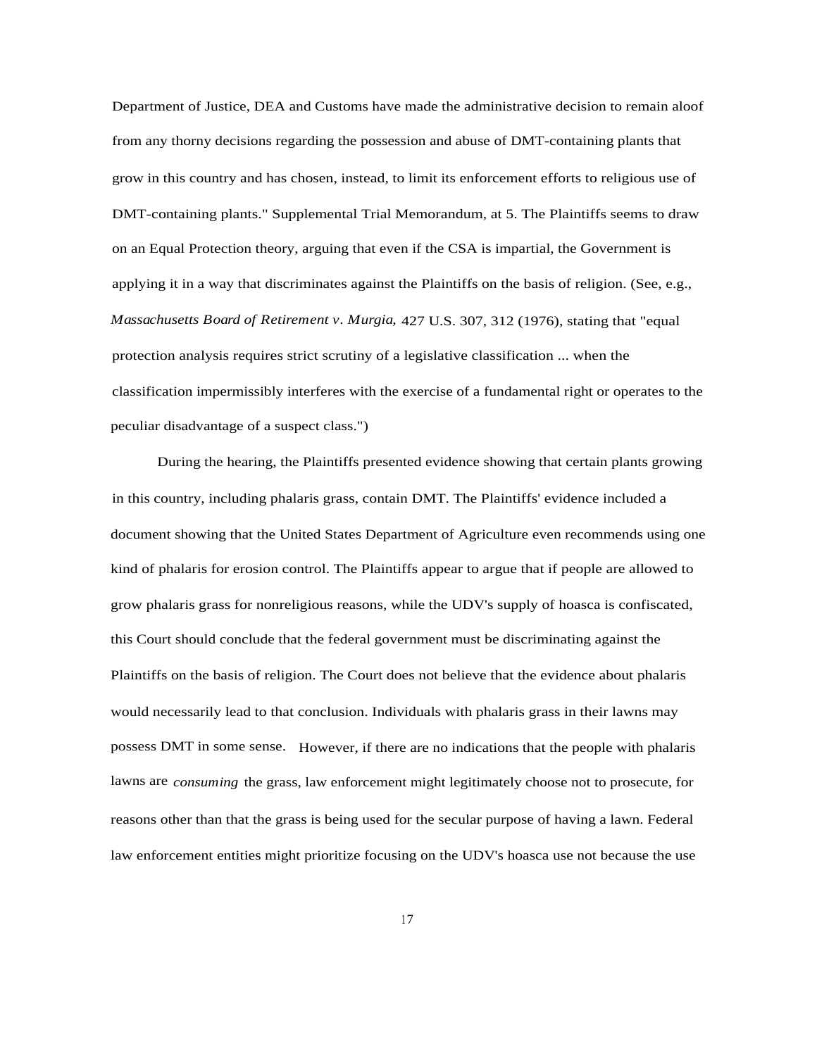Department of Justice, DEA and Customs have made the administrative decision to remain aloof from any thorny decisions regarding the possession and abuse of DMT-containing plants that grow in this country and has chosen, instead, to limit its enforcement efforts to religious use of DMT-containing plants." Supplemental Trial Memorandum, at 5. The Plaintiffs seems to draw on an Equal Protection theory, arguing that even if the CSA is impartial, the Government is applying it in a way that discriminates against the Plaintiffs on the basis of religion. (See, e.g., *Massachusetts Board of Retirement v. Murgia,* 427 U.S. 307, 312 (1976), stating that "equal protection analysis requires strict scrutiny of a legislative classification ... when the classification impermissibly interferes with the exercise of a fundamental right or operates to the peculiar disadvantage of a suspect class.")

During the hearing, the Plaintiffs presented evidence showing that certain plants growing in this country, including phalaris grass, contain DMT. The Plaintiffs' evidence included a document showing that the United States Department of Agriculture even recommends using one kind of phalaris for erosion control. The Plaintiffs appear to argue that if people are allowed to grow phalaris grass for nonreligious reasons, while the UDV's supply of hoasca is confiscated, this Court should conclude that the federal government must be discriminating against the Plaintiffs on the basis of religion. The Court does not believe that the evidence about phalaris would necessarily lead to that conclusion. Individuals with phalaris grass in their lawns may possess DMT in some sense. However, if there are no indications that the people with phalaris lawns are *consuming* the grass, law enforcement might legitimately choose not to prosecute, for reasons other than that the grass is being used for the secular purpose of having a lawn. Federal law enforcement entities might prioritize focusing on the UDV's hoasca use not because the use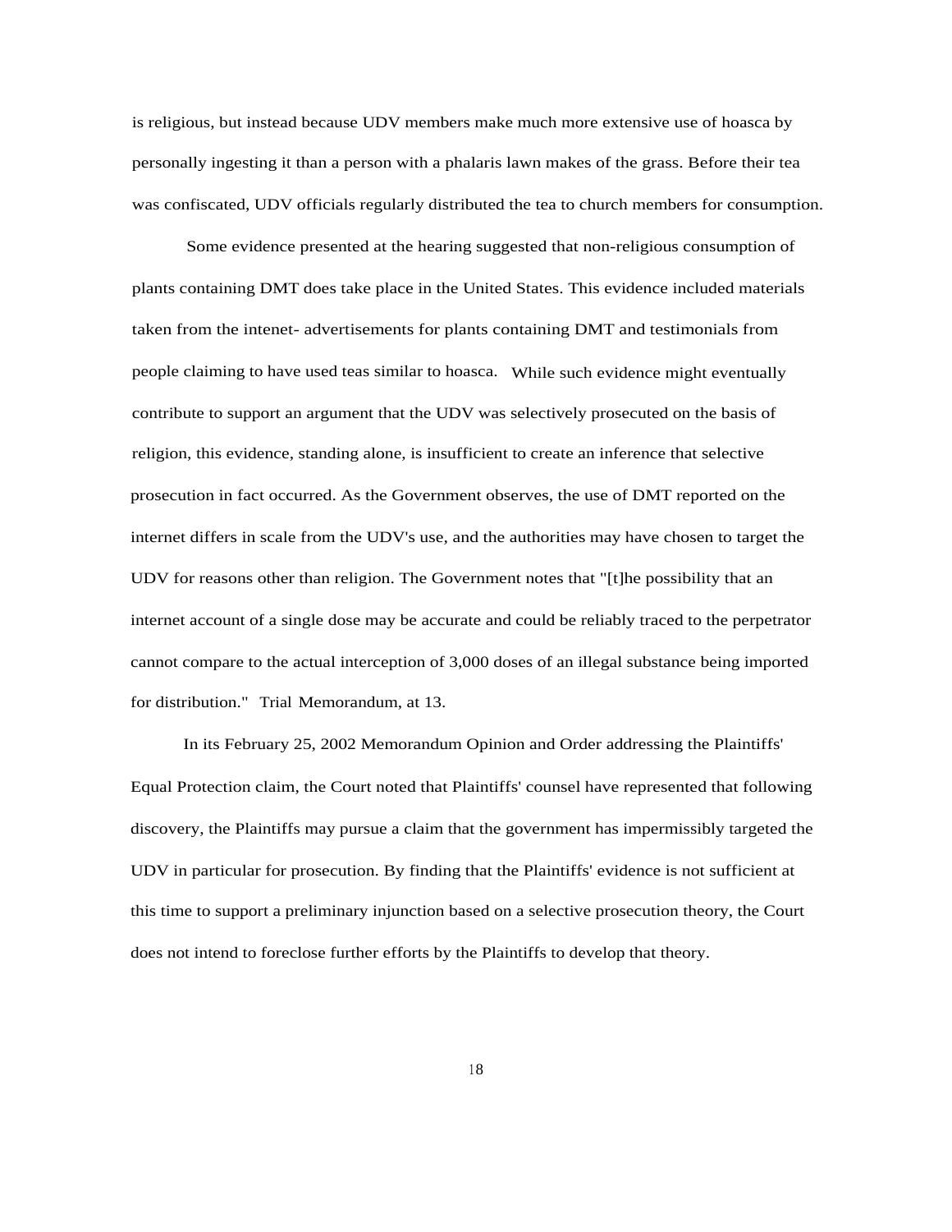is religious, but instead because UDV members make much more extensive use of hoasca by personally ingesting it than a person with a phalaris lawn makes of the grass. Before their tea was confiscated, UDV officials regularly distributed the tea to church members for consumption.

Some evidence presented at the hearing suggested that non-religious consumption of plants containing DMT does take place in the United States. This evidence included materials taken from the intenet- advertisements for plants containing DMT and testimonials from people claiming to have used teas similar to hoasca. While such evidence might eventually contribute to support an argument that the UDV was selectively prosecuted on the basis of religion, this evidence, standing alone, is insufficient to create an inference that selective prosecution in fact occurred. As the Government observes, the use of DMT reported on the internet differs in scale from the UDV's use, and the authorities may have chosen to target the UDV for reasons other than religion. The Government notes that "[t]he possibility that an internet account of a single dose may be accurate and could be reliably traced to the perpetrator cannot compare to the actual interception of 3,000 doses of an illegal substance being imported for distribution." Trial Memorandum, at 13.

In its February 25, 2002 Memorandum Opinion and Order addressing the Plaintiffs' Equal Protection claim, the Court noted that Plaintiffs' counsel have represented that following discovery, the Plaintiffs may pursue a claim that the government has impermissibly targeted the UDV in particular for prosecution. By finding that the Plaintiffs' evidence is not sufficient at this time to support a preliminary injunction based on a selective prosecution theory, the Court does not intend to foreclose further efforts by the Plaintiffs to develop that theory.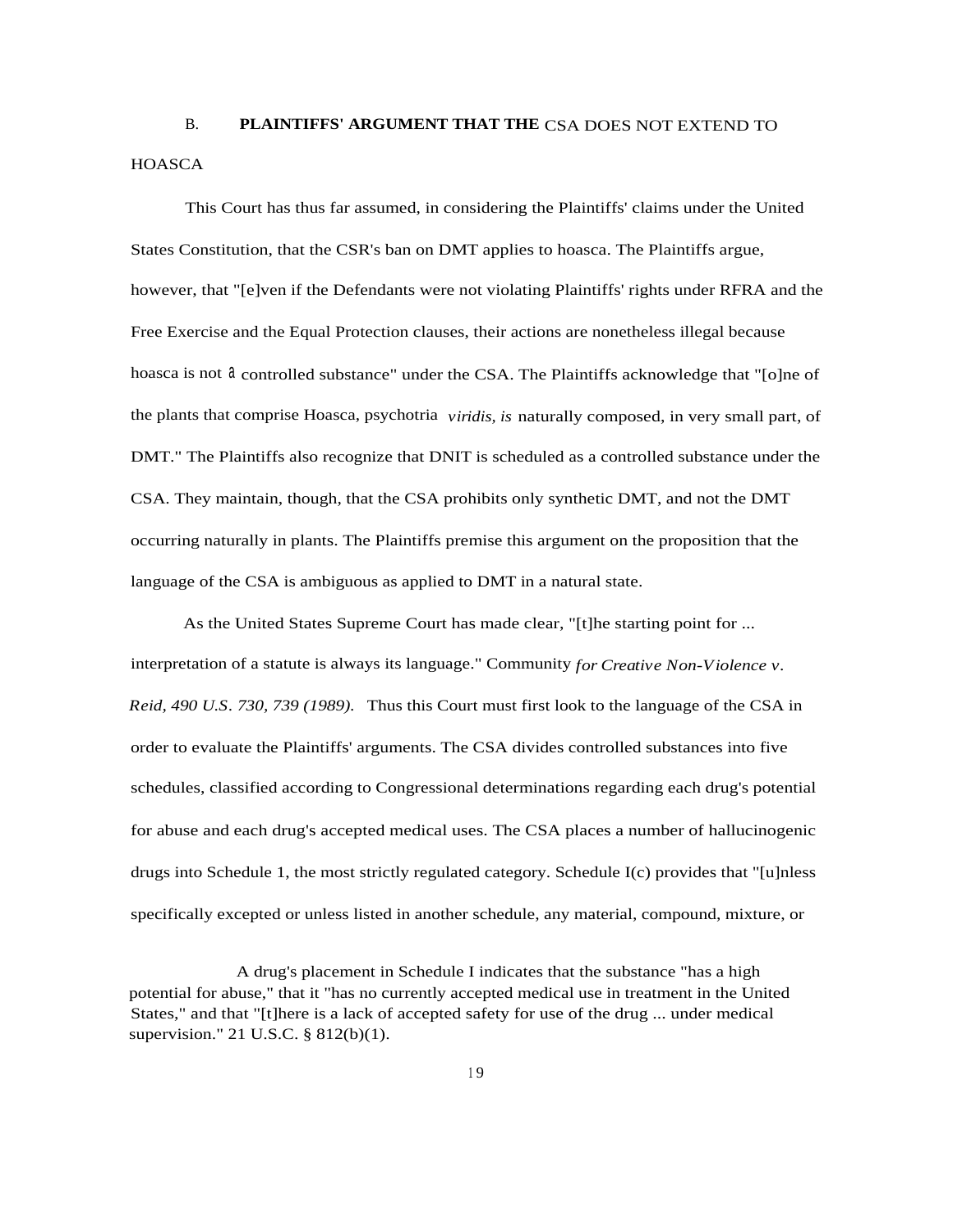### B. **PLAINTIFFS' ARGUMENT THAT THE** CSA DOES NOT EXTEND TO HOASCA

This Court has thus far assumed, in considering the Plaintiffs' claims under the United States Constitution, that the CSR's ban on DMT applies to hoasca. The Plaintiffs argue, however, that "[e]ven if the Defendants were not violating Plaintiffs' rights under RFRA and the Free Exercise and the Equal Protection clauses, their actions are nonetheless illegal because hoasca is not a controlled substance" under the CSA. The Plaintiffs acknowledge that "[o]ne of the plants that comprise Hoasca, psychotria *viridis, is* naturally composed, in very small part, of DMT." The Plaintiffs also recognize that DNIT is scheduled as a controlled substance under the CSA. They maintain, though, that the CSA prohibits only synthetic DMT, and not the DMT occurring naturally in plants. The Plaintiffs premise this argument on the proposition that the language of the CSA is ambiguous as applied to DMT in a natural state.

As the United States Supreme Court has made clear, "[t]he starting point for ... interpretation of a statute is always its language." Community *for Creative Non-Violence v. Reid, 490 U.S. 730, 739 (1989).* Thus this Court must first look to the language of the CSA in order to evaluate the Plaintiffs' arguments. The CSA divides controlled substances into five schedules, classified according to Congressional determinations regarding each drug's potential for abuse and each drug's accepted medical uses. The CSA places a number of hallucinogenic drugs into Schedule 1, the most strictly regulated category. Schedule I(c) provides that "[u]nless specifically excepted or unless listed in another schedule, any material, compound, mixture, or

A drug's placement in Schedule I indicates that the substance "has a high potential for abuse," that it "has no currently accepted medical use in treatment in the United States," and that "[t]here is a lack of accepted safety for use of the drug ... under medical supervision." 21 U.S.C. § 812(b)(1).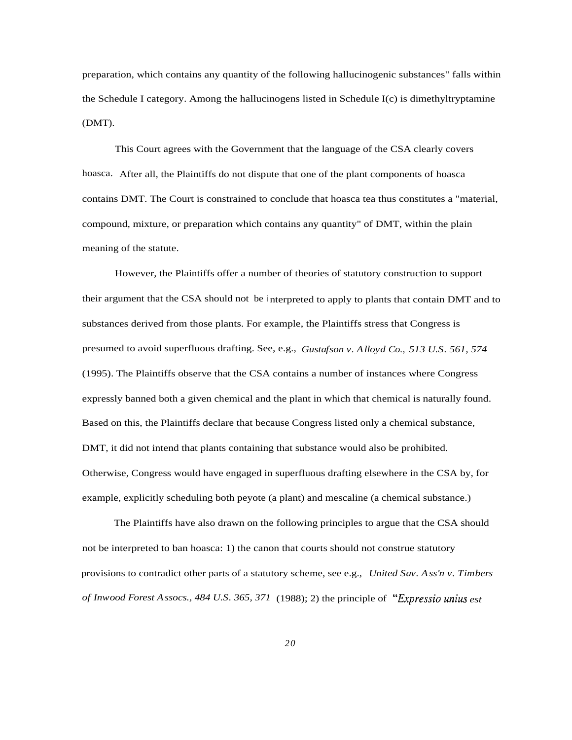preparation, which contains any quantity of the following hallucinogenic substances" falls within the Schedule I category. Among the hallucinogens listed in Schedule I(c) is dimethyltryptamine (DMT).

This Court agrees with the Government that the language of the CSA clearly covers hoasca. After all, the Plaintiffs do not dispute that one of the plant components of hoasca contains DMT. The Court is constrained to conclude that hoasca tea thus constitutes a "material, compound, mixture, or preparation which contains any quantity" of DMT, within the plain meaning of the statute.

However, the Plaintiffs offer a number of theories of statutory construction to support their argument that the CSA should not be interpreted to apply to plants that contain DMT and to substances derived from those plants. For example, the Plaintiffs stress that Congress is presumed to avoid superfluous drafting. See, e.g., *Gustafson v. Alloyd Co., 513 U.S. 561, 574* (1995). The Plaintiffs observe that the CSA contains a number of instances where Congress expressly banned both a given chemical and the plant in which that chemical is naturally found. Based on this, the Plaintiffs declare that because Congress listed only a chemical substance, DMT, it did not intend that plants containing that substance would also be prohibited. Otherwise, Congress would have engaged in superfluous drafting elsewhere in the CSA by, for example, explicitly scheduling both peyote (a plant) and mescaline (a chemical substance.)

The Plaintiffs have also drawn on the following principles to argue that the CSA should not be interpreted to ban hoasca: 1) the canon that courts should not construe statutory provisions to contradict other parts of a statutory scheme, see e.g., *United Sav. Ass'n v. Timbers of Inwood Forest Assocs., 484 U.S. 365, 371* (1988); 2) the principle of "*Expressio unius est*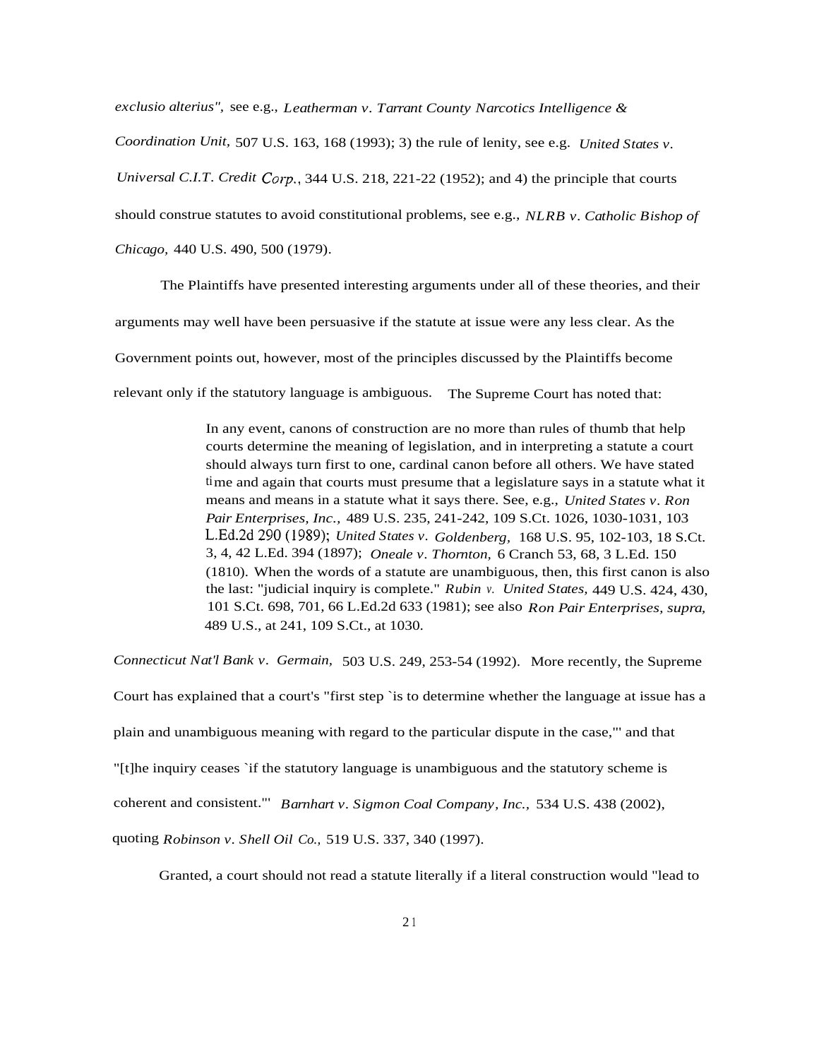*exclusio alterius",* see e.g., *Leatherman v. Tarrant County Narcotics Intelligence & Coordination Unit,* 507 U.S. 163, 168 (1993); 3) the rule of lenity, see e.g. *United States v. Universal C.I.T. Credit Corp.*, 344 U.S. 218, 221-22 (1952); and 4) the principle that courts should construe statutes to avoid constitutional problems, see e.g., *NLRB v. Catholic Bishop of Chicago,* 440 U.S. 490, 500 (1979).

The Plaintiffs have presented interesting arguments under all of these theories, and their arguments may well have been persuasive if the statute at issue were any less clear. As the Government points out, however, most of the principles discussed by the Plaintiffs become relevant only if the statutory language is ambiguous. The Supreme Court has noted that:

> In any event, canons of construction are no more than rules of thumb that help courts determine the meaning of legislation, and in interpreting a statute a court should always turn first to one, cardinal canon before all others. We have stated time and again that courts must presume that a legislature says in a statute what it means and means in a statute what it says there. See, e.g., *United States v. Ron Pair Enterprises, Inc.,* 489 U.S. 235, 241-242, 109 S.Ct. 1026, 1030-1031, 103 L.Ed.2d 290 (1989); *United States v. Goldenberg,* 168 U.S. 95, 102-103, 18 S.Ct. 3, 4, 42 L.Ed. 394 (1897); *Oneale v. Thornton,* 6 Cranch 53, 68, 3 L.Ed. 150 (1810). When the words of a statute are unambiguous, then, this first canon is also the last: "judicial inquiry is complete." *Rubin v. United States,* 449 U.S. 424, 430, 101 S.Ct. 698, 701, 66 L.Ed.2d 633 (1981); see also *Ron Pair Enterprises, supra,* 489 U.S., at 241, 109 S.Ct., at 1030.

*Connecticut Nat'l Bank v. Germain,* 503 U.S. 249, 253-54 (1992). More recently, the Supreme Court has explained that a court's "first step `is to determine whether the language at issue has a plain and unambiguous meaning with regard to the particular dispute in the case,"' and that "[t]he inquiry ceases `if the statutory language is unambiguous and the statutory scheme is coherent and consistent."' *Barnhart v. Sigmon Coal Company, Inc.,* 534 U.S. 438 (2002), quoting *Robinson v. Shell Oil Co.,* 519 U.S. 337, 340 (1997).

Granted, a court should not read a statute literally if a literal construction would "lead to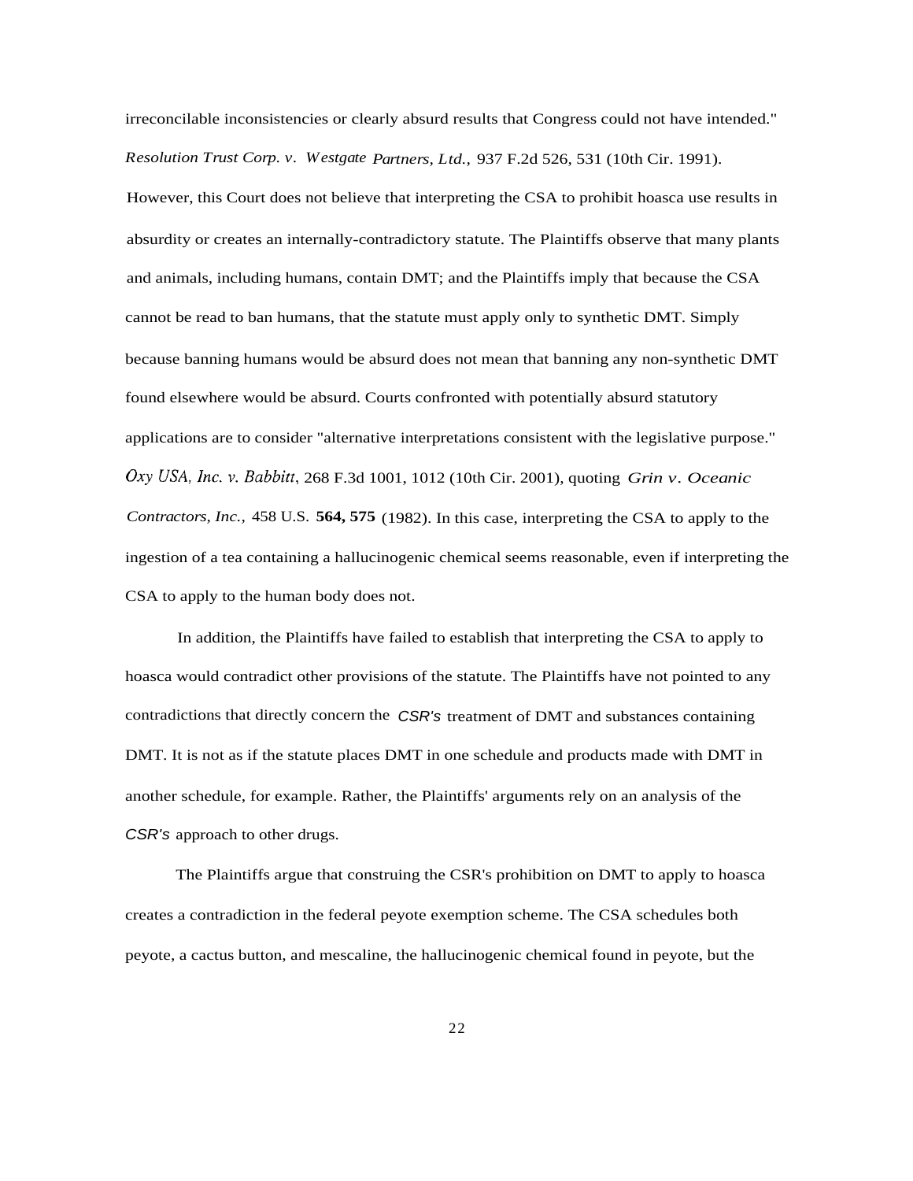irreconcilable inconsistencies or clearly absurd results that Congress could not have intended." *Resolution Trust Corp. v. Westgate Partners, Ltd.,* 937 F.2d 526, 531 (10th Cir. 1991). However, this Court does not believe that interpreting the CSA to prohibit hoasca use results in absurdity or creates an internally-contradictory statute. The Plaintiffs observe that many plants and animals, including humans, contain DMT; and the Plaintiffs imply that because the CSA cannot be read to ban humans, that the statute must apply only to synthetic DMT. Simply because banning humans would be absurd does not mean that banning any non-synthetic DMT found elsewhere would be absurd. Courts confronted with potentially absurd statutory applications are to consider "alternative interpretations consistent with the legislative purpose." *Oxy USA, Inc. v. Babbitt*, 268 F.3d 1001, 1012 (10th Cir. 2001), quoting *Grin v. Oceanic Contractors, Inc.,* 458 U.S. **564, 575** (1982). In this case, interpreting the CSA to apply to the ingestion of a tea containing a hallucinogenic chemical seems reasonable, even if interpreting the CSA to apply to the human body does not.

In addition, the Plaintiffs have failed to establish that interpreting the CSA to apply to hoasca would contradict other provisions of the statute. The Plaintiffs have not pointed to any contradictions that directly concern the *CSR's* treatment of DMT and substances containing DMT. It is not as if the statute places DMT in one schedule and products made with DMT in another schedule, for example. Rather, the Plaintiffs' arguments rely on an analysis of the *CSR's* approach to other drugs.

The Plaintiffs argue that construing the CSR's prohibition on DMT to apply to hoasca creates a contradiction in the federal peyote exemption scheme. The CSA schedules both peyote, a cactus button, and mescaline, the hallucinogenic chemical found in peyote, but the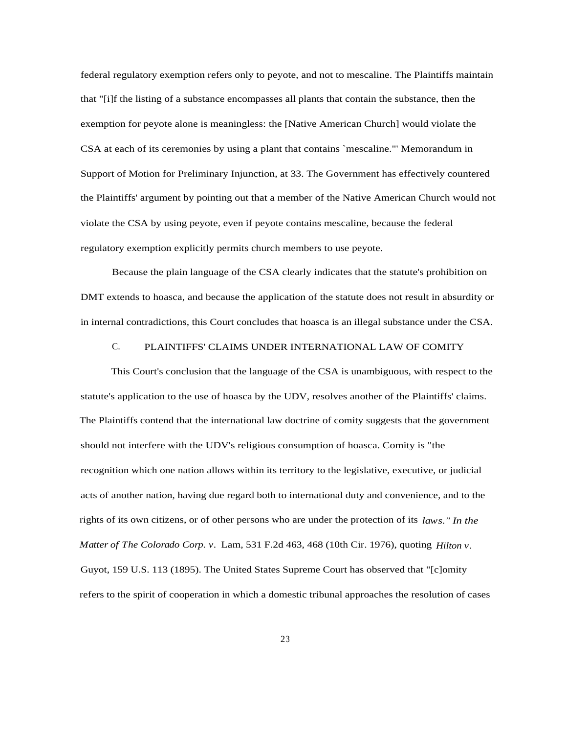federal regulatory exemption refers only to peyote, and not to mescaline. The Plaintiffs maintain that "[i]f the listing of a substance encompasses all plants that contain the substance, then the exemption for peyote alone is meaningless: the [Native American Church] would violate the CSA at each of its ceremonies by using a plant that contains `mescaline.'" Memorandum in Support of Motion for Preliminary Injunction, at 33. The Government has effectively countered the Plaintiffs' argument by pointing out that a member of the Native American Church would not violate the CSA by using peyote, even if peyote contains mescaline, because the federal regulatory exemption explicitly permits church members to use peyote.

Because the plain language of the CSA clearly indicates that the statute's prohibition on DMT extends to hoasca, and because the application of the statute does not result in absurdity or in internal contradictions, this Court concludes that hoasca is an illegal substance under the CSA.

### C. PLAINTIFFS' CLAIMS UNDER INTERNATIONAL LAW OF COMITY

This Court's conclusion that the language of the CSA is unambiguous, with respect to the statute's application to the use of hoasca by the UDV, resolves another of the Plaintiffs' claims. The Plaintiffs contend that the international law doctrine of comity suggests that the government should not interfere with the UDV's religious consumption of hoasca. Comity is "the recognition which one nation allows within its territory to the legislative, executive, or judicial acts of another nation, having due regard both to international duty and convenience, and to the rights of its own citizens, or of other persons who are under the protection of its *laws." In the Matter of The Colorado Corp. v.* Lam, 531 F.2d 463, 468 (10th Cir. 1976), quoting *Hilton v.* Guyot, 159 U.S. 113 (1895). The United States Supreme Court has observed that "[c]omity refers to the spirit of cooperation in which a domestic tribunal approaches the resolution of cases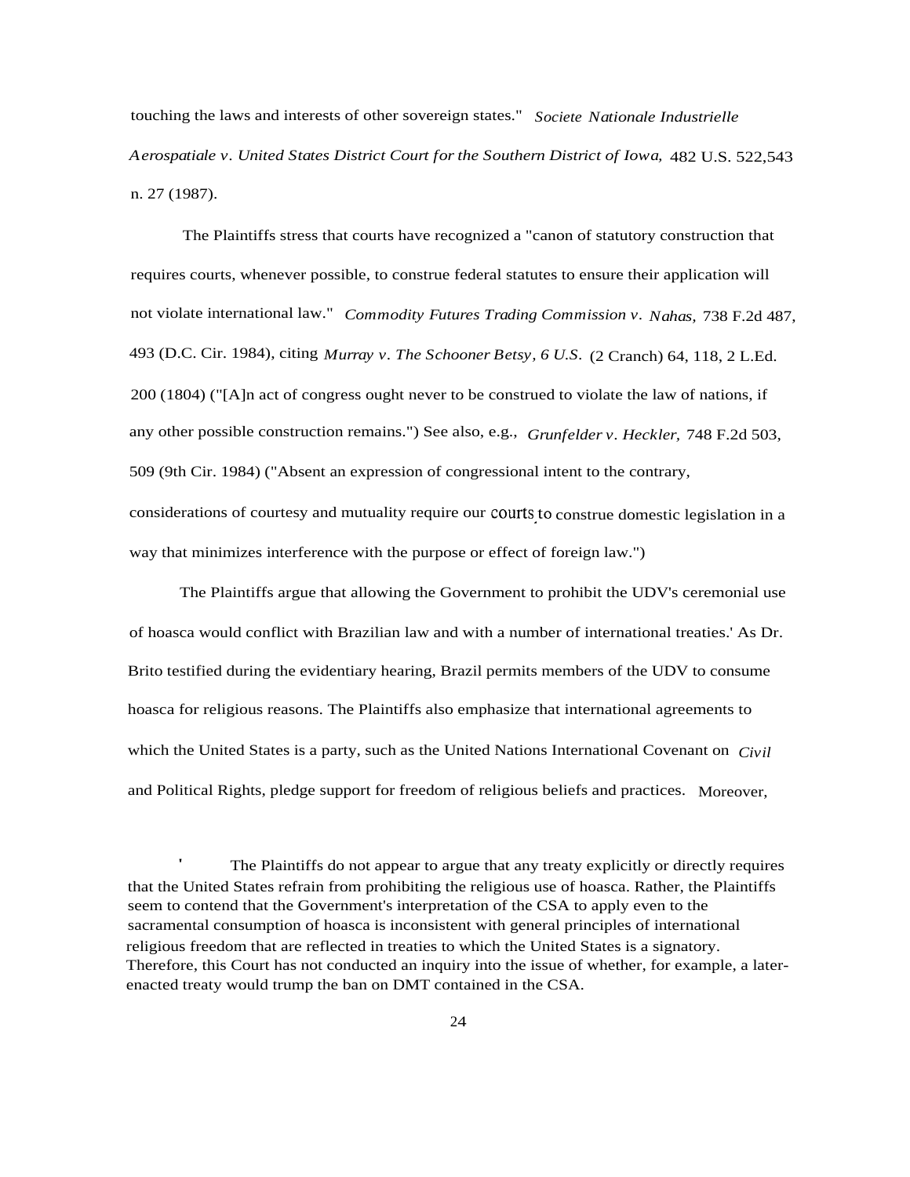touching the laws and interests of other sovereign states." *Societe Nationale Industrielle Aerospatiale v. United States District Court for the Southern District of Iowa,* 482 U.S. 522,543 n. 27 (1987).

The Plaintiffs stress that courts have recognized a "canon of statutory construction that requires courts, whenever possible, to construe federal statutes to ensure their application will not violate international law." *Commodity Futures Trading Commission v. Nahas,* 738 F.2d 487, 493 (D.C. Cir. 1984), citing *Murray v. The Schooner Betsy, 6 U.S.* (2 Cranch) 64, 118, 2 L.Ed. 200 (1804) ("[A]n act of congress ought never to be construed to violate the law of nations, if any other possible construction remains.") See also, e.g., *Grunfelder v. Heckler,* 748 F.2d 503, 509 (9th Cir. 1984) ("Absent an expression of congressional intent to the contrary, considerations of courtesy and mutuality require our courts to construe domestic legislation in a way that minimizes interference with the purpose or effect of foreign law.")

The Plaintiffs argue that allowing the Government to prohibit the UDV's ceremonial use of hoasca would conflict with Brazilian law and with a number of international treaties.' As Dr. Brito testified during the evidentiary hearing, Brazil permits members of the UDV to consume hoasca for religious reasons. The Plaintiffs also emphasize that international agreements to which the United States is a party, such as the United Nations International Covenant on *Civil* and Political Rights, pledge support for freedom of religious beliefs and practices. Moreover,

' The Plaintiffs do not appear to argue that any treaty explicitly or directly requires that the United States refrain from prohibiting the religious use of hoasca. Rather, the Plaintiffs seem to contend that the Government's interpretation of the CSA to apply even to the sacramental consumption of hoasca is inconsistent with general principles of international religious freedom that are reflected in treaties to which the United States is a signatory. Therefore, this Court has not conducted an inquiry into the issue of whether, for example, a later-enacted treaty would trump the ban on DMT contained in the CSA.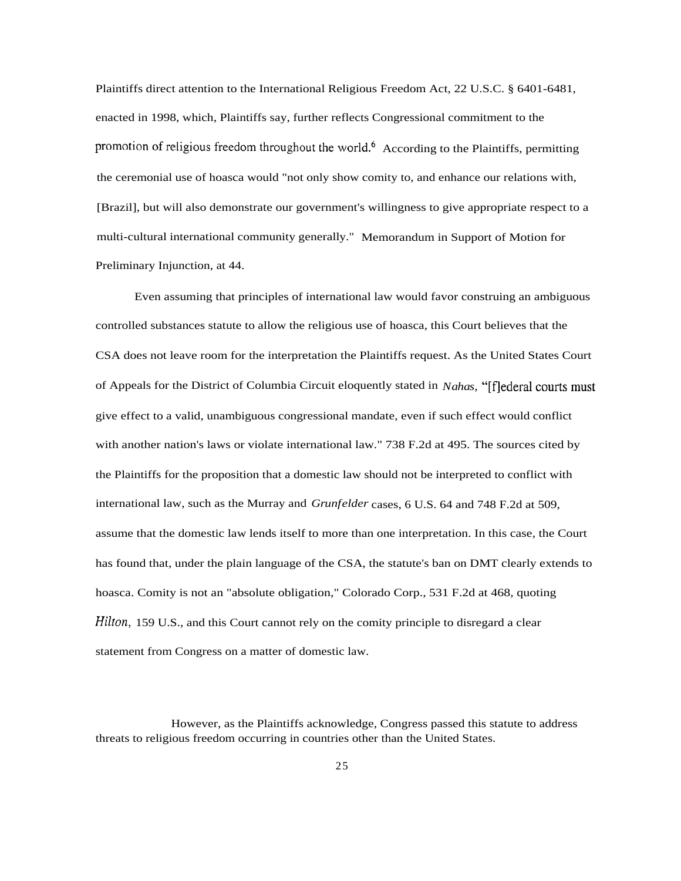Plaintiffs direct attention to the International Religious Freedom Act, 22 U.S.C. § 6401-6481, enacted in 1998, which, Plaintiffs say, further reflects Congressional commitment to the promotion of religious freedom throughout the world.[6] According to the Plaintiffs, permitting the ceremonial use of hoasca would "not only show comity to, and enhance our relations with, [Brazil], but will also demonstrate our government's willingness to give appropriate respect to a multi-cultural international community generally." Memorandum in Support of Motion for Preliminary Injunction, at 44.

Even assuming that principles of international law would favor construing an ambiguous controlled substances statute to allow the religious use of hoasca, this Court believes that the CSA does not leave room for the interpretation the Plaintiffs request. As the United States Court of Appeals for the District of Columbia Circuit eloquently stated in *Nahas*, "[f]ederal courts must give effect to a valid, unambiguous congressional mandate, even if such effect would conflict with another nation's laws or violate international law." 738 F.2d at 495. The sources cited by the Plaintiffs for the proposition that a domestic law should not be interpreted to conflict with international law, such as the Murray and *Grunfelder* cases, 6 U.S. 64 and 748 F.2d at 509, assume that the domestic law lends itself to more than one interpretation. In this case, the Court has found that, under the plain language of the CSA, the statute's ban on DMT clearly extends to hoasca. Comity is not an "absolute obligation," Colorado Corp., 531 F.2d at 468, quoting *Hilton*, 159 U.S., and this Court cannot rely on the comity principle to disregard a clear statement from Congress on a matter of domestic law.

[6] However, as the Plaintiffs acknowledge, Congress passed this statute to address threats to religious freedom occurring in countries other than the United States.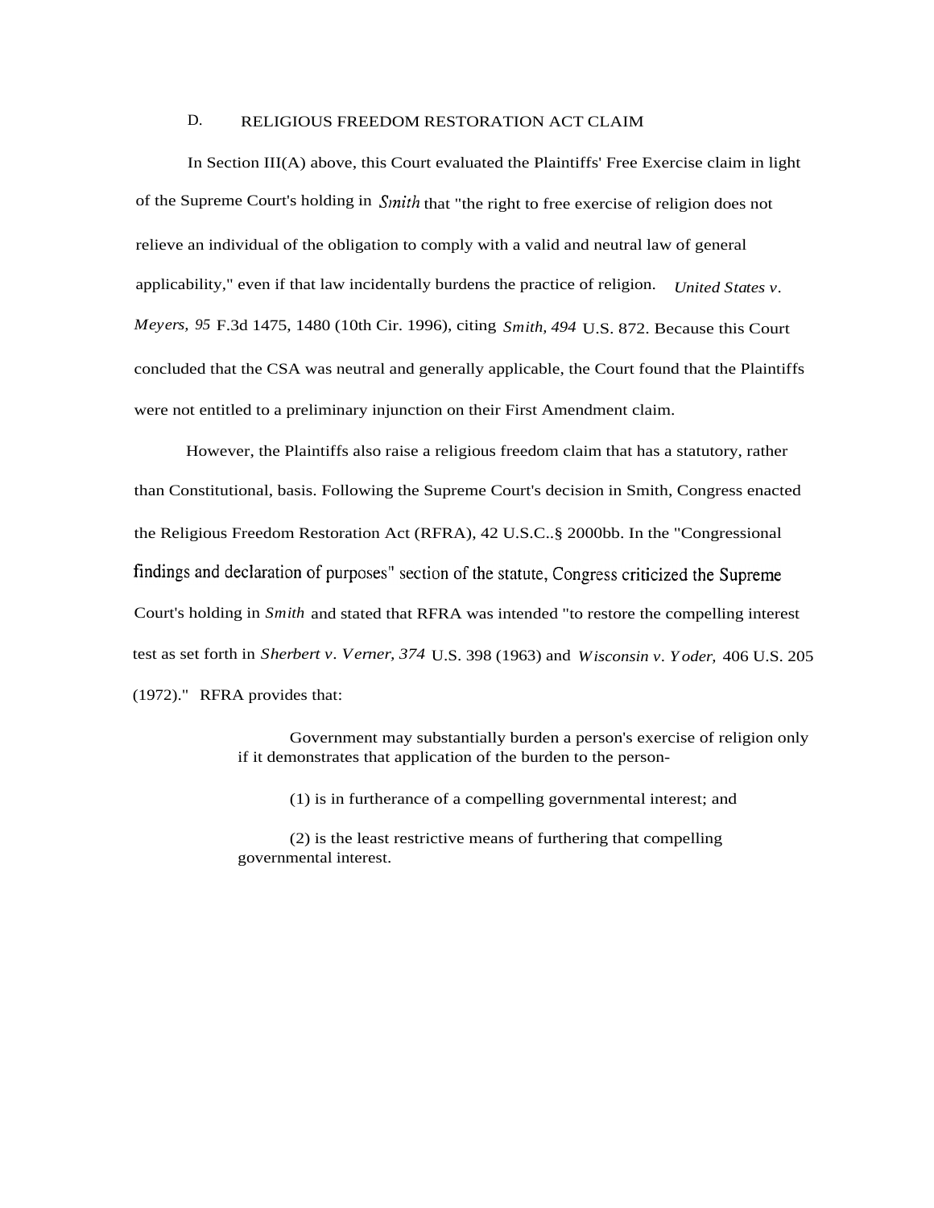### D. RELIGIOUS FREEDOM RESTORATION ACT CLAIM

In Section III(A) above, this Court evaluated the Plaintiffs' Free Exercise claim in light of the Supreme Court's holding in *Smith* that "the right to free exercise of religion does not relieve an individual of the obligation to comply with a valid and neutral law of general applicability," even if that law incidentally burdens the practice of religion. *United States v. Meyers, 95* F.3d 1475, 1480 (10th Cir. 1996), citing *Smith, 494* U.S. 872. Because this Court concluded that the CSA was neutral and generally applicable, the Court found that the Plaintiffs were not entitled to a preliminary injunction on their First Amendment claim.

However, the Plaintiffs also raise a religious freedom claim that has a statutory, rather than Constitutional, basis. Following the Supreme Court's decision in Smith, Congress enacted the Religious Freedom Restoration Act (RFRA), 42 U.S.C..§ 2000bb. In the "Congressional findings and declaration of purposes" section of the statute, Congress criticized the Supreme Court's holding in *Smith* and stated that RFRA was intended "to restore the compelling interest test as set forth in *Sherbert v. Verner, 374* U.S. 398 (1963) and *Wisconsin v. Yoder,* 406 U.S. 205 (1972)." RFRA provides that:

> Government may substantially burden a person's exercise of religion only if it demonstrates that application of the burden to the person-
>
> (1) is in furtherance of a compelling governmental interest; and
>
> (2) is the least restrictive means of furthering that compelling governmental interest.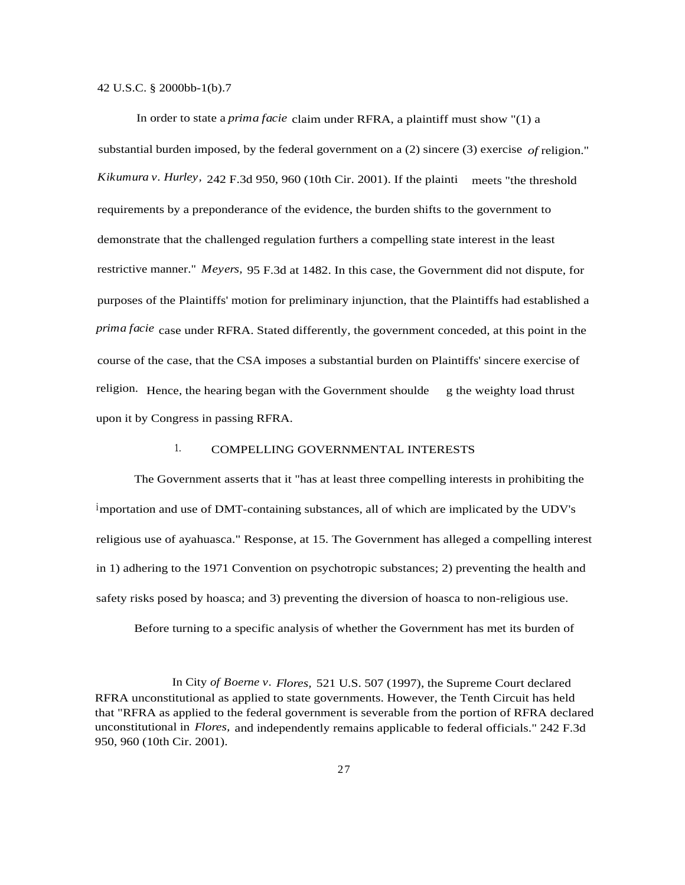42 U.S.C. § 2000bb-1(b).[7]

In order to state a *prima facie* claim under RFRA, a plaintiff must show "(1) a substantial burden imposed, by the federal government on a (2) sincere (3) exercise *of* religion." *Kikumura v. Hurley,* 242 F.3d 950, 960 (10th Cir. 2001). If the plainti meets "the threshold requirements by a preponderance of the evidence, the burden shifts to the government to demonstrate that the challenged regulation furthers a compelling state interest in the least restrictive manner." *Meyers,* 95 F.3d at 1482. In this case, the Government did not dispute, for purposes of the Plaintiffs' motion for preliminary injunction, that the Plaintiffs had established a *prima facie* case under RFRA. Stated differently, the government conceded, at this point in the course of the case, that the CSA imposes a substantial burden on Plaintiffs' sincere exercise of religion. Hence, the hearing began with the Government shoulde g the weighty load thrust upon it by Congress in passing RFRA.

1. COMPELLING GOVERNMENTAL INTERESTS

The Government asserts that it "has at least three compelling interests in prohibiting the importation and use of DMT-containing substances, all of which are implicated by the UDV's religious use of ayahuasca." Response, at 15. The Government has alleged a compelling interest in 1) adhering to the 1971 Convention on psychotropic substances; 2) preventing the health and safety risks posed by hoasca; and 3) preventing the diversion of hoasca to non-religious use.

Before turning to a specific analysis of whether the Government has met its burden of

In City *of Boerne v. Flores,* 521 U.S. 507 (1997), the Supreme Court declared RFRA unconstitutional as applied to state governments. However, the Tenth Circuit has held that "RFRA as applied to the federal government is severable from the portion of RFRA declared unconstitutional in *Flores,* and independently remains applicable to federal officials." 242 F.3d 950, 960 (10th Cir. 2001).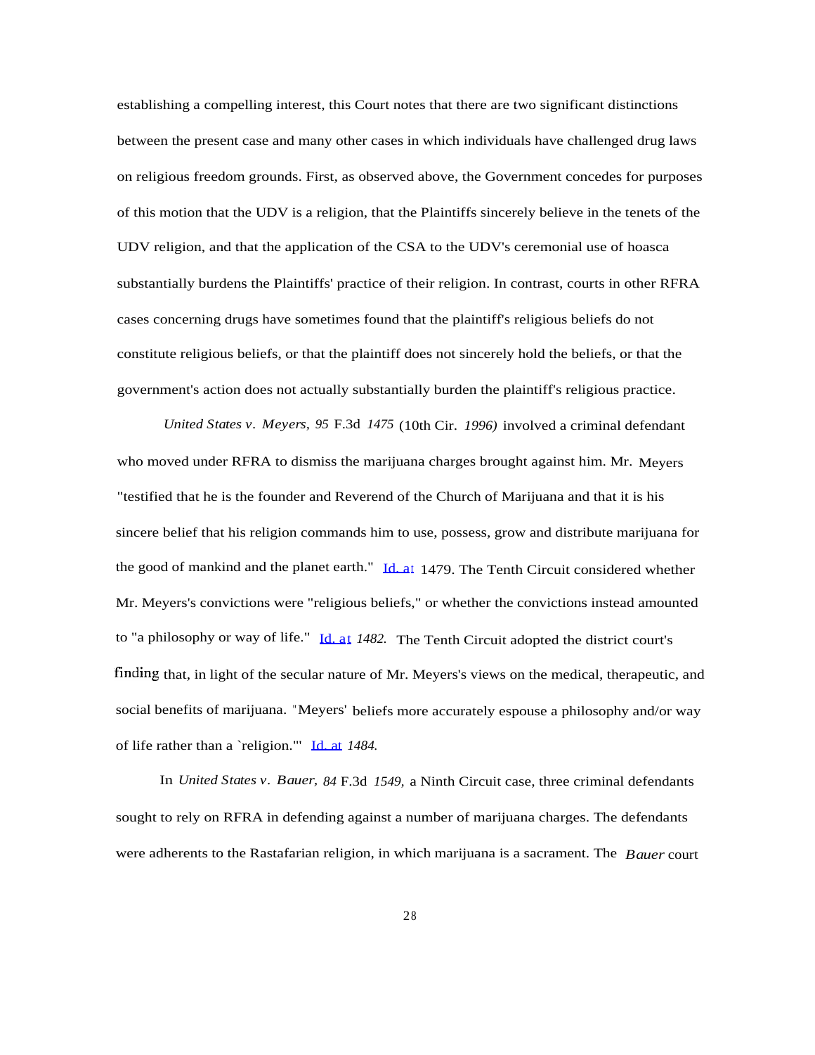establishing a compelling interest, this Court notes that there are two significant distinctions between the present case and many other cases in which individuals have challenged drug laws on religious freedom grounds. First, as observed above, the Government concedes for purposes of this motion that the UDV is a religion, that the Plaintiffs sincerely believe in the tenets of the UDV religion, and that the application of the CSA to the UDV's ceremonial use of hoasca substantially burdens the Plaintiffs' practice of their religion. In contrast, courts in other RFRA cases concerning drugs have sometimes found that the plaintiff's religious beliefs do not constitute religious beliefs, or that the plaintiff does not sincerely hold the beliefs, or that the government's action does not actually substantially burden the plaintiff's religious practice.

*United States v. Meyers, 95* F.3d *1475* (10th Cir. *1996)* involved a criminal defendant who moved under RFRA to dismiss the marijuana charges brought against him. Mr. Meyers "testified that he is the founder and Reverend of the Church of Marijuana and that it is his sincere belief that his religion commands him to use, possess, grow and distribute marijuana for the good of mankind and the planet earth." Id. at 1479. The Tenth Circuit considered whether Mr. Meyers's convictions were "religious beliefs," or whether the convictions instead amounted to "a philosophy or way of life." Id. at *1482.* The Tenth Circuit adopted the district court's finding that, in light of the secular nature of Mr. Meyers's views on the medical, therapeutic, and social benefits of marijuana. "Meyers' beliefs more accurately espouse a philosophy and/or way of life rather than a `religion.'" Id. at *1484.*

In *United States v. Bauer, 84* F.3d *1549,* a Ninth Circuit case, three criminal defendants sought to rely on RFRA in defending against a number of marijuana charges. The defendants were adherents to the Rastafarian religion, in which marijuana is a sacrament. The *Bauer* court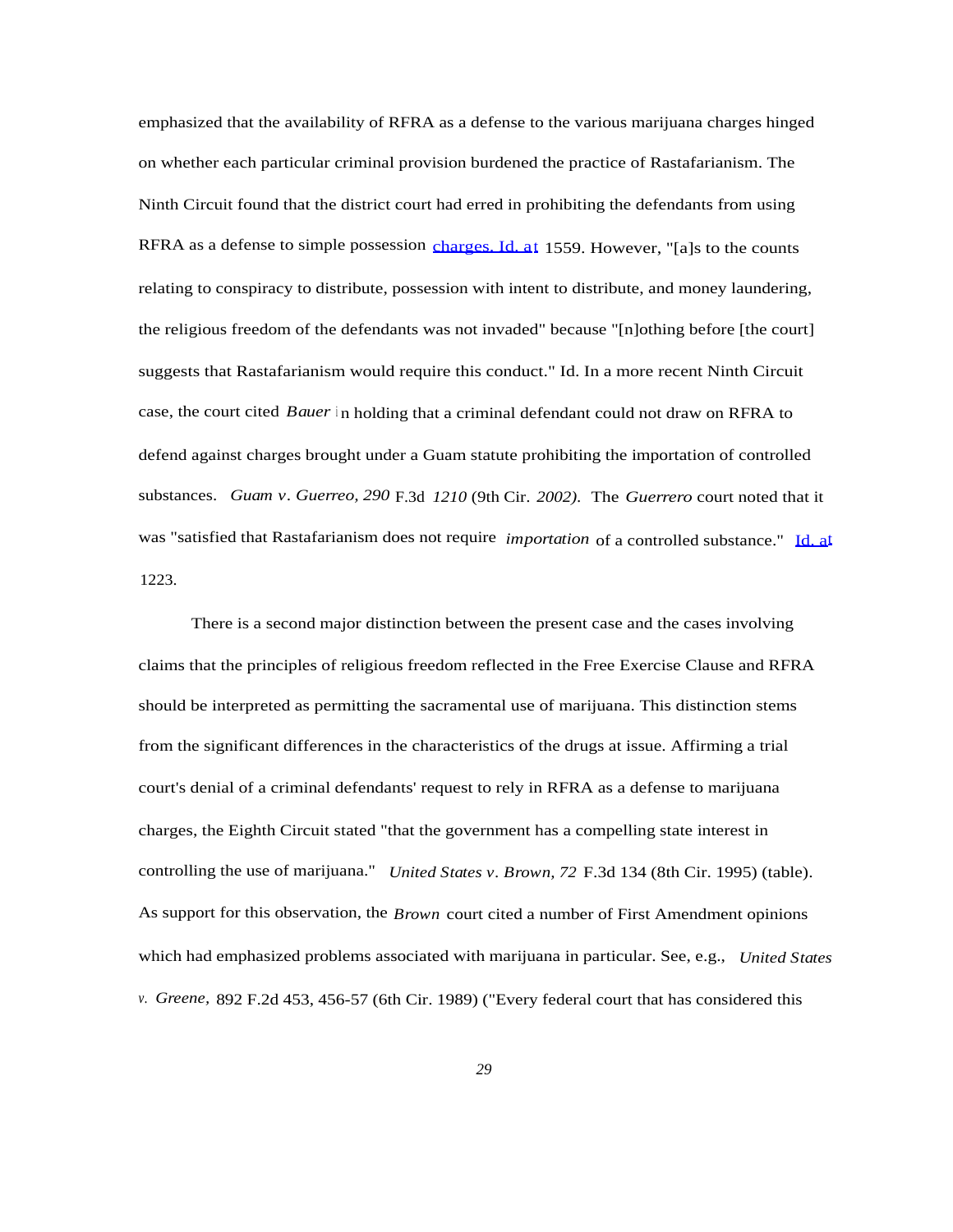emphasized that the availability of RFRA as a defense to the various marijuana charges hinged on whether each particular criminal provision burdened the practice of Rastafarianism. The Ninth Circuit found that the district court had erred in prohibiting the defendants from using RFRA as a defense to simple possession charges. Id. at 1559. However, "[a]s to the counts relating to conspiracy to distribute, possession with intent to distribute, and money laundering, the religious freedom of the defendants was not invaded" because "[n]othing before [the court] suggests that Rastafarianism would require this conduct." Id. In a more recent Ninth Circuit case, the court cited *Bauer* in holding that a criminal defendant could not draw on RFRA to defend against charges brought under a Guam statute prohibiting the importation of controlled substances. *Guam v. Guerreo*, *290* F.3d *1210* (9th Cir. *2002).* The *Guerrero* court noted that it was "satisfied that Rastafarianism does not require *importation* of a controlled substance." Id. at 1223.

There is a second major distinction between the present case and the cases involving claims that the principles of religious freedom reflected in the Free Exercise Clause and RFRA should be interpreted as permitting the sacramental use of marijuana. This distinction stems from the significant differences in the characteristics of the drugs at issue. Affirming a trial court's denial of a criminal defendants' request to rely in RFRA as a defense to marijuana charges, the Eighth Circuit stated "that the government has a compelling state interest in controlling the use of marijuana." *United States v. Brown, 72* F.3d 134 (8th Cir. 1995) (table). As support for this observation, the *Brown* court cited a number of First Amendment opinions which had emphasized problems associated with marijuana in particular. See, e.g., *United States v. Greene,* 892 F.2d 453, 456-57 (6th Cir. 1989) ("Every federal court that has considered this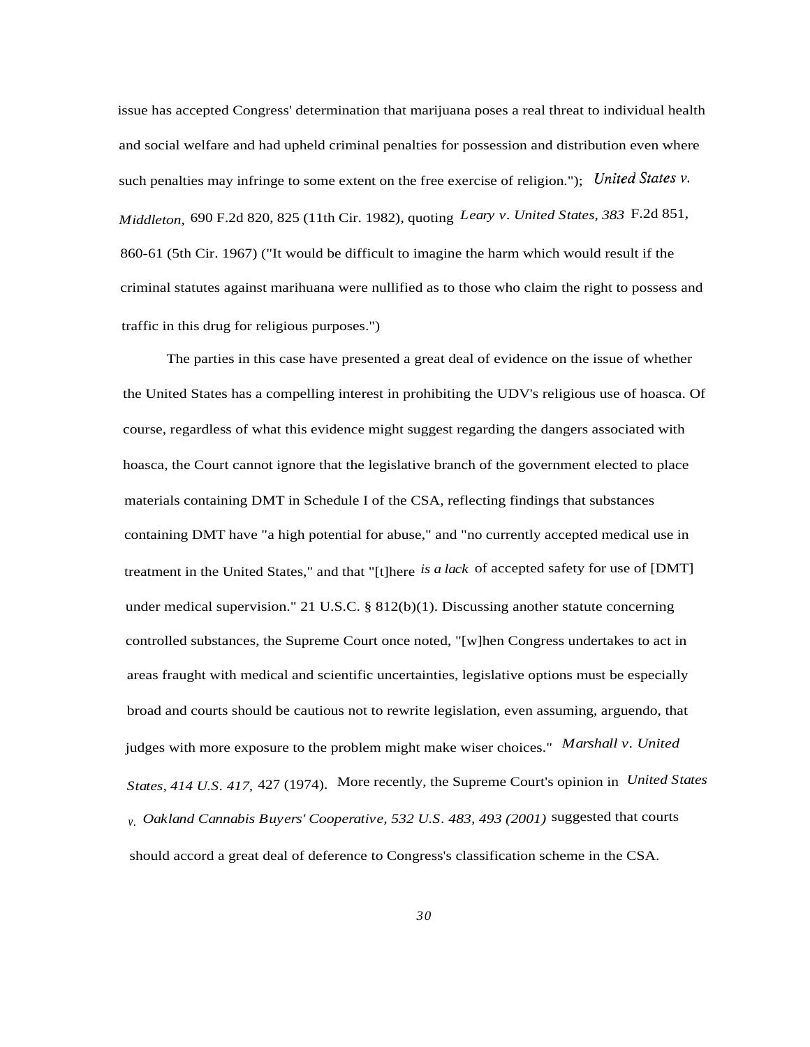issue has accepted Congress' determination that marijuana poses a real threat to individual health and social welfare and had upheld criminal penalties for possession and distribution even where such penalties may infringe to some extent on the free exercise of religion."); *United States v. Middleton,* 690 F.2d 820, 825 (11th Cir. 1982), quoting *Leary v. United States, 383* F.2d 851, 860-61 (5th Cir. 1967) ("It would be difficult to imagine the harm which would result if the criminal statutes against marihuana were nullified as to those who claim the right to possess and traffic in this drug for religious purposes.")

The parties in this case have presented a great deal of evidence on the issue of whether the United States has a compelling interest in prohibiting the UDV's religious use of hoasca. Of course, regardless of what this evidence might suggest regarding the dangers associated with hoasca, the Court cannot ignore that the legislative branch of the government elected to place materials containing DMT in Schedule I of the CSA, reflecting findings that substances containing DMT have "a high potential for abuse," and "no currently accepted medical use in treatment in the United States," and that "[t]here *is a lack* of accepted safety for use of [DMT] under medical supervision." 21 U.S.C. § 812(b)(1). Discussing another statute concerning controlled substances, the Supreme Court once noted, "[w]hen Congress undertakes to act in areas fraught with medical and scientific uncertainties, legislative options must be especially broad and courts should be cautious not to rewrite legislation, even assuming, arguendo, that judges with more exposure to the problem might make wiser choices." *Marshall v. United States, 414 U.S. 417,* 427 (1974). More recently, the Supreme Court's opinion in *United States v. Oakland Cannabis Buyers' Cooperative, 532 U.S. 483, 493 (2001)* suggested that courts should accord a great deal of deference to Congress's classification scheme in the CSA.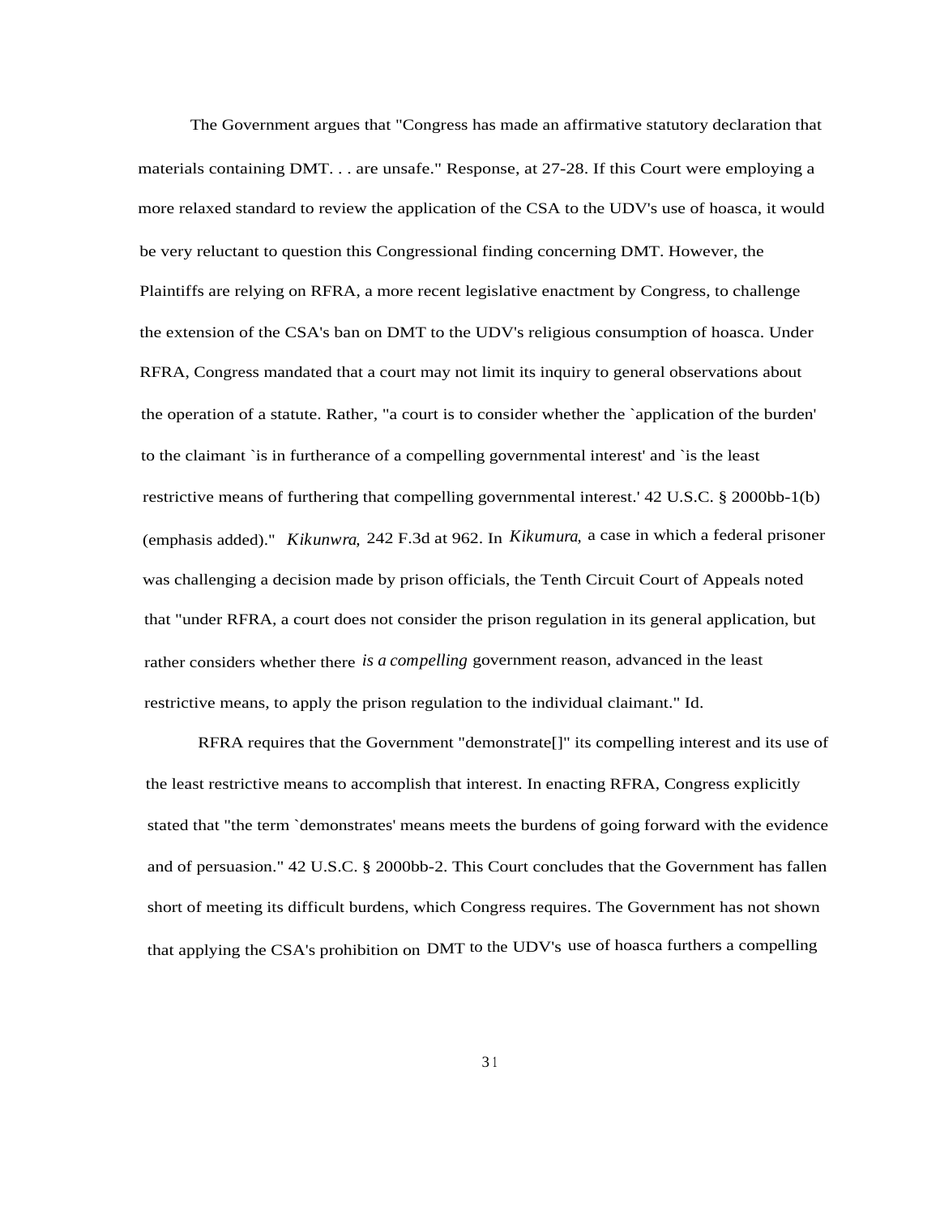The Government argues that "Congress has made an affirmative statutory declaration that materials containing DMT. . . are unsafe." Response, at 27-28. If this Court were employing a more relaxed standard to review the application of the CSA to the UDV's use of hoasca, it would be very reluctant to question this Congressional finding concerning DMT. However, the Plaintiffs are relying on RFRA, a more recent legislative enactment by Congress, to challenge the extension of the CSA's ban on DMT to the UDV's religious consumption of hoasca. Under RFRA, Congress mandated that a court may not limit its inquiry to general observations about the operation of a statute. Rather, "a court is to consider whether the `application of the burden' to the claimant `is in furtherance of a compelling governmental interest' and `is the least restrictive means of furthering that compelling governmental interest.' 42 U.S.C. § 2000bb-1(b) (emphasis added)." *Kikunwra,* 242 F.3d at 962. In *Kikumura,* a case in which a federal prisoner was challenging a decision made by prison officials, the Tenth Circuit Court of Appeals noted that "under RFRA, a court does not consider the prison regulation in its general application, but rather considers whether there *is a compelling* government reason, advanced in the least restrictive means, to apply the prison regulation to the individual claimant." Id.

RFRA requires that the Government "demonstrate[]" its compelling interest and its use of the least restrictive means to accomplish that interest. In enacting RFRA, Congress explicitly stated that "the term `demonstrates' means meets the burdens of going forward with the evidence and of persuasion." 42 U.S.C. § 2000bb-2. This Court concludes that the Government has fallen short of meeting its difficult burdens, which Congress requires. The Government has not shown that applying the CSA's prohibition on DMT to the UDV's use of hoasca furthers a compelling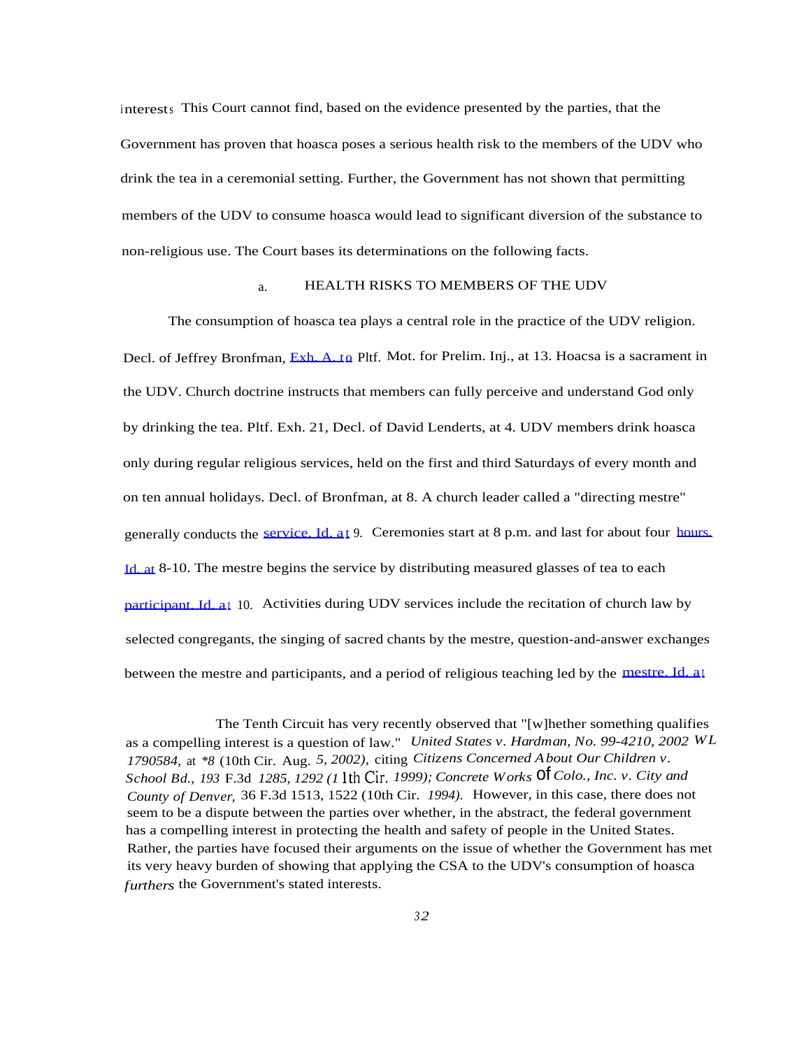interests. This Court cannot find, based on the evidence presented by the parties, that the Government has proven that hoasca poses a serious health risk to the members of the UDV who drink the tea in a ceremonial setting. Further, the Government has not shown that permitting members of the UDV to consume hoasca would lead to significant diversion of the substance to non-religious use. The Court bases its determinations on the following facts.

a. HEALTH RISKS TO MEMBERS OF THE UDV

The consumption of hoasca tea plays a central role in the practice of the UDV religion. Decl. of Jeffrey Bronfman, Exh. A. to Pltf. Mot. for Prelim. Inj., at 13. Hoacsa is a sacrament in the UDV. Church doctrine instructs that members can fully perceive and understand God only by drinking the tea. Pltf. Exh. 21, Decl. of David Lenderts, at 4. UDV members drink hoasca only during regular religious services, held on the first and third Saturdays of every month and on ten annual holidays. Decl. of Bronfman, at 8. A church leader called a "directing mestre" generally conducts the service. Id. at 9. Ceremonies start at 8 p.m. and last for about four hours. Id. at 8-10. The mestre begins the service by distributing measured glasses of tea to each participant. Id. at 10. Activities during UDV services include the recitation of church law by selected congregants, the singing of sacred chants by the mestre, question-and-answer exchanges between the mestre and participants, and a period of religious teaching led by the mestre. Id. at

The Tenth Circuit has very recently observed that "[w]hether something qualifies as a compelling interest is a question of law." *United States v. Hardman, No. 99-4210, 2002 WL 1790584,* at *\*8* (10th Cir. Aug. *5, 2002),* citing *Citizens Concerned About Our Children v. School Bd., 193* F.3d *1285, 1292 (11th Cir. 1999); Concrete Works of Colo., Inc. v. City and County of Denver,* 36 F.3d 1513, 1522 (10th Cir. *1994).* However, in this case, there does not seem to be a dispute between the parties over whether, in the abstract, the federal government has a compelling interest in protecting the health and safety of people in the United States. Rather, the parties have focused their arguments on the issue of whether the Government has met its very heavy burden of showing that applying the CSA to the UDV's consumption of hoasca *furthers* the Government's stated interests.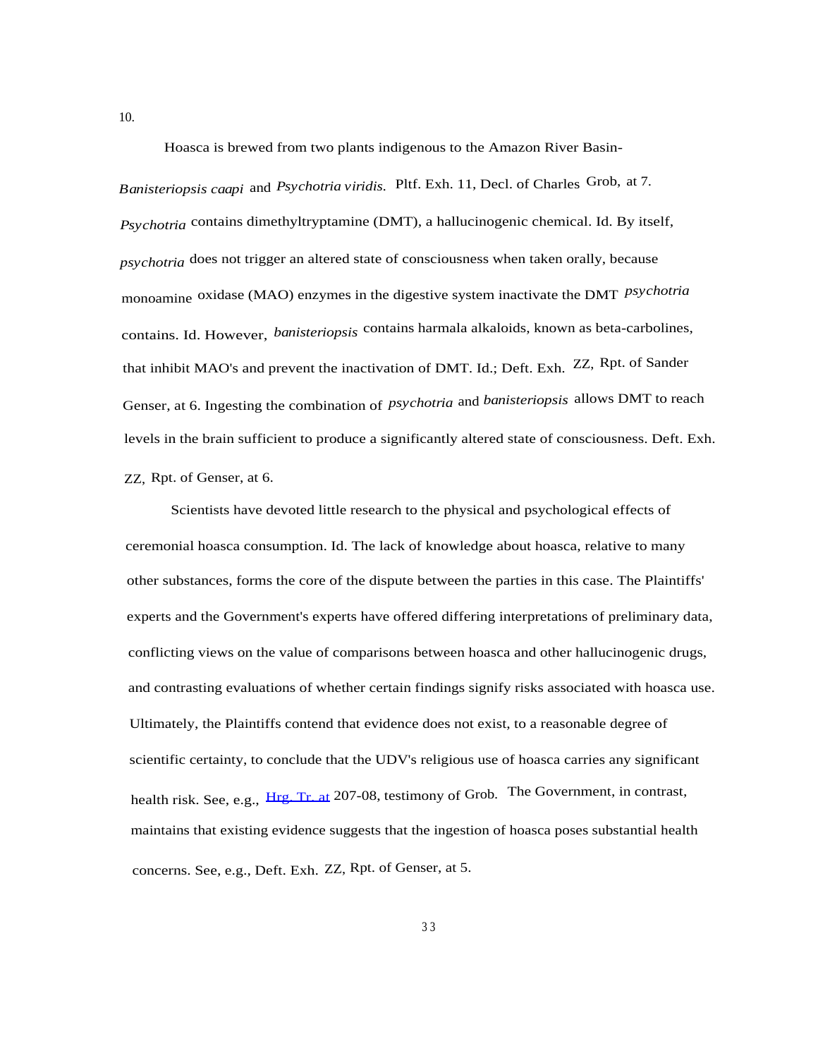10.

Hoasca is brewed from two plants indigenous to the Amazon River Basin- *Banisteriopsis caapi* and *Psychotria viridis.* Pltf. Exh. 11, Decl. of Charles Grob, at 7. *Psychotria* contains dimethyltryptamine (DMT), a hallucinogenic chemical. Id. By itself, *psychotria* does not trigger an altered state of consciousness when taken orally, because monoamine oxidase (MAO) enzymes in the digestive system inactivate the DMT *psychotria* contains. Id. However, *banisteriopsis* contains harmala alkaloids, known as beta-carbolines, that inhibit MAO's and prevent the inactivation of DMT. Id.; Deft. Exh. ZZ, Rpt. of Sander Genser, at 6. Ingesting the combination of *psychotria* and *banisteriopsis* allows DMT to reach levels in the brain sufficient to produce a significantly altered state of consciousness. Deft. Exh. ZZ, Rpt. of Genser, at 6.

Scientists have devoted little research to the physical and psychological effects of ceremonial hoasca consumption. Id. The lack of knowledge about hoasca, relative to many other substances, forms the core of the dispute between the parties in this case. The Plaintiffs' experts and the Government's experts have offered differing interpretations of preliminary data, conflicting views on the value of comparisons between hoasca and other hallucinogenic drugs, and contrasting evaluations of whether certain findings signify risks associated with hoasca use. Ultimately, the Plaintiffs contend that evidence does not exist, to a reasonable degree of scientific certainty, to conclude that the UDV's religious use of hoasca carries any significant health risk. See, e.g., Hrg. Tr. at 207-08, testimony of Grob. The Government, in contrast, maintains that existing evidence suggests that the ingestion of hoasca poses substantial health concerns. See, e.g., Deft. Exh. ZZ, Rpt. of Genser, at 5.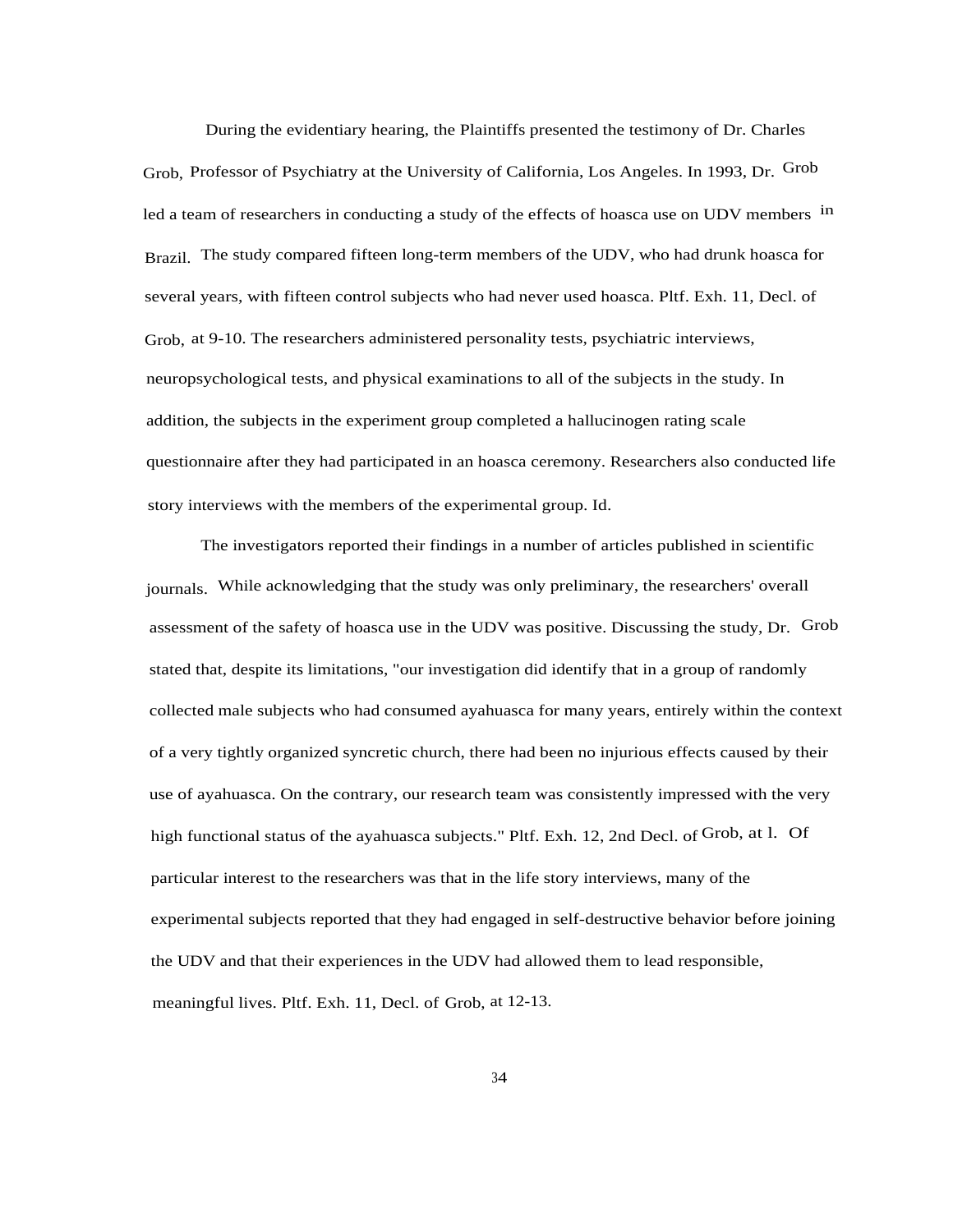During the evidentiary hearing, the Plaintiffs presented the testimony of Dr. Charles Grob, Professor of Psychiatry at the University of California, Los Angeles. In 1993, Dr. Grob led a team of researchers in conducting a study of the effects of hoasca use on UDV members in Brazil. The study compared fifteen long-term members of the UDV, who had drunk hoasca for several years, with fifteen control subjects who had never used hoasca. Pltf. Exh. 11, Decl. of Grob, at 9-10. The researchers administered personality tests, psychiatric interviews, neuropsychological tests, and physical examinations to all of the subjects in the study. In addition, the subjects in the experiment group completed a hallucinogen rating scale questionnaire after they had participated in an hoasca ceremony. Researchers also conducted life story interviews with the members of the experimental group. Id.

The investigators reported their findings in a number of articles published in scientific journals. While acknowledging that the study was only preliminary, the researchers' overall assessment of the safety of hoasca use in the UDV was positive. Discussing the study, Dr. Grob stated that, despite its limitations, "our investigation did identify that in a group of randomly collected male subjects who had consumed ayahuasca for many years, entirely within the context of a very tightly organized syncretic church, there had been no injurious effects caused by their use of ayahuasca. On the contrary, our research team was consistently impressed with the very high functional status of the ayahuasca subjects." Pltf. Exh. 12, 2nd Decl. of Grob, at l. Of particular interest to the researchers was that in the life story interviews, many of the experimental subjects reported that they had engaged in self-destructive behavior before joining the UDV and that their experiences in the UDV had allowed them to lead responsible, meaningful lives. Pltf. Exh. 11, Decl. of Grob, at 12-13.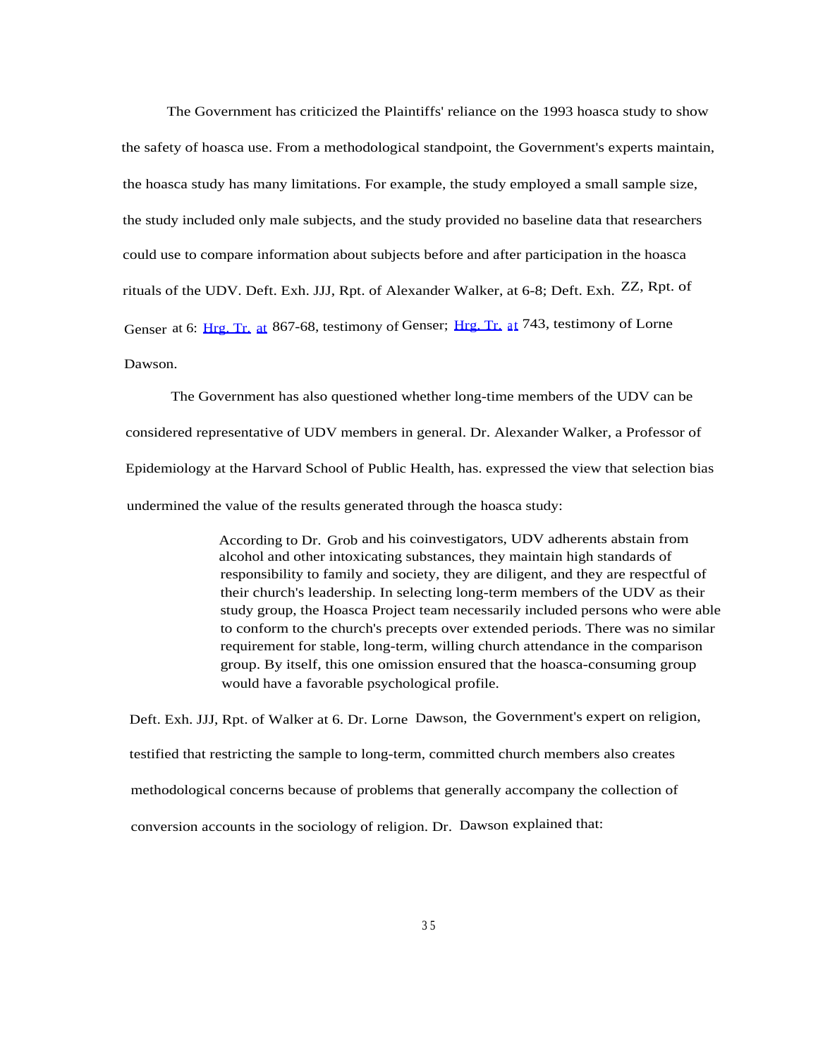The Government has criticized the Plaintiffs' reliance on the 1993 hoasca study to show the safety of hoasca use. From a methodological standpoint, the Government's experts maintain, the hoasca study has many limitations. For example, the study employed a small sample size, the study included only male subjects, and the study provided no baseline data that researchers could use to compare information about subjects before and after participation in the hoasca rituals of the UDV. Deft. Exh. JJJ, Rpt. of Alexander Walker, at 6-8; Deft. Exh. ZZ, Rpt. of Genser at 6: Hrg. Tr. at 867-68, testimony of Genser; Hrg. Tr. at 743, testimony of Lorne Dawson.

The Government has also questioned whether long-time members of the UDV can be considered representative of UDV members in general. Dr. Alexander Walker, a Professor of Epidemiology at the Harvard School of Public Health, has. expressed the view that selection bias undermined the value of the results generated through the hoasca study:

> According to Dr. Grob and his coinvestigators, UDV adherents abstain from alcohol and other intoxicating substances, they maintain high standards of responsibility to family and society, they are diligent, and they are respectful of their church's leadership. In selecting long-term members of the UDV as their study group, the Hoasca Project team necessarily included persons who were able to conform to the church's precepts over extended periods. There was no similar requirement for stable, long-term, willing church attendance in the comparison group. By itself, this one omission ensured that the hoasca-consuming group would have a favorable psychological profile.

Deft. Exh. JJJ, Rpt. of Walker at 6. Dr. Lorne Dawson, the Government's expert on religion, testified that restricting the sample to long-term, committed church members also creates methodological concerns because of problems that generally accompany the collection of conversion accounts in the sociology of religion. Dr. Dawson explained that: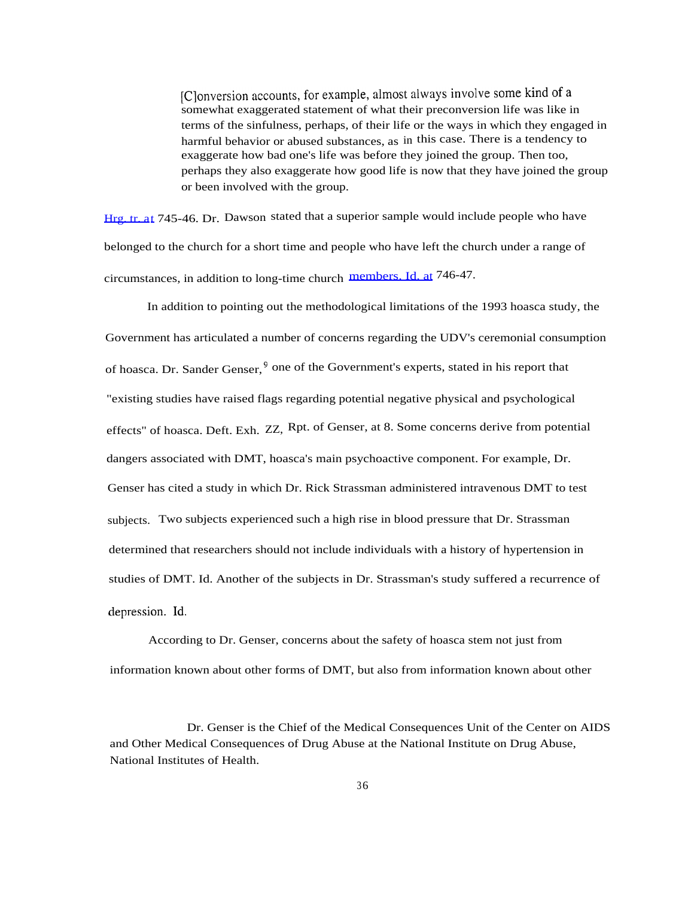> [C]onversion accounts, for example, almost always involve some kind of a somewhat exaggerated statement of what their preconversion life was like in terms of the sinfulness, perhaps, of their life or the ways in which they engaged in harmful behavior or abused substances, as in this case. There is a tendency to exaggerate how bad one's life was before they joined the group. Then too, perhaps they also exaggerate how good life is now that they have joined the group or been involved with the group.

Hrg. tr. at 745-46. Dr. Dawson stated that a superior sample would include people who have belonged to the church for a short time and people who have left the church under a range of circumstances, in addition to long-time church members. Id. at 746-47.

In addition to pointing out the methodological limitations of the 1993 hoasca study, the Government has articulated a number of concerns regarding the UDV's ceremonial consumption of hoasca. Dr. Sander Genser,[9] one of the Government's experts, stated in his report that "existing studies have raised flags regarding potential negative physical and psychological effects" of hoasca. Deft. Exh. ZZ, Rpt. of Genser, at 8. Some concerns derive from potential dangers associated with DMT, hoasca's main psychoactive component. For example, Dr. Genser has cited a study in which Dr. Rick Strassman administered intravenous DMT to test subjects. Two subjects experienced such a high rise in blood pressure that Dr. Strassman determined that researchers should not include individuals with a history of hypertension in studies of DMT. Id. Another of the subjects in Dr. Strassman's study suffered a recurrence of depression. Id.

According to Dr. Genser, concerns about the safety of hoasca stem not just from information known about other forms of DMT, but also from information known about other

[9] Dr. Genser is the Chief of the Medical Consequences Unit of the Center on AIDS and Other Medical Consequences of Drug Abuse at the National Institute on Drug Abuse, National Institutes of Health.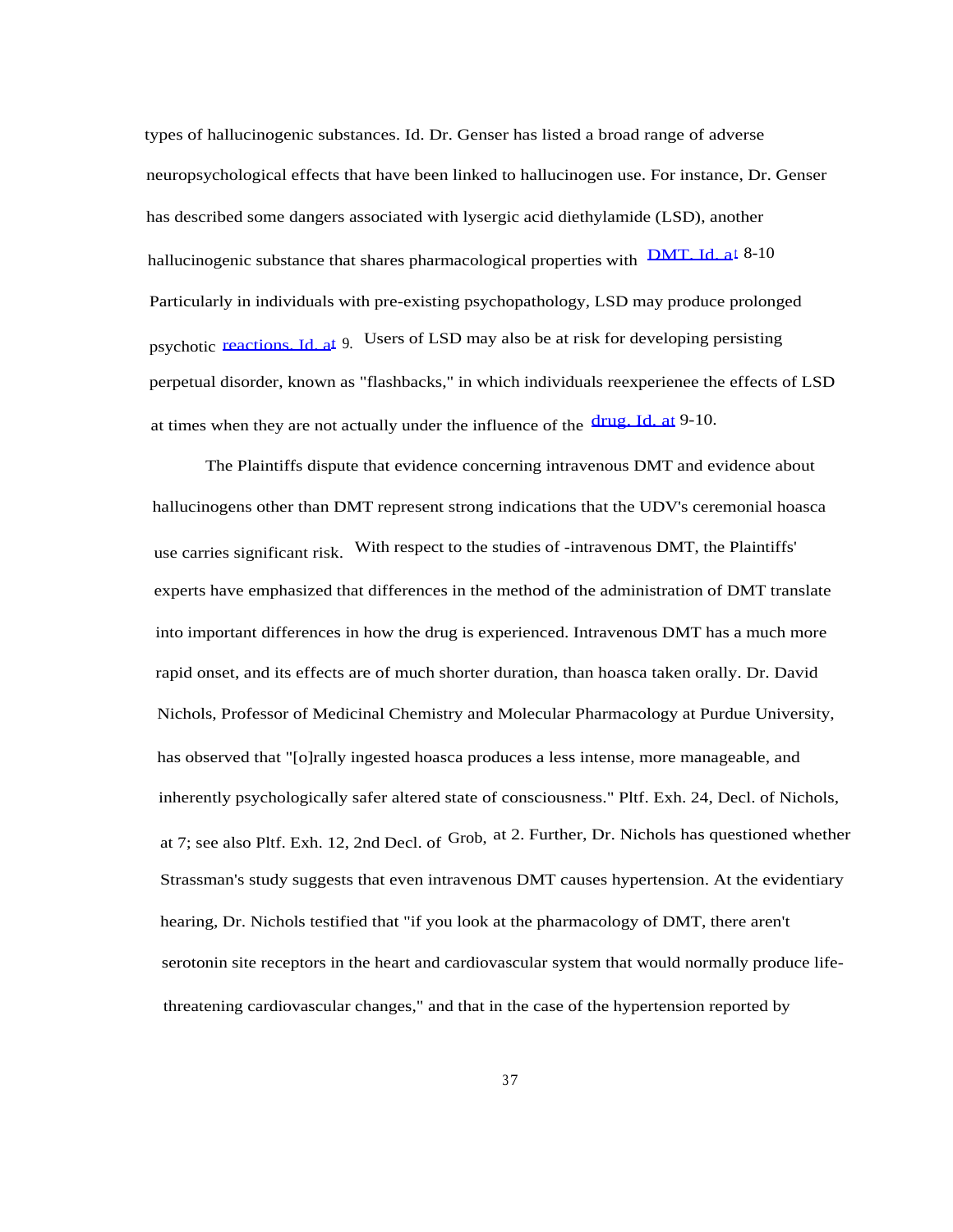types of hallucinogenic substances. Id. Dr. Genser has listed a broad range of adverse neuropsychological effects that have been linked to hallucinogen use. For instance, Dr. Genser has described some dangers associated with lysergic acid diethylamide (LSD), another hallucinogenic substance that shares pharmacological properties with DMT. Id. at 8-10 Particularly in individuals with pre-existing psychopathology, LSD may produce prolonged psychotic reactions. Id. at 9. Users of LSD may also be at risk for developing persisting perpetual disorder, known as "flashbacks," in which individuals reexperienee the effects of LSD at times when they are not actually under the influence of the drug. Id. at 9-10.

The Plaintiffs dispute that evidence concerning intravenous DMT and evidence about hallucinogens other than DMT represent strong indications that the UDV's ceremonial hoasca use carries significant risk. With respect to the studies of -intravenous DMT, the Plaintiffs' experts have emphasized that differences in the method of the administration of DMT translate into important differences in how the drug is experienced. Intravenous DMT has a much more rapid onset, and its effects are of much shorter duration, than hoasca taken orally. Dr. David Nichols, Professor of Medicinal Chemistry and Molecular Pharmacology at Purdue University, has observed that "[o]rally ingested hoasca produces a less intense, more manageable, and inherently psychologically safer altered state of consciousness." Pltf. Exh. 24, Decl. of Nichols, at 7; see also Pltf. Exh. 12, 2nd Decl. of Grob, at 2. Further, Dr. Nichols has questioned whether Strassman's study suggests that even intravenous DMT causes hypertension. At the evidentiary hearing, Dr. Nichols testified that "if you look at the pharmacology of DMT, there aren't serotonin site receptors in the heart and cardiovascular system that would normally produce life-threatening cardiovascular changes," and that in the case of the hypertension reported by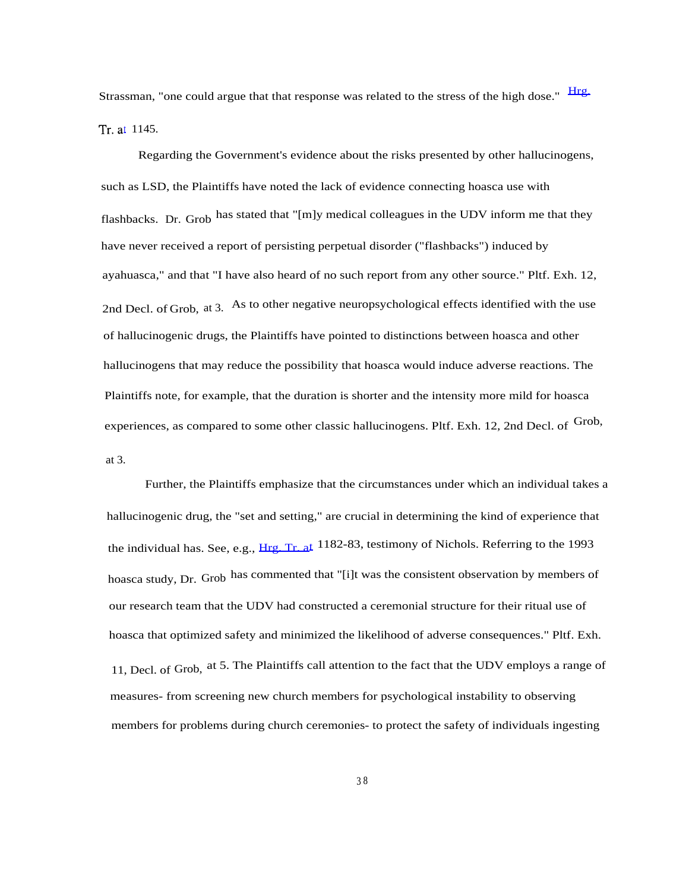Strassman, "one could argue that that response was related to the stress of the high dose." Hrg. Tr. at 1145.

Regarding the Government's evidence about the risks presented by other hallucinogens, such as LSD, the Plaintiffs have noted the lack of evidence connecting hoasca use with flashbacks. Dr. Grob has stated that "[m]y medical colleagues in the UDV inform me that they have never received a report of persisting perpetual disorder ("flashbacks") induced by ayahuasca," and that "I have also heard of no such report from any other source." Pltf. Exh. 12, 2nd Decl. of Grob, at 3. As to other negative neuropsychological effects identified with the use of hallucinogenic drugs, the Plaintiffs have pointed to distinctions between hoasca and other hallucinogens that may reduce the possibility that hoasca would induce adverse reactions. The Plaintiffs note, for example, that the duration is shorter and the intensity more mild for hoasca experiences, as compared to some other classic hallucinogens. Pltf. Exh. 12, 2nd Decl. of Grob, at 3.

Further, the Plaintiffs emphasize that the circumstances under which an individual takes a hallucinogenic drug, the "set and setting," are crucial in determining the kind of experience that the individual has. See, e.g., Hrg. Tr. at 1182-83, testimony of Nichols. Referring to the 1993 hoasca study, Dr. Grob has commented that "[i]t was the consistent observation by members of our research team that the UDV had constructed a ceremonial structure for their ritual use of hoasca that optimized safety and minimized the likelihood of adverse consequences." Pltf. Exh. 11, Decl. of Grob, at 5. The Plaintiffs call attention to the fact that the UDV employs a range of measures- from screening new church members for psychological instability to observing members for problems during church ceremonies- to protect the safety of individuals ingesting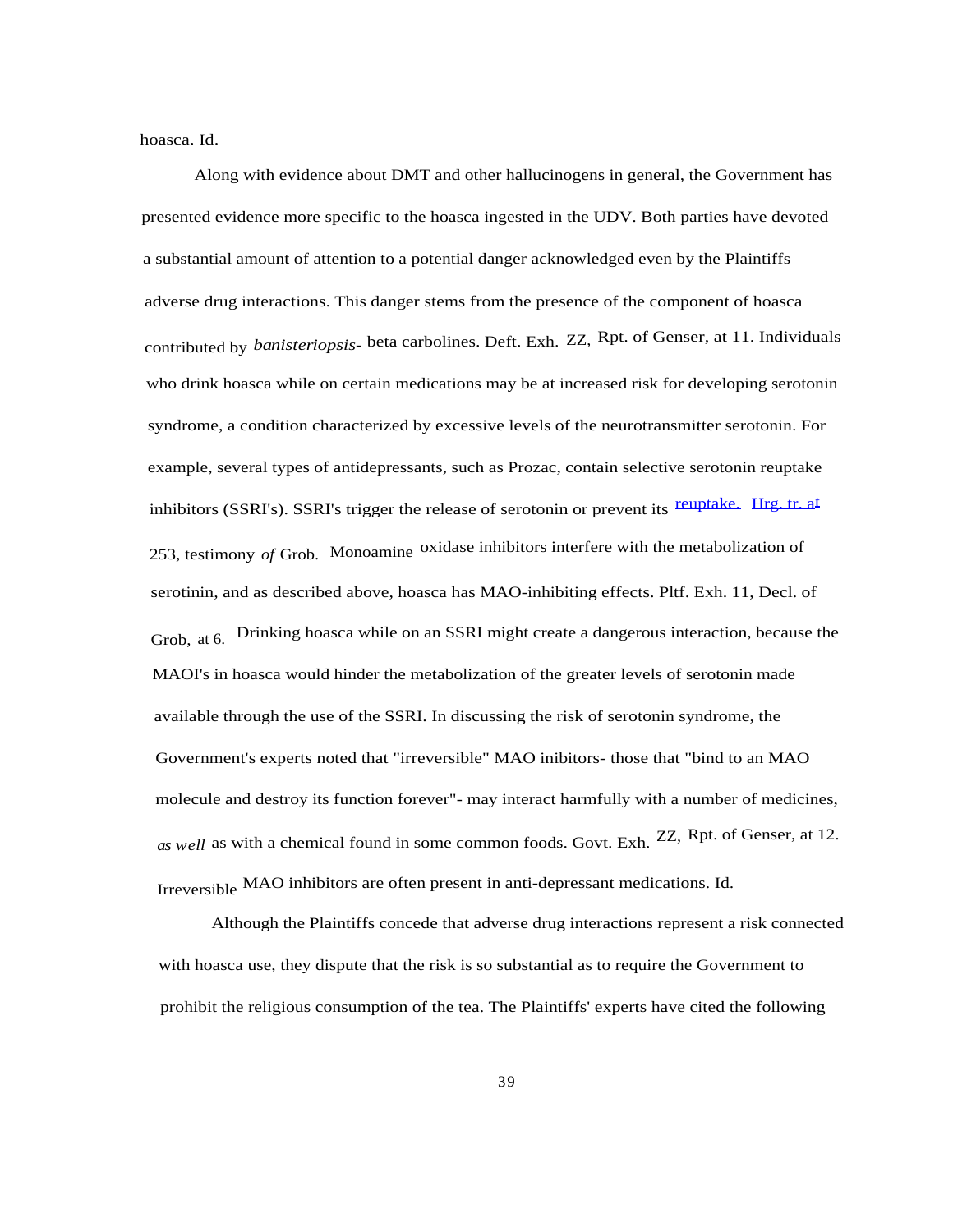hoasca. Id.

Along with evidence about DMT and other hallucinogens in general, the Government has presented evidence more specific to the hoasca ingested in the UDV. Both parties have devoted a substantial amount of attention to a potential danger acknowledged even by the Plaintiffs adverse drug interactions. This danger stems from the presence of the component of hoasca contributed by *banisteriopsis*- beta carbolines. Deft. Exh. ZZ, Rpt. of Genser, at 11. Individuals who drink hoasca while on certain medications may be at increased risk for developing serotonin syndrome, a condition characterized by excessive levels of the neurotransmitter serotonin. For example, several types of antidepressants, such as Prozac, contain selective serotonin reuptake inhibitors (SSRI's). SSRI's trigger the release of serotonin or prevent its reuptake. Hrg. tr. at 253, testimony *of* Grob. Monoamine oxidase inhibitors interfere with the metabolization of serotinin, and as described above, hoasca has MAO-inhibiting effects. Pltf. Exh. 11, Decl. of Grob, at 6. Drinking hoasca while on an SSRI might create a dangerous interaction, because the MAOI's in hoasca would hinder the metabolization of the greater levels of serotonin made available through the use of the SSRI. In discussing the risk of serotonin syndrome, the Government's experts noted that "irreversible" MAO inibitors- those that "bind to an MAO molecule and destroy its function forever"- may interact harmfully with a number of medicines, *as well* as with a chemical found in some common foods. Govt. Exh. ZZ, Rpt. of Genser, at 12. Irreversible MAO inhibitors are often present in anti-depressant medications. Id.

Although the Plaintiffs concede that adverse drug interactions represent a risk connected with hoasca use, they dispute that the risk is so substantial as to require the Government to prohibit the religious consumption of the tea. The Plaintiffs' experts have cited the following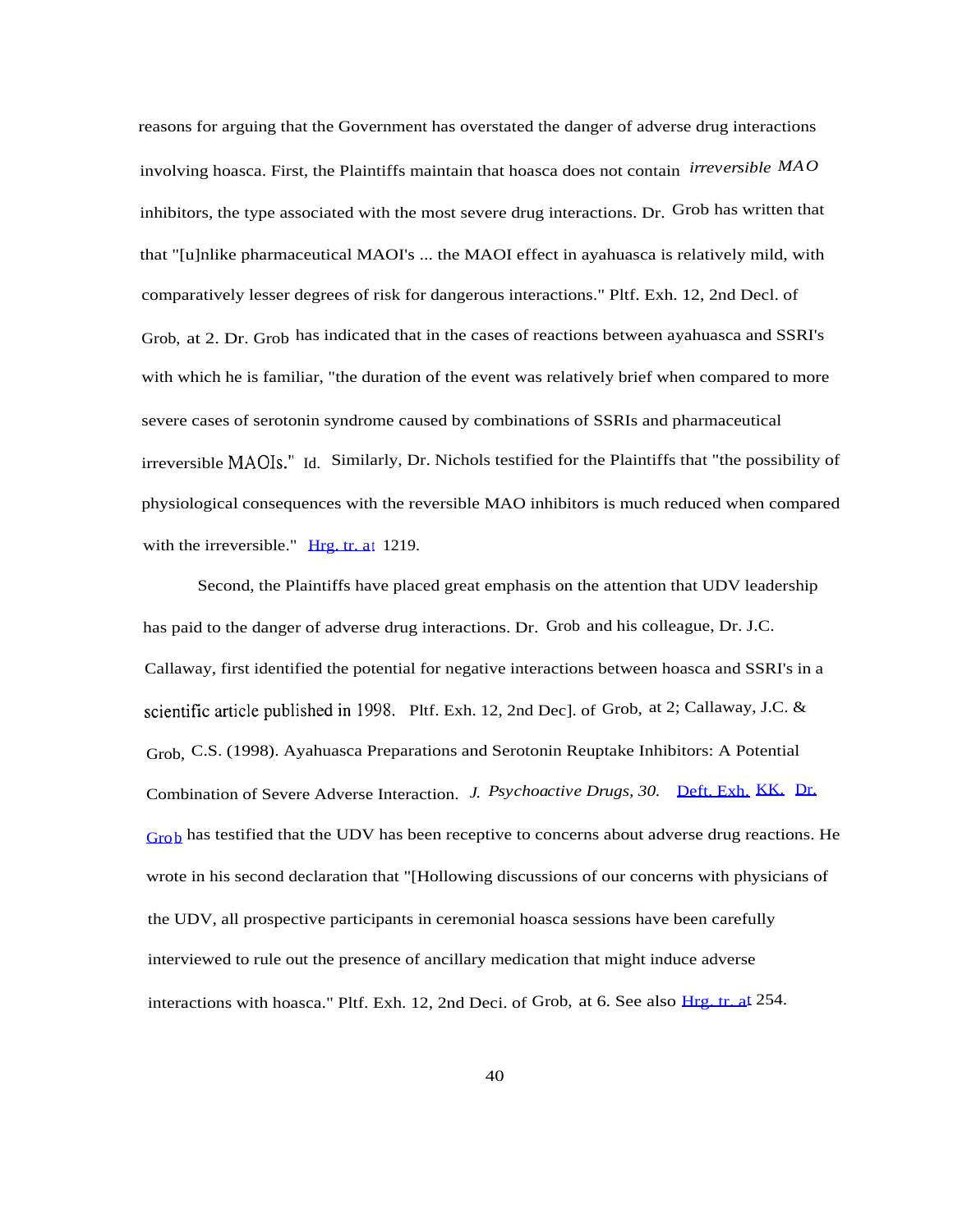reasons for arguing that the Government has overstated the danger of adverse drug interactions involving hoasca. First, the Plaintiffs maintain that hoasca does not contain *irreversible MAO* inhibitors, the type associated with the most severe drug interactions. Dr. Grob has written that that "[u]nlike pharmaceutical MAOI's ... the MAOI effect in ayahuasca is relatively mild, with comparatively lesser degrees of risk for dangerous interactions." Pltf. Exh. 12, 2nd Decl. of Grob, at 2. Dr. Grob has indicated that in the cases of reactions between ayahuasca and SSRI's with which he is familiar, "the duration of the event was relatively brief when compared to more severe cases of serotonin syndrome caused by combinations of SSRIs and pharmaceutical irreversible MAOIs." Id. Similarly, Dr. Nichols testified for the Plaintiffs that "the possibility of physiological consequences with the reversible MAO inhibitors is much reduced when compared with the irreversible." Hrg. tr. at 1219.

Second, the Plaintiffs have placed great emphasis on the attention that UDV leadership has paid to the danger of adverse drug interactions. Dr. Grob and his colleague, Dr. J.C. Callaway, first identified the potential for negative interactions between hoasca and SSRI's in a scientific article published in 1998. Pltf. Exh. 12, 2nd Dec]. of Grob, at 2; Callaway, J.C. & Grob, C.S. (1998). Ayahuasca Preparations and Serotonin Reuptake Inhibitors: A Potential Combination of Severe Adverse Interaction. *J. Psychoactive Drugs, 30.* Deft. Exh. KK. Dr. Grob has testified that the UDV has been receptive to concerns about adverse drug reactions. He wrote in his second declaration that "[Hollowing discussions of our concerns with physicians of the UDV, all prospective participants in ceremonial hoasca sessions have been carefully interviewed to rule out the presence of ancillary medication that might induce adverse interactions with hoasca." Pltf. Exh. 12, 2nd Deci. of Grob, at 6. See also Hrg. tr. at 254.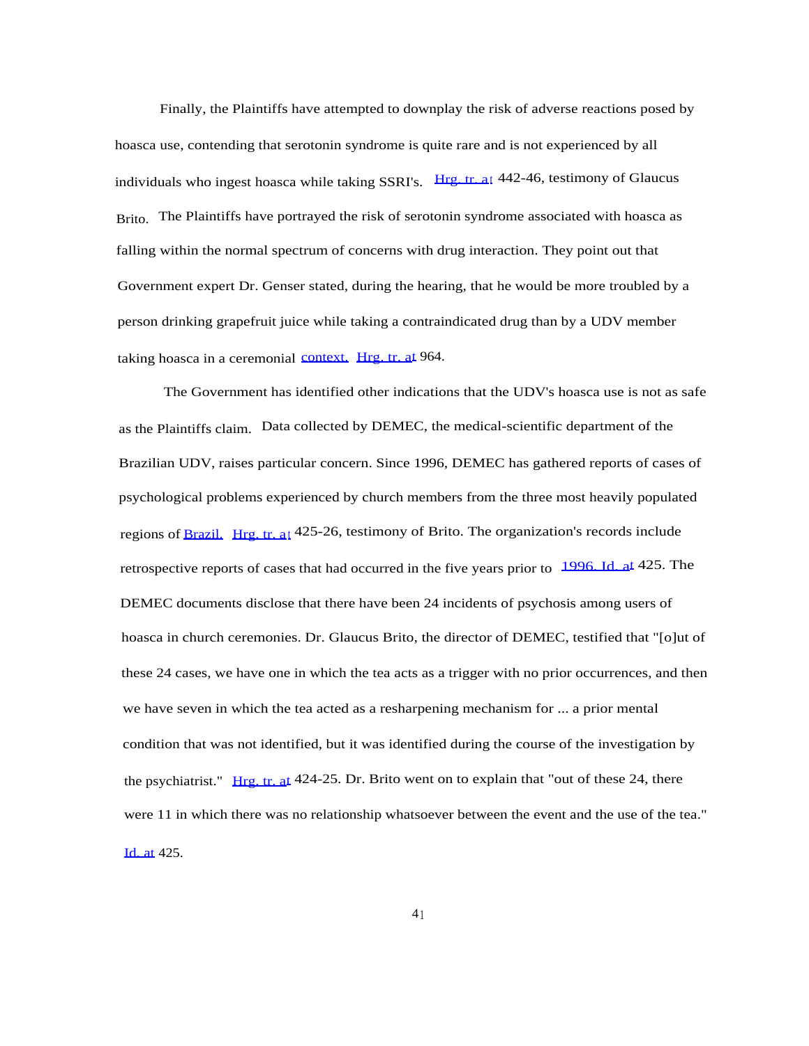Finally, the Plaintiffs have attempted to downplay the risk of adverse reactions posed by hoasca use, contending that serotonin syndrome is quite rare and is not experienced by all individuals who ingest hoasca while taking SSRI's. Hrg. tr. at 442-46, testimony of Glaucus Brito. The Plaintiffs have portrayed the risk of serotonin syndrome associated with hoasca as falling within the normal spectrum of concerns with drug interaction. They point out that Government expert Dr. Genser stated, during the hearing, that he would be more troubled by a person drinking grapefruit juice while taking a contraindicated drug than by a UDV member taking hoasca in a ceremonial context. Hrg. tr. at 964.

The Government has identified other indications that the UDV's hoasca use is not as safe as the Plaintiffs claim. Data collected by DEMEC, the medical-scientific department of the Brazilian UDV, raises particular concern. Since 1996, DEMEC has gathered reports of cases of psychological problems experienced by church members from the three most heavily populated regions of Brazil. Hrg. tr. at 425-26, testimony of Brito. The organization's records include retrospective reports of cases that had occurred in the five years prior to 1996. Id. at 425. The DEMEC documents disclose that there have been 24 incidents of psychosis among users of hoasca in church ceremonies. Dr. Glaucus Brito, the director of DEMEC, testified that "[o]ut of these 24 cases, we have one in which the tea acts as a trigger with no prior occurrences, and then we have seven in which the tea acted as a resharpening mechanism for ... a prior mental condition that was not identified, but it was identified during the course of the investigation by the psychiatrist." Hrg. tr. at 424-25. Dr. Brito went on to explain that "out of these 24, there were 11 in which there was no relationship whatsoever between the event and the use of the tea." Id. at 425.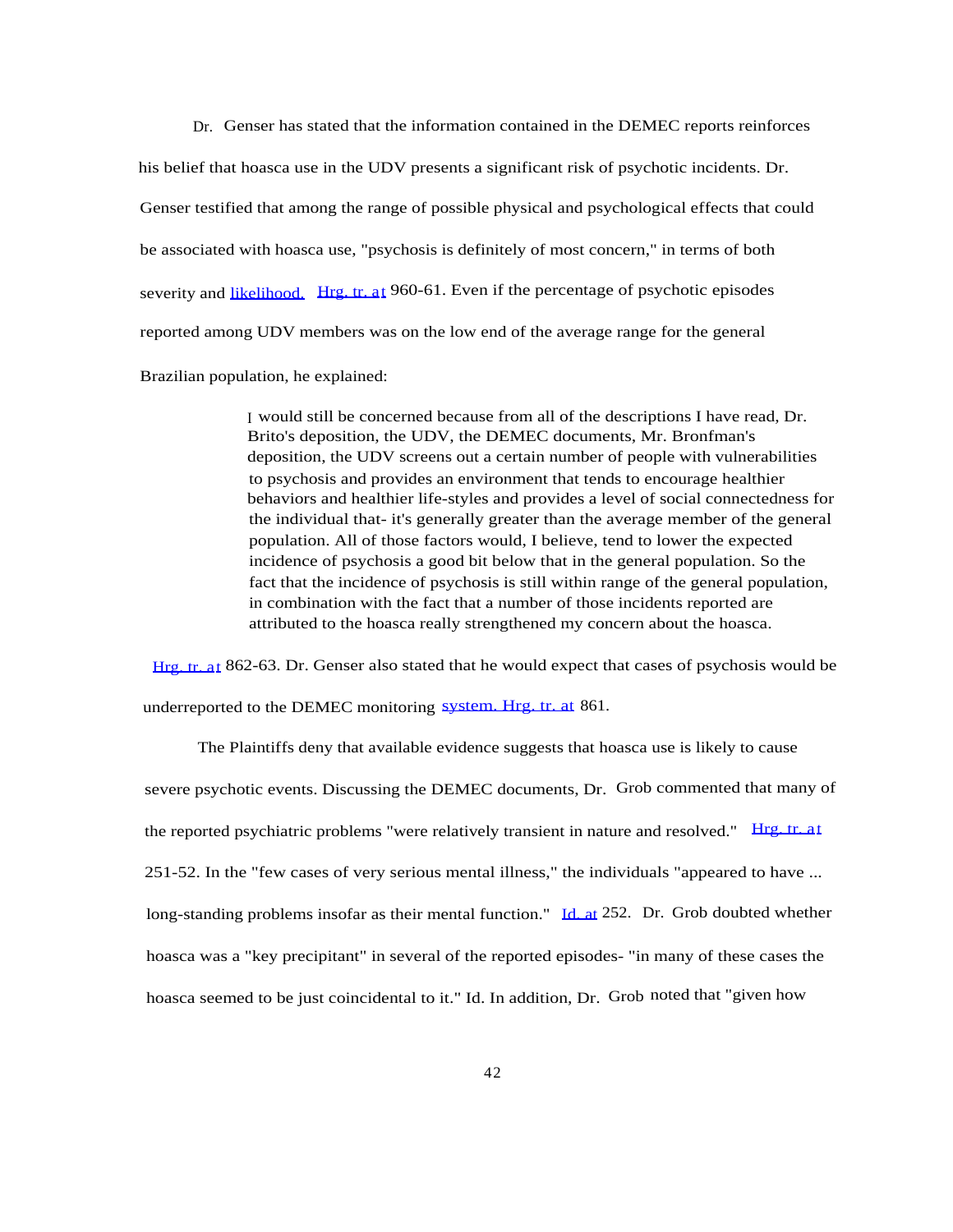Dr. Genser has stated that the information contained in the DEMEC reports reinforces his belief that hoasca use in the UDV presents a significant risk of psychotic incidents. Dr. Genser testified that among the range of possible physical and psychological effects that could be associated with hoasca use, "psychosis is definitely of most concern," in terms of both severity and likelihood. Hrg. tr. at 960-61. Even if the percentage of psychotic episodes reported among UDV members was on the low end of the average range for the general Brazilian population, he explained:

> I would still be concerned because from all of the descriptions I have read, Dr. Brito's deposition, the UDV, the DEMEC documents, Mr. Bronfman's deposition, the UDV screens out a certain number of people with vulnerabilities to psychosis and provides an environment that tends to encourage healthier behaviors and healthier life-styles and provides a level of social connectedness for the individual that- it's generally greater than the average member of the general population. All of those factors would, I believe, tend to lower the expected incidence of psychosis a good bit below that in the general population. So the fact that the incidence of psychosis is still within range of the general population, in combination with the fact that a number of those incidents reported are attributed to the hoasca really strengthened my concern about the hoasca.

Hrg. tr. at 862-63. Dr. Genser also stated that he would expect that cases of psychosis would be underreported to the DEMEC monitoring system. Hrg. tr. at 861.

The Plaintiffs deny that available evidence suggests that hoasca use is likely to cause severe psychotic events. Discussing the DEMEC documents, Dr. Grob commented that many of the reported psychiatric problems "were relatively transient in nature and resolved." Hrg. tr. at 251-52. In the "few cases of very serious mental illness," the individuals "appeared to have ... long-standing problems insofar as their mental function." Id. at 252. Dr. Grob doubted whether hoasca was a "key precipitant" in several of the reported episodes- "in many of these cases the hoasca seemed to be just coincidental to it." Id. In addition, Dr. Grob noted that "given how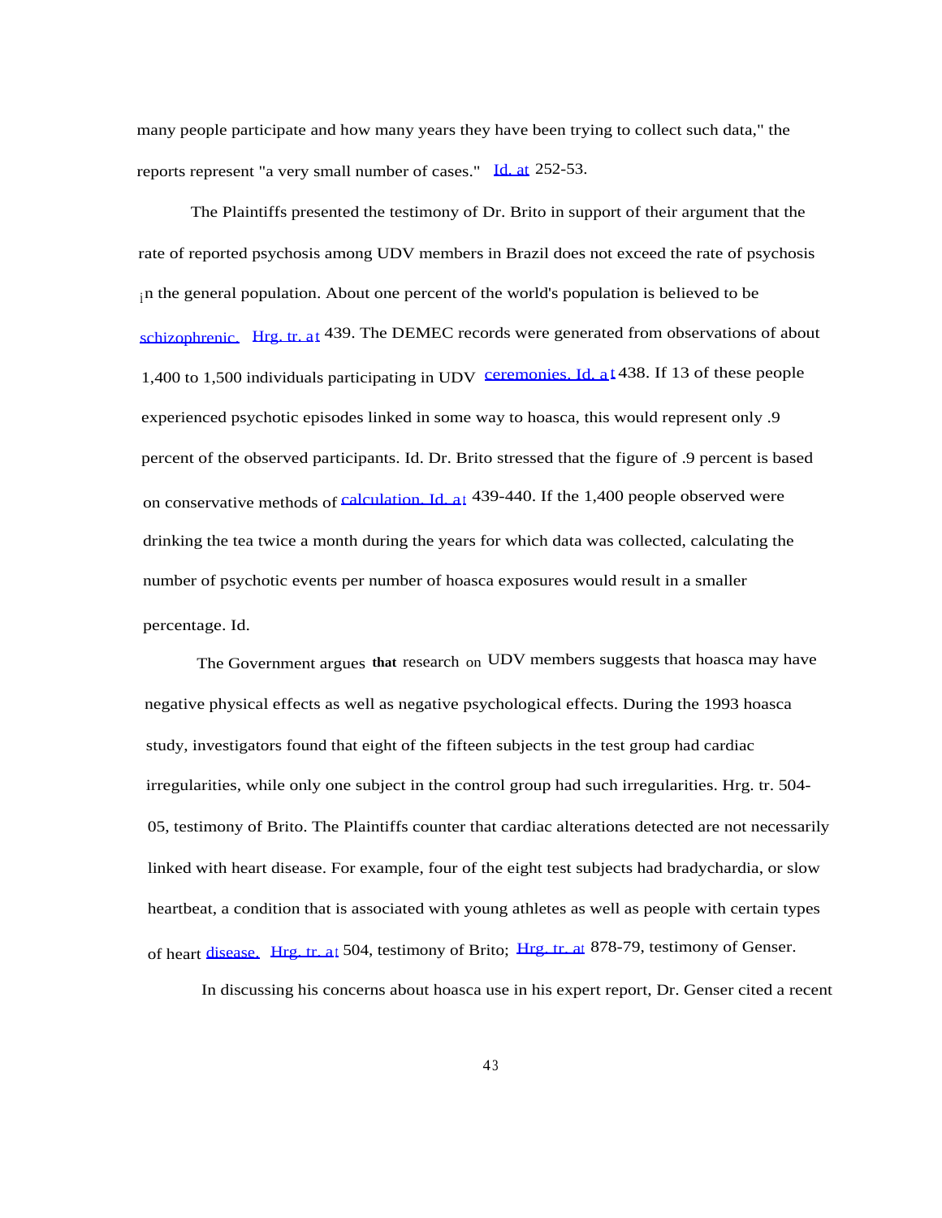many people participate and how many years they have been trying to collect such data," the reports represent "a very small number of cases." Id. at 252-53.

The Plaintiffs presented the testimony of Dr. Brito in support of their argument that the rate of reported psychosis among UDV members in Brazil does not exceed the rate of psychosis in the general population. About one percent of the world's population is believed to be schizophrenic. Hrg. tr. at 439. The DEMEC records were generated from observations of about 1,400 to 1,500 individuals participating in UDV ceremonies. Id. at 438. If 13 of these people experienced psychotic episodes linked in some way to hoasca, this would represent only .9 percent of the observed participants. Id. Dr. Brito stressed that the figure of .9 percent is based on conservative methods of calculation. Id. at 439-440. If the 1,400 people observed were drinking the tea twice a month during the years for which data was collected, calculating the number of psychotic events per number of hoasca exposures would result in a smaller percentage. Id.

The Government argues that research on UDV members suggests that hoasca may have negative physical effects as well as negative psychological effects. During the 1993 hoasca study, investigators found that eight of the fifteen subjects in the test group had cardiac irregularities, while only one subject in the control group had such irregularities. Hrg. tr. 504-05, testimony of Brito. The Plaintiffs counter that cardiac alterations detected are not necessarily linked with heart disease. For example, four of the eight test subjects had bradychardia, or slow heartbeat, a condition that is associated with young athletes as well as people with certain types of heart disease. Hrg. tr. at 504, testimony of Brito; Hrg. tr. at 878-79, testimony of Genser.

In discussing his concerns about hoasca use in his expert report, Dr. Genser cited a recent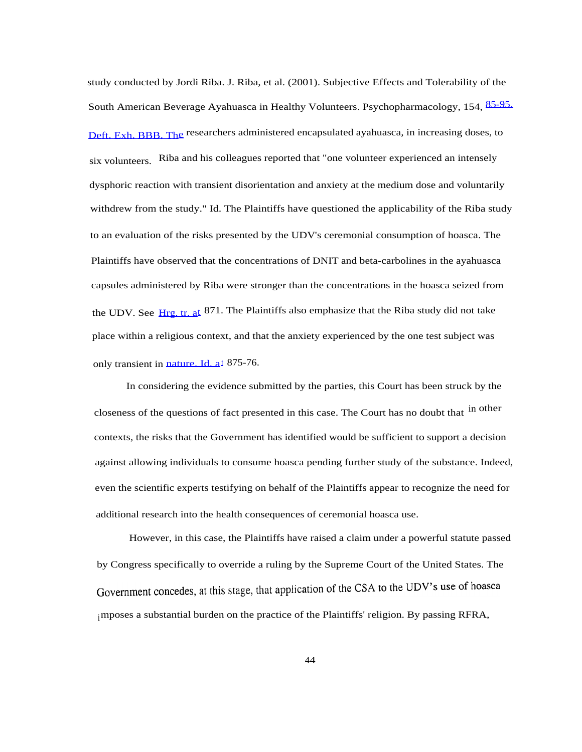study conducted by Jordi Riba. J. Riba, et al. (2001). Subjective Effects and Tolerability of the South American Beverage Ayahuasca in Healthy Volunteers. Psychopharmacology, 154, 85-95. Deft. Exh. BBB. The researchers administered encapsulated ayahuasca, in increasing doses, to six volunteers. Riba and his colleagues reported that "one volunteer experienced an intensely dysphoric reaction with transient disorientation and anxiety at the medium dose and voluntarily withdrew from the study." Id. The Plaintiffs have questioned the applicability of the Riba study to an evaluation of the risks presented by the UDV's ceremonial consumption of hoasca. The Plaintiffs have observed that the concentrations of DNIT and beta-carbolines in the ayahuasca capsules administered by Riba were stronger than the concentrations in the hoasca seized from the UDV. See Hrg. tr. at 871. The Plaintiffs also emphasize that the Riba study did not take place within a religious context, and that the anxiety experienced by the one test subject was only transient in nature. Id. at 875-76.

In considering the evidence submitted by the parties, this Court has been struck by the closeness of the questions of fact presented in this case. The Court has no doubt that in other contexts, the risks that the Government has identified would be sufficient to support a decision against allowing individuals to consume hoasca pending further study of the substance. Indeed, even the scientific experts testifying on behalf of the Plaintiffs appear to recognize the need for additional research into the health consequences of ceremonial hoasca use.

However, in this case, the Plaintiffs have raised a claim under a powerful statute passed by Congress specifically to override a ruling by the Supreme Court of the United States. The Government concedes, at this stage, that application of the CSA to the UDV's use of hoasca imposes a substantial burden on the practice of the Plaintiffs' religion. By passing RFRA,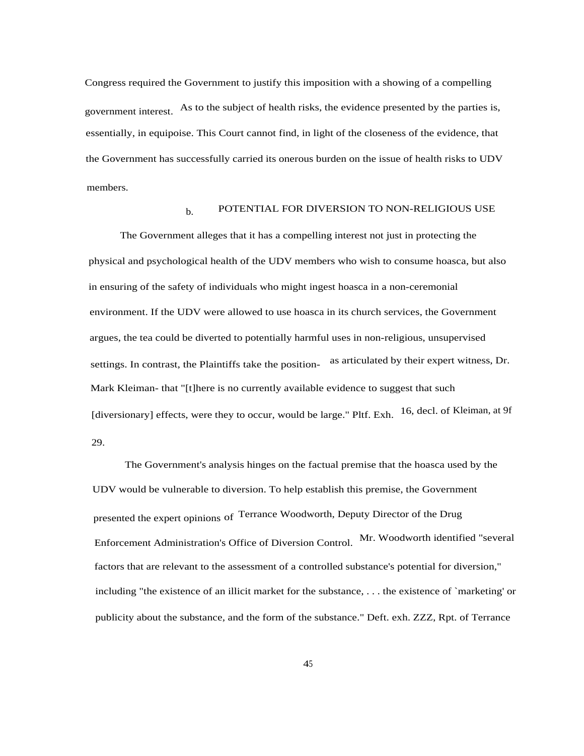Congress required the Government to justify this imposition with a showing of a compelling government interest. As to the subject of health risks, the evidence presented by the parties is, essentially, in equipoise. This Court cannot find, in light of the closeness of the evidence, that the Government has successfully carried its onerous burden on the issue of health risks to UDV members.

b. POTENTIAL FOR DIVERSION TO NON-RELIGIOUS USE

The Government alleges that it has a compelling interest not just in protecting the physical and psychological health of the UDV members who wish to consume hoasca, but also in ensuring of the safety of individuals who might ingest hoasca in a non-ceremonial environment. If the UDV were allowed to use hoasca in its church services, the Government argues, the tea could be diverted to potentially harmful uses in non-religious, unsupervised settings. In contrast, the Plaintiffs take the position- as articulated by their expert witness, Dr. Mark Kleiman- that "[t]here is no currently available evidence to suggest that such [diversionary] effects, were they to occur, would be large." Pltf. Exh. 16, decl. of Kleiman, at 9f 29.

The Government's analysis hinges on the factual premise that the hoasca used by the UDV would be vulnerable to diversion. To help establish this premise, the Government presented the expert opinions of Terrance Woodworth, Deputy Director of the Drug Enforcement Administration's Office of Diversion Control. Mr. Woodworth identified "several factors that are relevant to the assessment of a controlled substance's potential for diversion," including "the existence of an illicit market for the substance, . . . the existence of `marketing' or publicity about the substance, and the form of the substance." Deft. exh. ZZZ, Rpt. of Terrance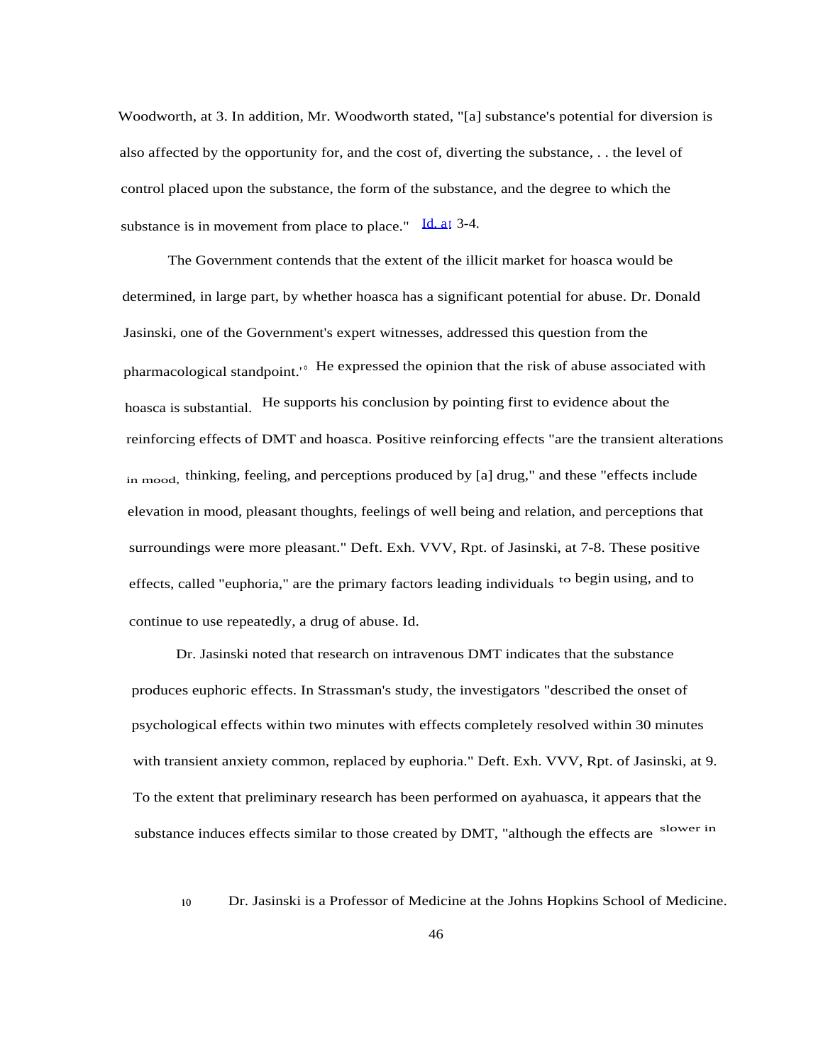Woodworth, at 3. In addition, Mr. Woodworth stated, "[a] substance's potential for diversion is also affected by the opportunity for, and the cost of, diverting the substance, . . the level of control placed upon the substance, the form of the substance, and the degree to which the substance is in movement from place to place." Id. at 3-4.

The Government contends that the extent of the illicit market for hoasca would be determined, in large part, by whether hoasca has a significant potential for abuse. Dr. Donald Jasinski, one of the Government's expert witnesses, addressed this question from the pharmacological standpoint.[10] He expressed the opinion that the risk of abuse associated with hoasca is substantial. He supports his conclusion by pointing first to evidence about the reinforcing effects of DMT and hoasca. Positive reinforcing effects "are the transient alterations in mood, thinking, feeling, and perceptions produced by [a] drug," and these "effects include elevation in mood, pleasant thoughts, feelings of well being and relation, and perceptions that surroundings were more pleasant." Deft. Exh. VVV, Rpt. of Jasinski, at 7-8. These positive effects, called "euphoria," are the primary factors leading individuals to begin using, and to continue to use repeatedly, a drug of abuse. Id.

Dr. Jasinski noted that research on intravenous DMT indicates that the substance produces euphoric effects. In Strassman's study, the investigators "described the onset of psychological effects within two minutes with effects completely resolved within 30 minutes with transient anxiety common, replaced by euphoria." Deft. Exh. VVV, Rpt. of Jasinski, at 9. To the extent that preliminary research has been performed on ayahuasca, it appears that the substance induces effects similar to those created by DMT, "although the effects are slower in

[10] Dr. Jasinski is a Professor of Medicine at the Johns Hopkins School of Medicine.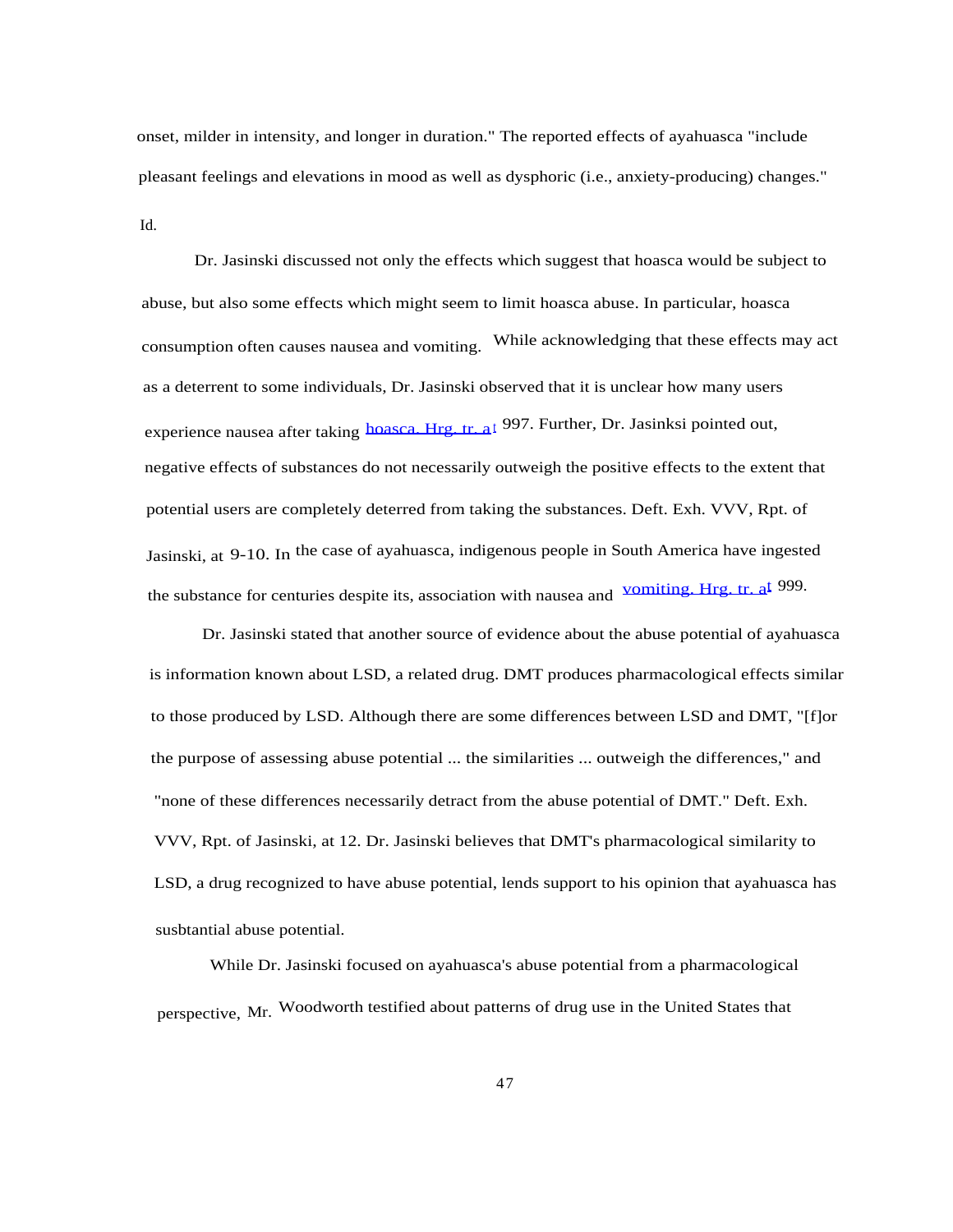onset, milder in intensity, and longer in duration." The reported effects of ayahuasca "include pleasant feelings and elevations in mood as well as dysphoric (i.e., anxiety-producing) changes." Id.

Dr. Jasinski discussed not only the effects which suggest that hoasca would be subject to abuse, but also some effects which might seem to limit hoasca abuse. In particular, hoasca consumption often causes nausea and vomiting. While acknowledging that these effects may act as a deterrent to some individuals, Dr. Jasinski observed that it is unclear how many users experience nausea after taking hoasca. Hrg. tr. at 997. Further, Dr. Jasinksi pointed out, negative effects of substances do not necessarily outweigh the positive effects to the extent that potential users are completely deterred from taking the substances. Deft. Exh. VVV, Rpt. of Jasinski, at 9-10. In the case of ayahuasca, indigenous people in South America have ingested the substance for centuries despite its, association with nausea and vomiting. Hrg. tr. at 999.

Dr. Jasinski stated that another source of evidence about the abuse potential of ayahuasca is information known about LSD, a related drug. DMT produces pharmacological effects similar to those produced by LSD. Although there are some differences between LSD and DMT, "[f]or the purpose of assessing abuse potential ... the similarities ... outweigh the differences," and "none of these differences necessarily detract from the abuse potential of DMT." Deft. Exh. VVV, Rpt. of Jasinski, at 12. Dr. Jasinski believes that DMT's pharmacological similarity to LSD, a drug recognized to have abuse potential, lends support to his opinion that ayahuasca has susbtantial abuse potential.

While Dr. Jasinski focused on ayahuasca's abuse potential from a pharmacological perspective, Mr. Woodworth testified about patterns of drug use in the United States that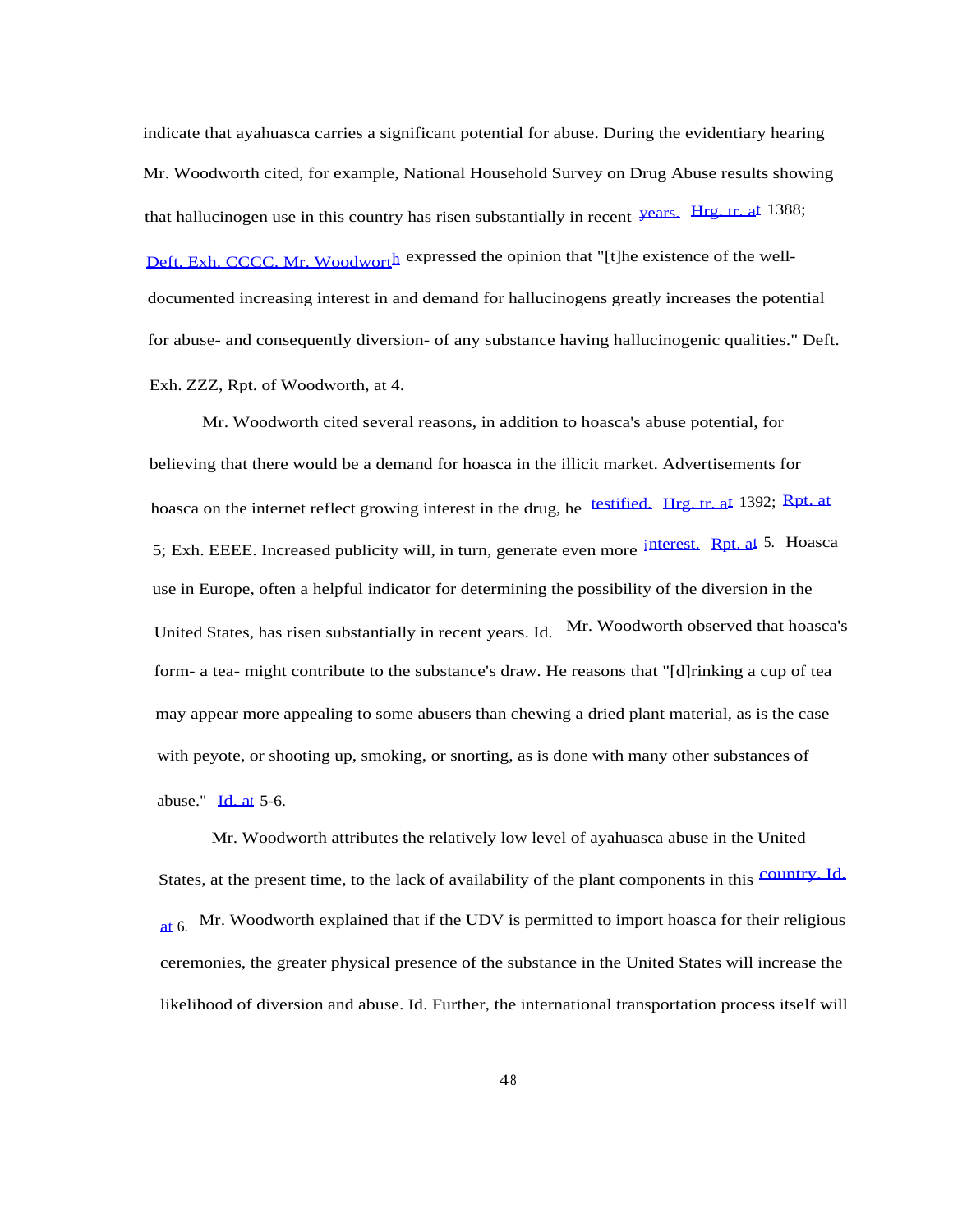indicate that ayahuasca carries a significant potential for abuse. During the evidentiary hearing Mr. Woodworth cited, for example, National Household Survey on Drug Abuse results showing that hallucinogen use in this country has risen substantially in recent years. Hrg. tr. at 1388; Deft. Exh. CCCC. Mr. Woodworth expressed the opinion that "[t]he existence of the well-documented increasing interest in and demand for hallucinogens greatly increases the potential for abuse- and consequently diversion- of any substance having hallucinogenic qualities." Deft. Exh. ZZZ, Rpt. of Woodworth, at 4.

Mr. Woodworth cited several reasons, in addition to hoasca's abuse potential, for believing that there would be a demand for hoasca in the illicit market. Advertisements for hoasca on the internet reflect growing interest in the drug, he testified. Hrg. tr. at 1392; Rpt. at 5; Exh. EEEE. Increased publicity will, in turn, generate even more interest. Rpt. at 5. Hoasca use in Europe, often a helpful indicator for determining the possibility of the diversion in the United States, has risen substantially in recent years. Id. Mr. Woodworth observed that hoasca's form- a tea- might contribute to the substance's draw. He reasons that "[d]rinking a cup of tea may appear more appealing to some abusers than chewing a dried plant material, as is the case with peyote, or shooting up, smoking, or snorting, as is done with many other substances of abuse." Id. at 5-6.

Mr. Woodworth attributes the relatively low level of ayahuasca abuse in the United States, at the present time, to the lack of availability of the plant components in this country. Id. at 6. Mr. Woodworth explained that if the UDV is permitted to import hoasca for their religious ceremonies, the greater physical presence of the substance in the United States will increase the likelihood of diversion and abuse. Id. Further, the international transportation process itself will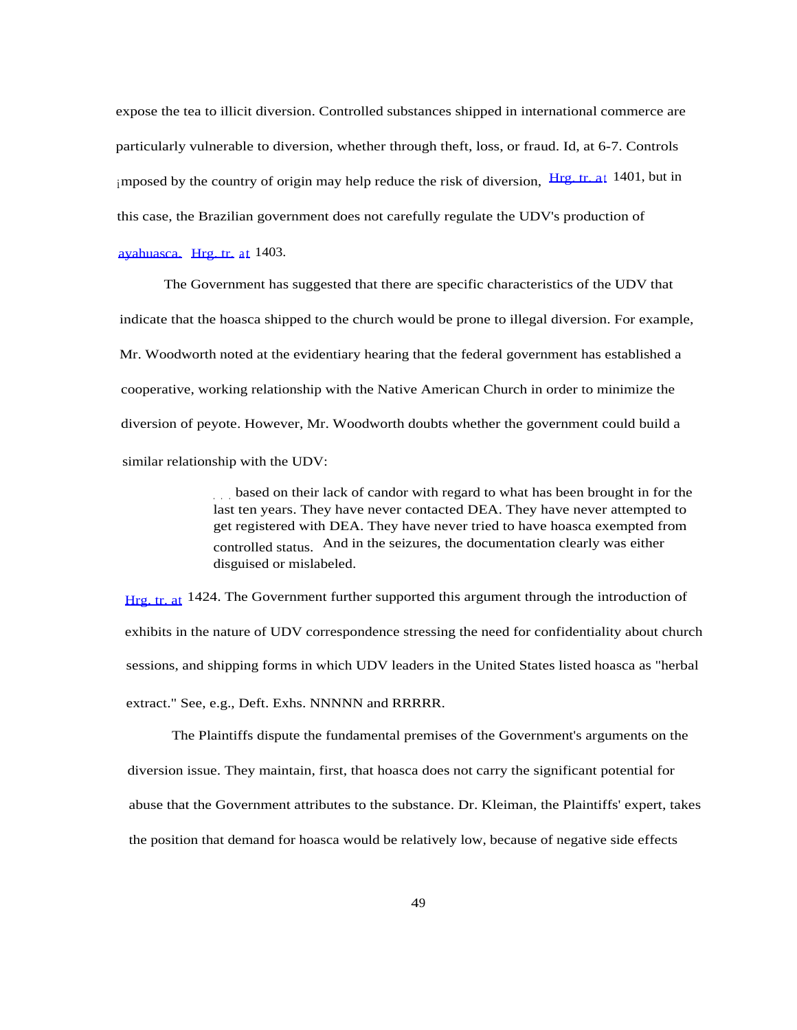expose the tea to illicit diversion. Controlled substances shipped in international commerce are particularly vulnerable to diversion, whether through theft, loss, or fraud. Id, at 6-7. Controls imposed by the country of origin may help reduce the risk of diversion, Hrg. tr. at 1401, but in this case, the Brazilian government does not carefully regulate the UDV's production of ayahuasca. Hrg. tr. at 1403.

The Government has suggested that there are specific characteristics of the UDV that indicate that the hoasca shipped to the church would be prone to illegal diversion. For example, Mr. Woodworth noted at the evidentiary hearing that the federal government has established a cooperative, working relationship with the Native American Church in order to minimize the diversion of peyote. However, Mr. Woodworth doubts whether the government could build a similar relationship with the UDV:

> . . . based on their lack of candor with regard to what has been brought in for the last ten years. They have never contacted DEA. They have never attempted to get registered with DEA. They have never tried to have hoasca exempted from controlled status. And in the seizures, the documentation clearly was either disguised or mislabeled.

Hrg. tr. at 1424. The Government further supported this argument through the introduction of exhibits in the nature of UDV correspondence stressing the need for confidentiality about church sessions, and shipping forms in which UDV leaders in the United States listed hoasca as "herbal extract." See, e.g., Deft. Exhs. NNNNN and RRRRR.

The Plaintiffs dispute the fundamental premises of the Government's arguments on the diversion issue. They maintain, first, that hoasca does not carry the significant potential for abuse that the Government attributes to the substance. Dr. Kleiman, the Plaintiffs' expert, takes the position that demand for hoasca would be relatively low, because of negative side effects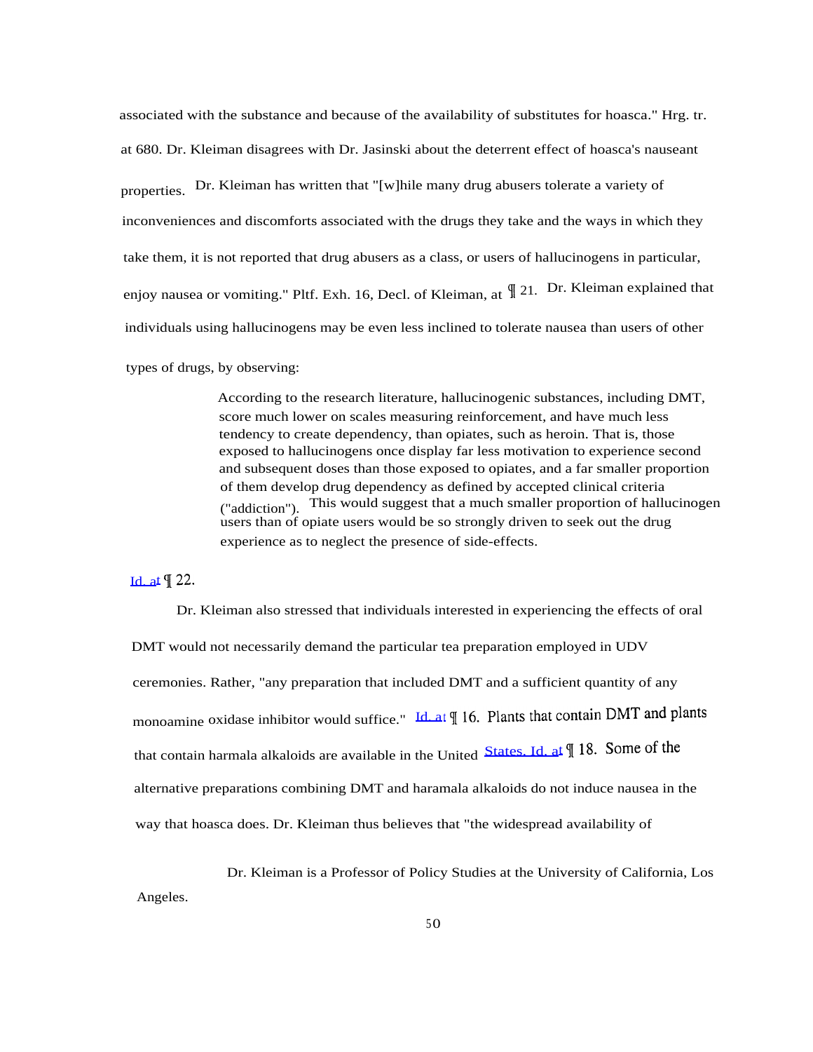associated with the substance and because of the availability of substitutes for hoasca." Hrg. tr. at 680. Dr. Kleiman disagrees with Dr. Jasinski about the deterrent effect of hoasca's nauseant properties. Dr. Kleiman has written that "[w]hile many drug abusers tolerate a variety of inconveniences and discomforts associated with the drugs they take and the ways in which they take them, it is not reported that drug abusers as a class, or users of hallucinogens in particular, enjoy nausea or vomiting." Pltf. Exh. 16, Decl. of Kleiman, at ¶ 21. Dr. Kleiman explained that individuals using hallucinogens may be even less inclined to tolerate nausea than users of other types of drugs, by observing:

> According to the research literature, hallucinogenic substances, including DMT, score much lower on scales measuring reinforcement, and have much less tendency to create dependency, than opiates, such as heroin. That is, those exposed to hallucinogens once display far less motivation to experience second and subsequent doses than those exposed to opiates, and a far smaller proportion of them develop drug dependency as defined by accepted clinical criteria ("addiction"). This would suggest that a much smaller proportion of hallucinogen users than of opiate users would be so strongly driven to seek out the drug experience as to neglect the presence of side-effects.

Id. at ¶ 22.

Dr. Kleiman also stressed that individuals interested in experiencing the effects of oral DMT would not necessarily demand the particular tea preparation employed in UDV ceremonies. Rather, "any preparation that included DMT and a sufficient quantity of any monoamine oxidase inhibitor would suffice." Id. at ¶ 16. Plants that contain DMT and plants that contain harmala alkaloids are available in the United States. Id. at ¶ 18. Some of the alternative preparations combining DMT and haramala alkaloids do not induce nausea in the way that hoasca does. Dr. Kleiman thus believes that "the widespread availability of

Dr. Kleiman is a Professor of Policy Studies at the University of California, Los Angeles.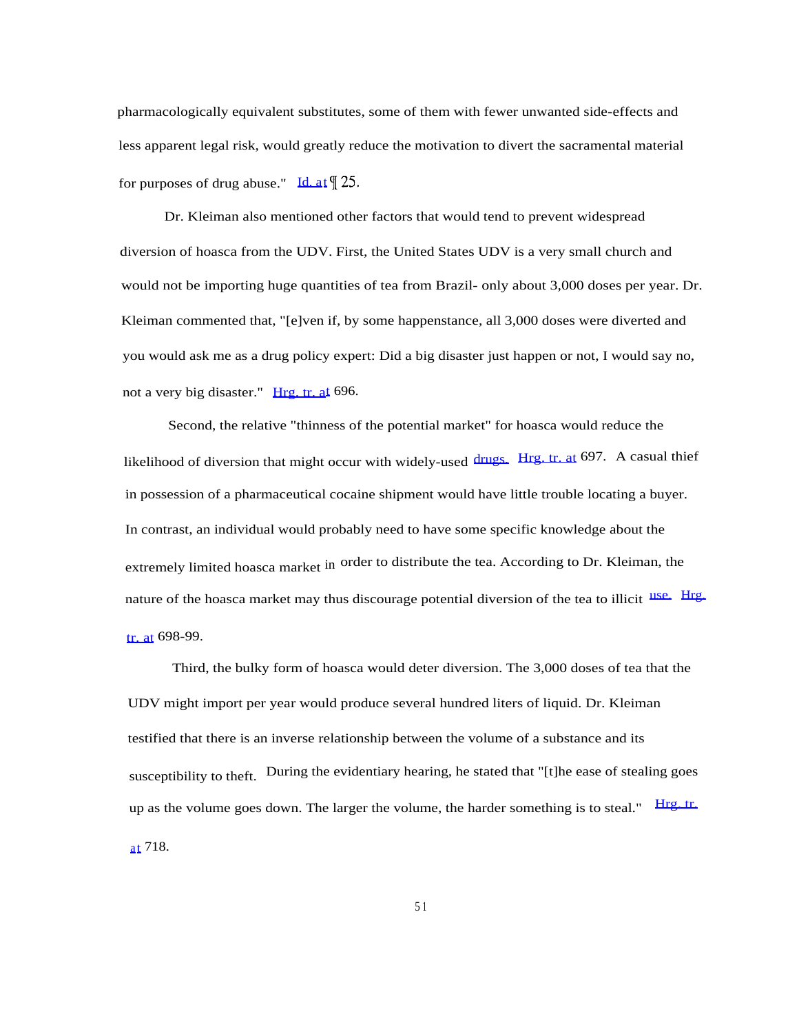pharmacologically equivalent substitutes, some of them with fewer unwanted side-effects and less apparent legal risk, would greatly reduce the motivation to divert the sacramental material for purposes of drug abuse." Id. at ¶ 25.

Dr. Kleiman also mentioned other factors that would tend to prevent widespread diversion of hoasca from the UDV. First, the United States UDV is a very small church and would not be importing huge quantities of tea from Brazil- only about 3,000 doses per year. Dr. Kleiman commented that, "[e]ven if, by some happenstance, all 3,000 doses were diverted and you would ask me as a drug policy expert: Did a big disaster just happen or not, I would say no, not a very big disaster." Hrg. tr. at 696.

Second, the relative "thinness of the potential market" for hoasca would reduce the likelihood of diversion that might occur with widely-used drugs. Hrg. tr. at 697. A casual thief in possession of a pharmaceutical cocaine shipment would have little trouble locating a buyer. In contrast, an individual would probably need to have some specific knowledge about the extremely limited hoasca market in order to distribute the tea. According to Dr. Kleiman, the nature of the hoasca market may thus discourage potential diversion of the tea to illicit use. Hrg. tr. at 698-99.

Third, the bulky form of hoasca would deter diversion. The 3,000 doses of tea that the UDV might import per year would produce several hundred liters of liquid. Dr. Kleiman testified that there is an inverse relationship between the volume of a substance and its susceptibility to theft. During the evidentiary hearing, he stated that "[t]he ease of stealing goes up as the volume goes down. The larger the volume, the harder something is to steal." Hrg. tr. at 718.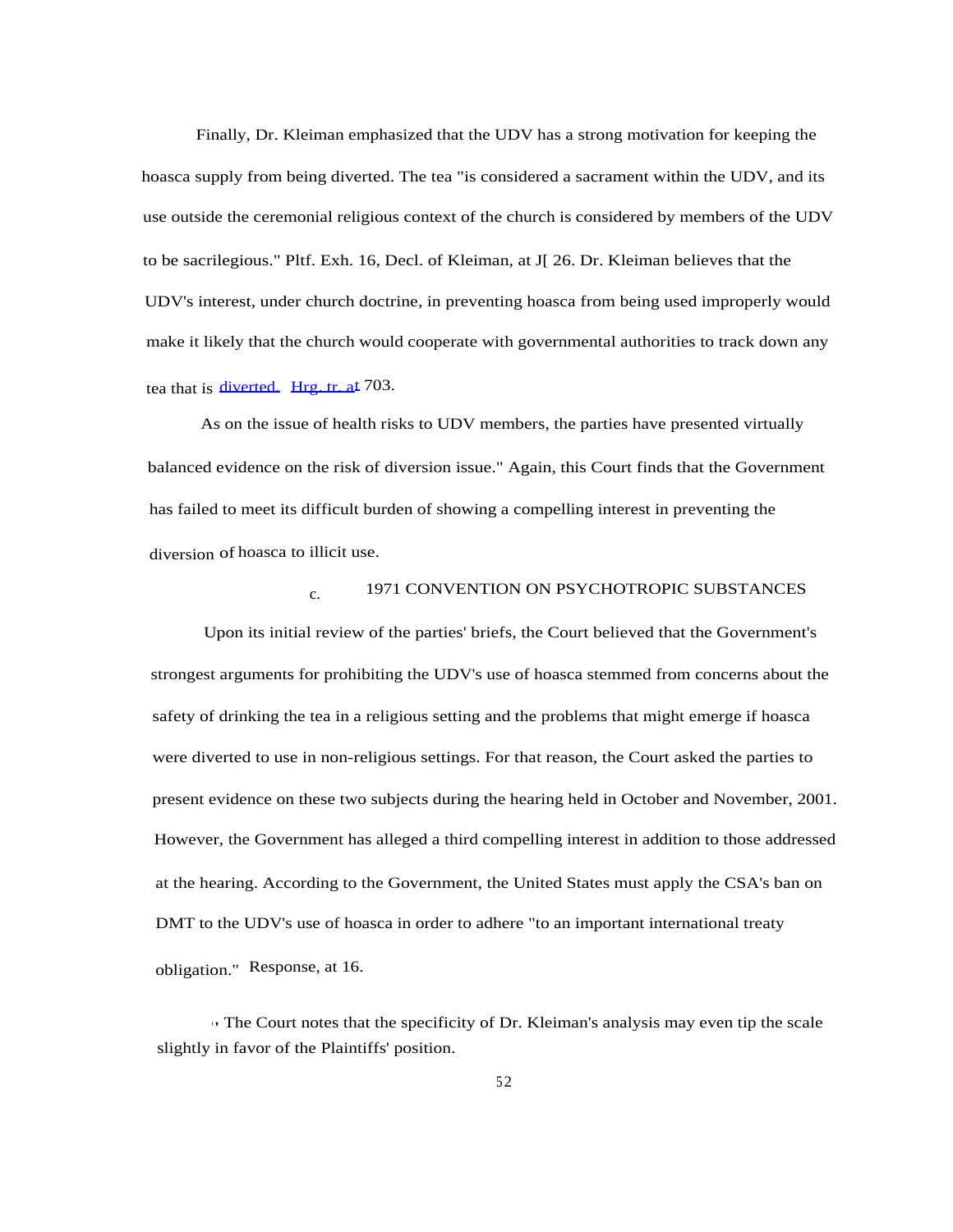Finally, Dr. Kleiman emphasized that the UDV has a strong motivation for keeping the hoasca supply from being diverted. The tea "is considered a sacrament within the UDV, and its use outside the ceremonial religious context of the church is considered by members of the UDV to be sacrilegious." Pltf. Exh. 16, Decl. of Kleiman, at J[ 26. Dr. Kleiman believes that the UDV's interest, under church doctrine, in preventing hoasca from being used improperly would make it likely that the church would cooperate with governmental authorities to track down any tea that is diverted. Hrg. tr. at 703.

As on the issue of health risks to UDV members, the parties have presented virtually balanced evidence on the risk of diversion issue." Again, this Court finds that the Government has failed to meet its difficult burden of showing a compelling interest in preventing the diversion of hoasca to illicit use.

c. 1971 CONVENTION ON PSYCHOTROPIC SUBSTANCES

Upon its initial review of the parties' briefs, the Court believed that the Government's strongest arguments for prohibiting the UDV's use of hoasca stemmed from concerns about the safety of drinking the tea in a religious setting and the problems that might emerge if hoasca were diverted to use in non-religious settings. For that reason, the Court asked the parties to present evidence on these two subjects during the hearing held in October and November, 2001. However, the Government has alleged a third compelling interest in addition to those addressed at the hearing. According to the Government, the United States must apply the CSA's ban on DMT to the UDV's use of hoasca in order to adhere "to an important international treaty obligation." Response, at 16.

'' The Court notes that the specificity of Dr. Kleiman's analysis may even tip the scale slightly in favor of the Plaintiffs' position.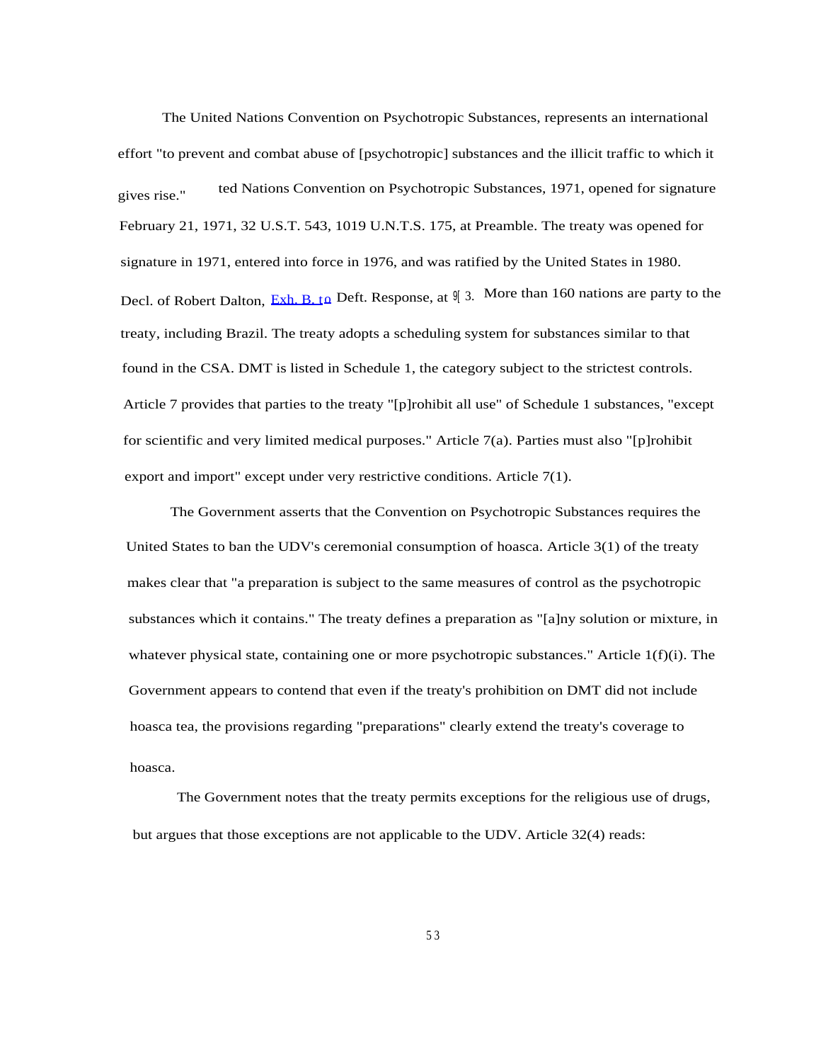The United Nations Convention on Psychotropic Substances, represents an international effort "to prevent and combat abuse of [psychotropic] substances and the illicit traffic to which it gives rise." ted Nations Convention on Psychotropic Substances, 1971, opened for signature February 21, 1971, 32 U.S.T. 543, 1019 U.N.T.S. 175, at Preamble. The treaty was opened for signature in 1971, entered into force in 1976, and was ratified by the United States in 1980. Decl. of Robert Dalton, Exh. B. to Deft. Response, at ¶ 3. More than 160 nations are party to the treaty, including Brazil. The treaty adopts a scheduling system for substances similar to that found in the CSA. DMT is listed in Schedule 1, the category subject to the strictest controls. Article 7 provides that parties to the treaty "[p]rohibit all use" of Schedule 1 substances, "except for scientific and very limited medical purposes." Article 7(a). Parties must also "[p]rohibit export and import" except under very restrictive conditions. Article 7(1).

The Government asserts that the Convention on Psychotropic Substances requires the United States to ban the UDV's ceremonial consumption of hoasca. Article 3(1) of the treaty makes clear that "a preparation is subject to the same measures of control as the psychotropic substances which it contains." The treaty defines a preparation as "[a]ny solution or mixture, in whatever physical state, containing one or more psychotropic substances." Article 1(f)(i). The Government appears to contend that even if the treaty's prohibition on DMT did not include hoasca tea, the provisions regarding "preparations" clearly extend the treaty's coverage to hoasca.

The Government notes that the treaty permits exceptions for the religious use of drugs, but argues that those exceptions are not applicable to the UDV. Article 32(4) reads: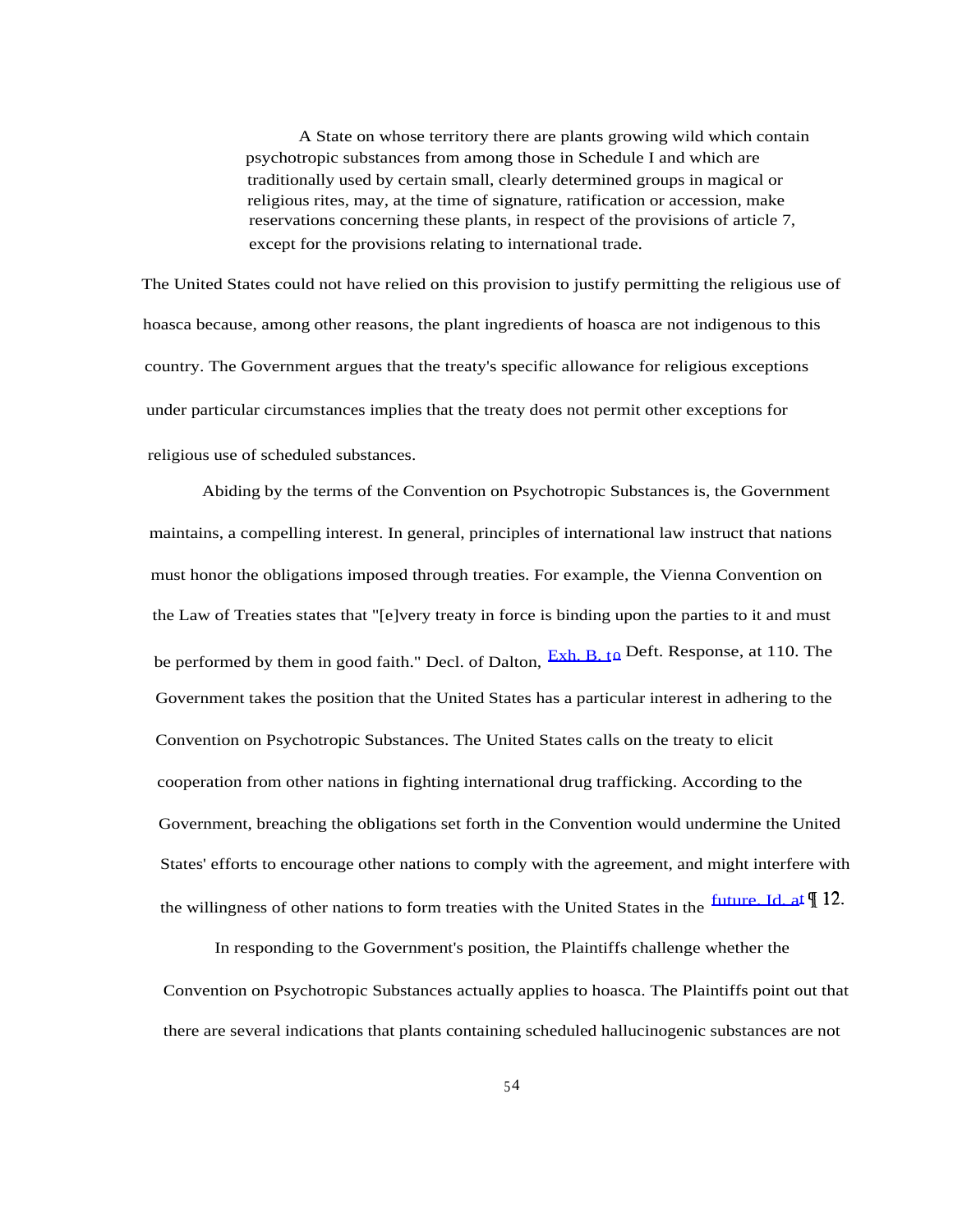> A State on whose territory there are plants growing wild which contain psychotropic substances from among those in Schedule I and which are traditionally used by certain small, clearly determined groups in magical or religious rites, may, at the time of signature, ratification or accession, make reservations concerning these plants, in respect of the provisions of article 7, except for the provisions relating to international trade.

The United States could not have relied on this provision to justify permitting the religious use of hoasca because, among other reasons, the plant ingredients of hoasca are not indigenous to this country. The Government argues that the treaty's specific allowance for religious exceptions under particular circumstances implies that the treaty does not permit other exceptions for religious use of scheduled substances.

Abiding by the terms of the Convention on Psychotropic Substances is, the Government maintains, a compelling interest. In general, principles of international law instruct that nations must honor the obligations imposed through treaties. For example, the Vienna Convention on the Law of Treaties states that "[e]very treaty in force is binding upon the parties to it and must be performed by them in good faith." Decl. of Dalton, Exh. B. to Deft. Response, at 110. The Government takes the position that the United States has a particular interest in adhering to the Convention on Psychotropic Substances. The United States calls on the treaty to elicit cooperation from other nations in fighting international drug trafficking. According to the Government, breaching the obligations set forth in the Convention would undermine the United States' efforts to encourage other nations to comply with the agreement, and might interfere with the willingness of other nations to form treaties with the United States in the future. Id. at ¶ 12.

In responding to the Government's position, the Plaintiffs challenge whether the Convention on Psychotropic Substances actually applies to hoasca. The Plaintiffs point out that there are several indications that plants containing scheduled hallucinogenic substances are not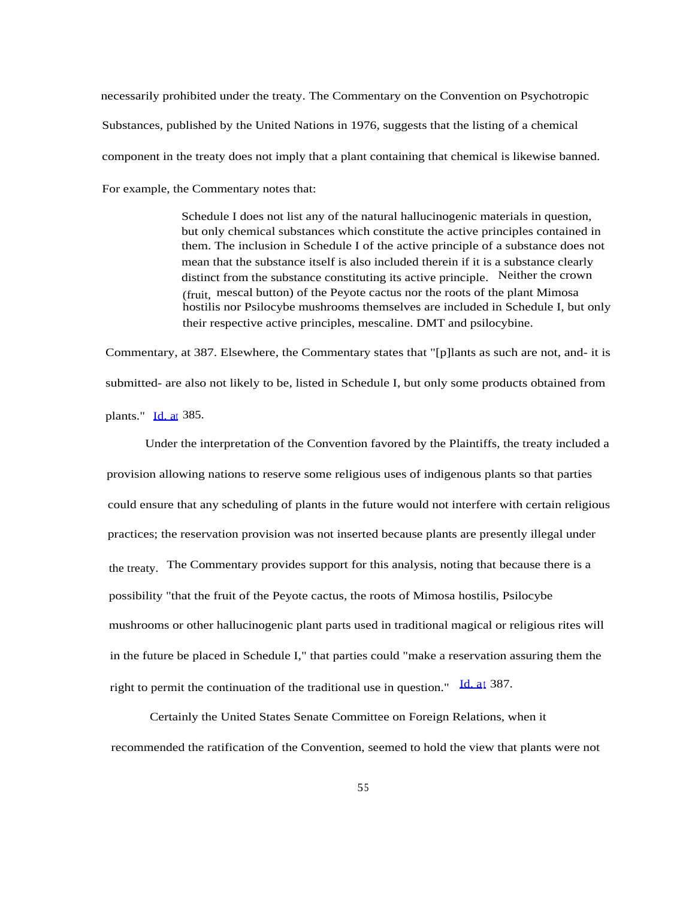necessarily prohibited under the treaty. The Commentary on the Convention on Psychotropic Substances, published by the United Nations in 1976, suggests that the listing of a chemical component in the treaty does not imply that a plant containing that chemical is likewise banned. For example, the Commentary notes that:

> Schedule I does not list any of the natural hallucinogenic materials in question, but only chemical substances which constitute the active principles contained in them. The inclusion in Schedule I of the active principle of a substance does not mean that the substance itself is also included therein if it is a substance clearly distinct from the substance constituting its active principle. Neither the crown (fruit, mescal button) of the Peyote cactus nor the roots of the plant Mimosa hostilis nor Psilocybe mushrooms themselves are included in Schedule I, but only their respective active principles, mescaline. DMT and psilocybine.

Commentary, at 387. Elsewhere, the Commentary states that "[p]lants as such are not, and- it is submitted- are also not likely to be, listed in Schedule I, but only some products obtained from plants." Id. at 385.

Under the interpretation of the Convention favored by the Plaintiffs, the treaty included a provision allowing nations to reserve some religious uses of indigenous plants so that parties could ensure that any scheduling of plants in the future would not interfere with certain religious practices; the reservation provision was not inserted because plants are presently illegal under the treaty. The Commentary provides support for this analysis, noting that because there is a possibility "that the fruit of the Peyote cactus, the roots of Mimosa hostilis, Psilocybe mushrooms or other hallucinogenic plant parts used in traditional magical or religious rites will in the future be placed in Schedule I," that parties could "make a reservation assuring them the right to permit the continuation of the traditional use in question." Id. at 387.

Certainly the United States Senate Committee on Foreign Relations, when it recommended the ratification of the Convention, seemed to hold the view that plants were not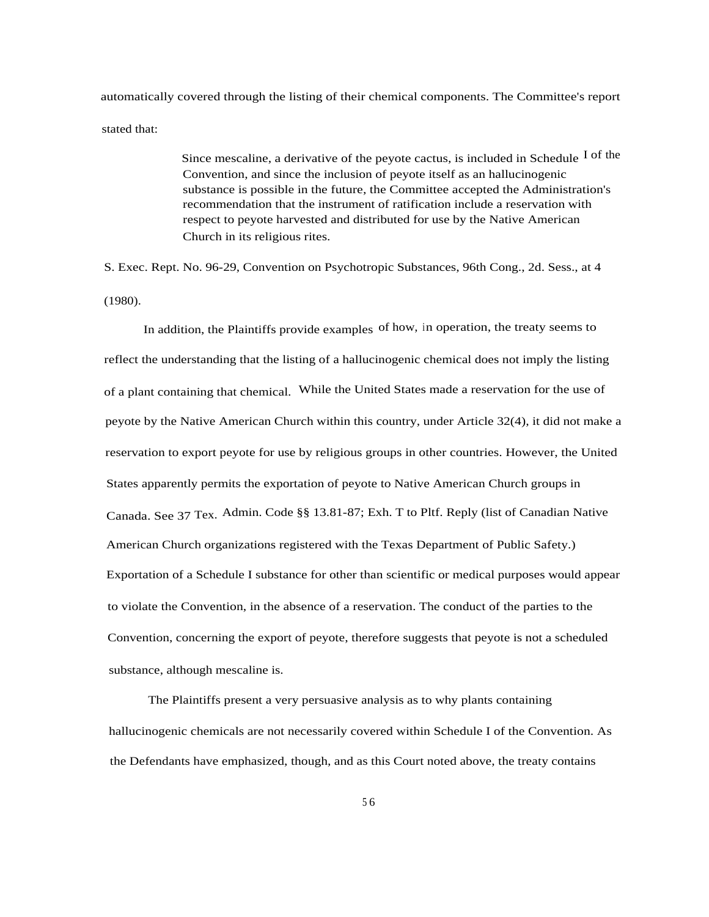automatically covered through the listing of their chemical components. The Committee's report stated that:

> Since mescaline, a derivative of the peyote cactus, is included in Schedule I of the Convention, and since the inclusion of peyote itself as an hallucinogenic substance is possible in the future, the Committee accepted the Administration's recommendation that the instrument of ratification include a reservation with respect to peyote harvested and distributed for use by the Native American Church in its religious rites.

S. Exec. Rept. No. 96-29, Convention on Psychotropic Substances, 96th Cong., 2d. Sess., at 4 (1980).

In addition, the Plaintiffs provide examples of how, in operation, the treaty seems to reflect the understanding that the listing of a hallucinogenic chemical does not imply the listing of a plant containing that chemical. While the United States made a reservation for the use of peyote by the Native American Church within this country, under Article 32(4), it did not make a reservation to export peyote for use by religious groups in other countries. However, the United States apparently permits the exportation of peyote to Native American Church groups in Canada. See 37 Tex. Admin. Code §§ 13.81-87; Exh. T to Pltf. Reply (list of Canadian Native American Church organizations registered with the Texas Department of Public Safety.) Exportation of a Schedule I substance for other than scientific or medical purposes would appear to violate the Convention, in the absence of a reservation. The conduct of the parties to the Convention, concerning the export of peyote, therefore suggests that peyote is not a scheduled substance, although mescaline is.

The Plaintiffs present a very persuasive analysis as to why plants containing hallucinogenic chemicals are not necessarily covered within Schedule I of the Convention. As the Defendants have emphasized, though, and as this Court noted above, the treaty contains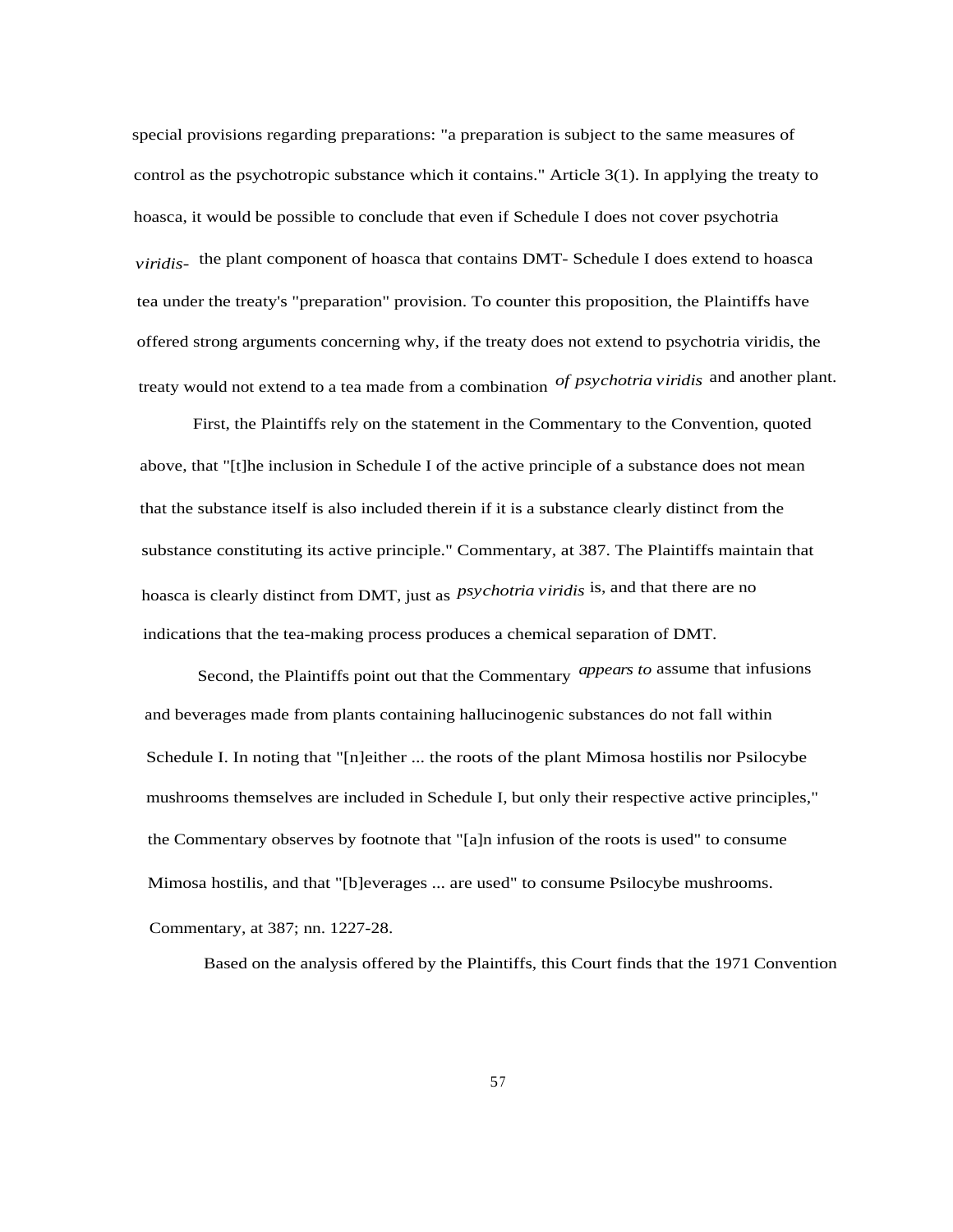special provisions regarding preparations: "a preparation is subject to the same measures of control as the psychotropic substance which it contains." Article 3(1). In applying the treaty to hoasca, it would be possible to conclude that even if Schedule I does not cover psychotria *viridis*- the plant component of hoasca that contains DMT- Schedule I does extend to hoasca tea under the treaty's "preparation" provision. To counter this proposition, the Plaintiffs have offered strong arguments concerning why, if the treaty does not extend to psychotria viridis, the treaty would not extend to a tea made from a combination *of psychotria viridis* and another plant.

First, the Plaintiffs rely on the statement in the Commentary to the Convention, quoted above, that "[t]he inclusion in Schedule I of the active principle of a substance does not mean that the substance itself is also included therein if it is a substance clearly distinct from the substance constituting its active principle." Commentary, at 387. The Plaintiffs maintain that hoasca is clearly distinct from DMT, just as *psychotria viridis* is, and that there are no indications that the tea-making process produces a chemical separation of DMT.

Second, the Plaintiffs point out that the Commentary *appears to* assume that infusions and beverages made from plants containing hallucinogenic substances do not fall within Schedule I. In noting that "[n]either ... the roots of the plant Mimosa hostilis nor Psilocybe mushrooms themselves are included in Schedule I, but only their respective active principles," the Commentary observes by footnote that "[a]n infusion of the roots is used" to consume Mimosa hostilis, and that "[b]everages ... are used" to consume Psilocybe mushrooms. Commentary, at 387; nn. 1227-28.

Based on the analysis offered by the Plaintiffs, this Court finds that the 1971 Convention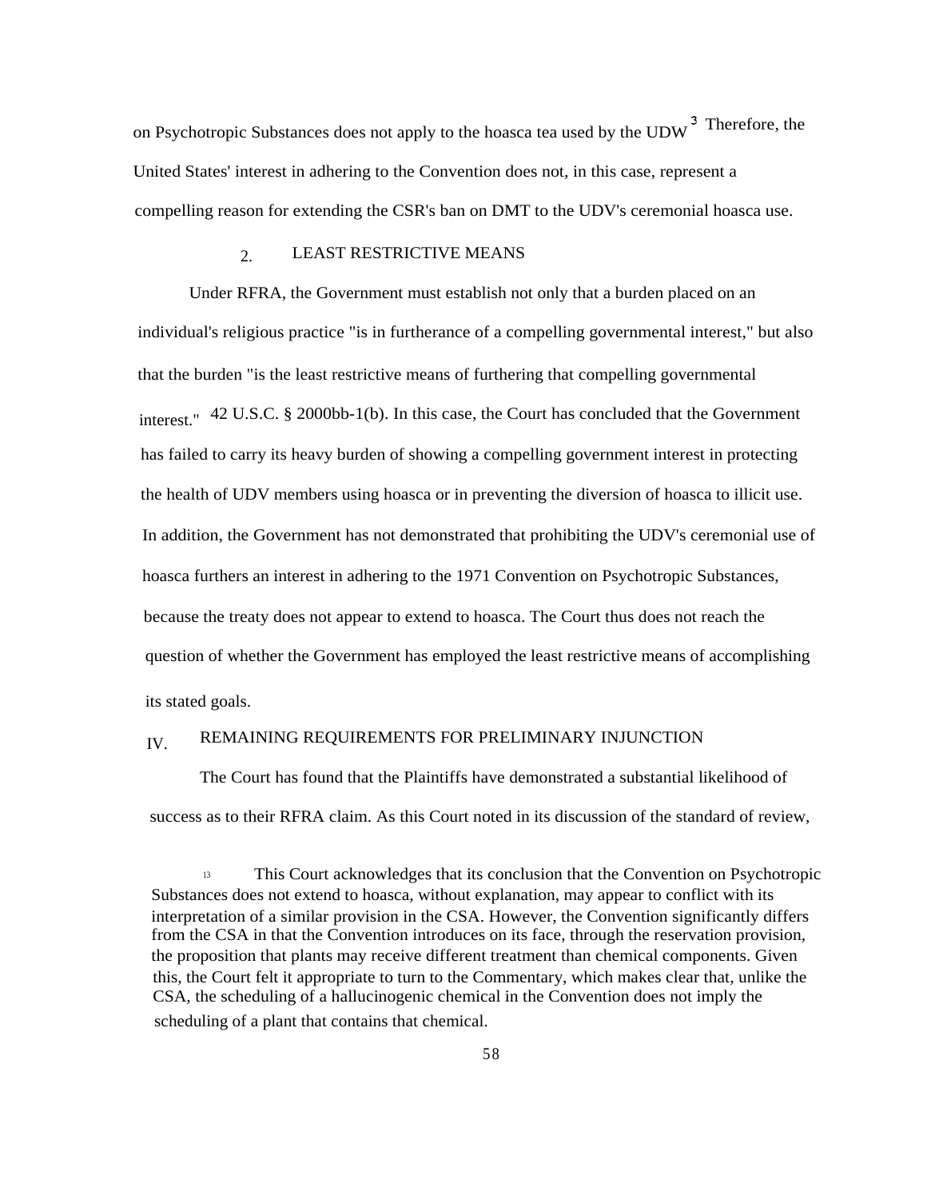on Psychotropic Substances does not apply to the hoasca tea used by the UDW[13] Therefore, the United States' interest in adhering to the Convention does not, in this case, represent a compelling reason for extending the CSR's ban on DMT to the UDV's ceremonial hoasca use.

### 2. LEAST RESTRICTIVE MEANS

Under RFRA, the Government must establish not only that a burden placed on an individual's religious practice "is in furtherance of a compelling governmental interest," but also that the burden "is the least restrictive means of furthering that compelling governmental interest." 42 U.S.C. § 2000bb-1(b). In this case, the Court has concluded that the Government has failed to carry its heavy burden of showing a compelling government interest in protecting the health of UDV members using hoasca or in preventing the diversion of hoasca to illicit use. In addition, the Government has not demonstrated that prohibiting the UDV's ceremonial use of hoasca furthers an interest in adhering to the 1971 Convention on Psychotropic Substances, because the treaty does not appear to extend to hoasca. The Court thus does not reach the question of whether the Government has employed the least restrictive means of accomplishing its stated goals.

## IV. REMAINING REQUIREMENTS FOR PRELIMINARY INJUNCTION

The Court has found that the Plaintiffs have demonstrated a substantial likelihood of success as to their RFRA claim. As this Court noted in its discussion of the standard of review,

---

[13] This Court acknowledges that its conclusion that the Convention on Psychotropic Substances does not extend to hoasca, without explanation, may appear to conflict with its interpretation of a similar provision in the CSA. However, the Convention significantly differs from the CSA in that the Convention introduces on its face, through the reservation provision, the proposition that plants may receive different treatment than chemical components. Given this, the Court felt it appropriate to turn to the Commentary, which makes clear that, unlike the CSA, the scheduling of a hallucinogenic chemical in the Convention does not imply the scheduling of a plant that contains that chemical.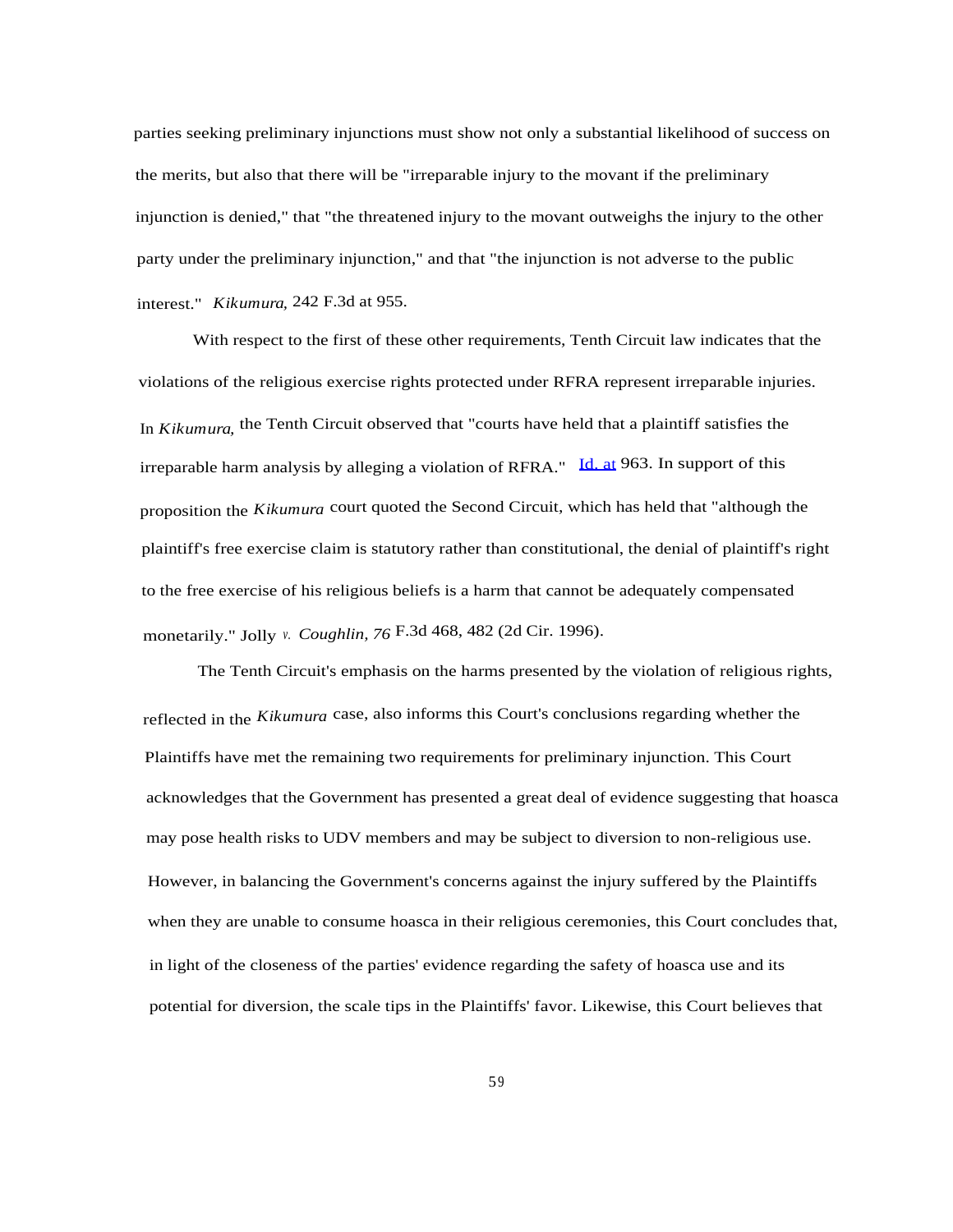parties seeking preliminary injunctions must show not only a substantial likelihood of success on the merits, but also that there will be "irreparable injury to the movant if the preliminary injunction is denied," that "the threatened injury to the movant outweighs the injury to the other party under the preliminary injunction," and that "the injunction is not adverse to the public interest." *Kikumura,* 242 F.3d at 955.

With respect to the first of these other requirements, Tenth Circuit law indicates that the violations of the religious exercise rights protected under RFRA represent irreparable injuries. In *Kikumura,* the Tenth Circuit observed that "courts have held that a plaintiff satisfies the irreparable harm analysis by alleging a violation of RFRA." Id. at 963. In support of this proposition the *Kikumura* court quoted the Second Circuit, which has held that "although the plaintiff's free exercise claim is statutory rather than constitutional, the denial of plaintiff's right to the free exercise of his religious beliefs is a harm that cannot be adequately compensated monetarily." Jolly *v. Coughlin, 76* F.3d 468, 482 (2d Cir. 1996).

The Tenth Circuit's emphasis on the harms presented by the violation of religious rights, reflected in the *Kikumura* case, also informs this Court's conclusions regarding whether the Plaintiffs have met the remaining two requirements for preliminary injunction. This Court acknowledges that the Government has presented a great deal of evidence suggesting that hoasca may pose health risks to UDV members and may be subject to diversion to non-religious use. However, in balancing the Government's concerns against the injury suffered by the Plaintiffs when they are unable to consume hoasca in their religious ceremonies, this Court concludes that, in light of the closeness of the parties' evidence regarding the safety of hoasca use and its potential for diversion, the scale tips in the Plaintiffs' favor. Likewise, this Court believes that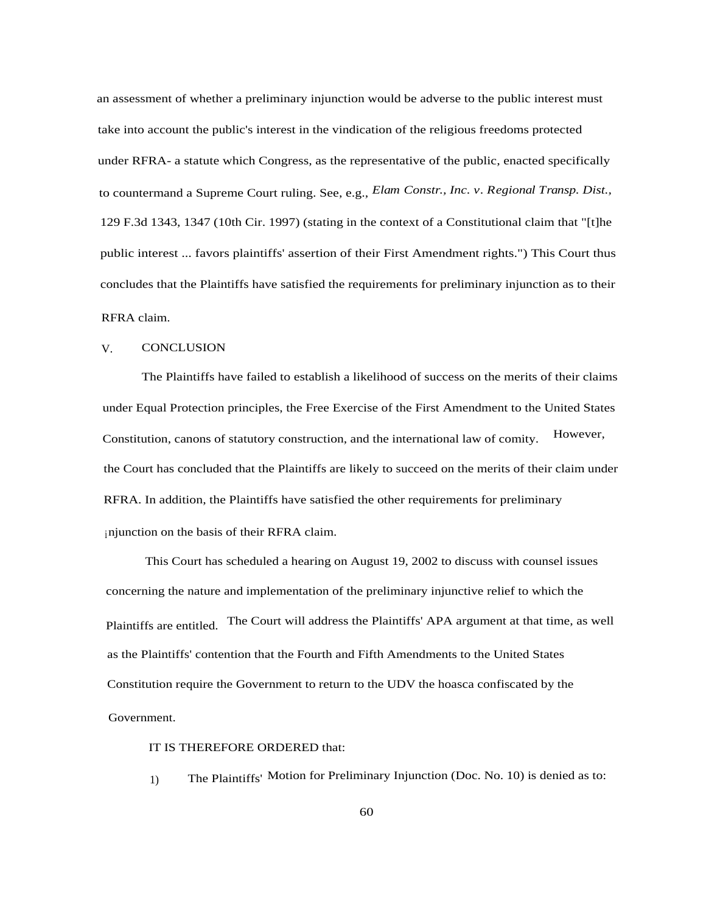an assessment of whether a preliminary injunction would be adverse to the public interest must take into account the public's interest in the vindication of the religious freedoms protected under RFRA- a statute which Congress, as the representative of the public, enacted specifically to countermand a Supreme Court ruling. See, e.g., *Elam Constr., Inc. v. Regional Transp. Dist.*, 129 F.3d 1343, 1347 (10th Cir. 1997) (stating in the context of a Constitutional claim that "[t]he public interest ... favors plaintiffs' assertion of their First Amendment rights.") This Court thus concludes that the Plaintiffs have satisfied the requirements for preliminary injunction as to their RFRA claim.

## V. CONCLUSION

The Plaintiffs have failed to establish a likelihood of success on the merits of their claims under Equal Protection principles, the Free Exercise of the First Amendment to the United States Constitution, canons of statutory construction, and the international law of comity. However, the Court has concluded that the Plaintiffs are likely to succeed on the merits of their claim under RFRA. In addition, the Plaintiffs have satisfied the other requirements for preliminary injunction on the basis of their RFRA claim.

This Court has scheduled a hearing on August 19, 2002 to discuss with counsel issues concerning the nature and implementation of the preliminary injunctive relief to which the Plaintiffs are entitled. The Court will address the Plaintiffs' APA argument at that time, as well as the Plaintiffs' contention that the Fourth and Fifth Amendments to the United States Constitution require the Government to return to the UDV the hoasca confiscated by the Government.

IT IS THEREFORE ORDERED that:

1) The Plaintiffs' Motion for Preliminary Injunction (Doc. No. 10) is denied as to: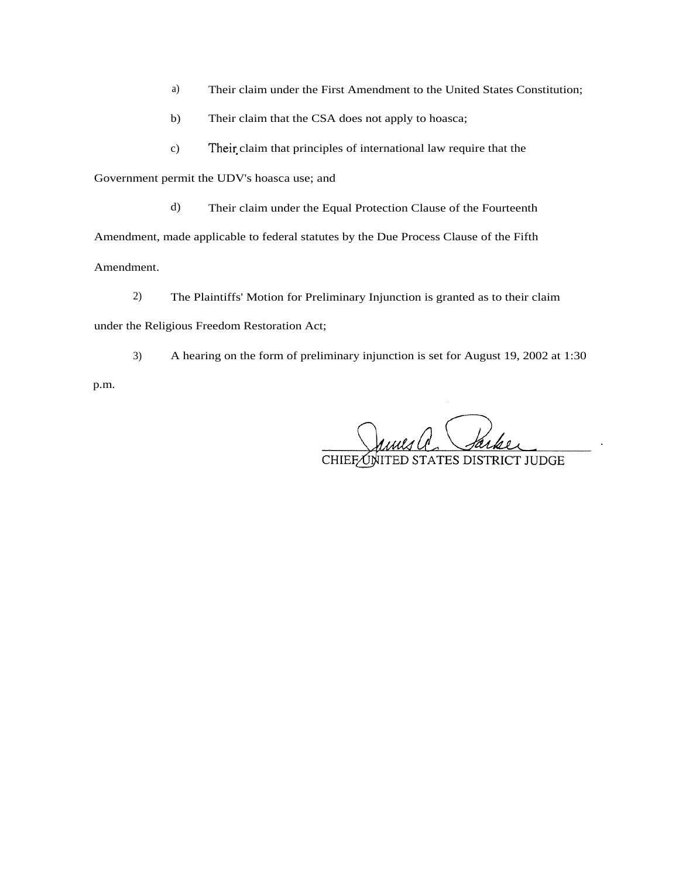a) Their claim under the First Amendment to the United States Constitution;

b) Their claim that the CSA does not apply to hoasca;

c) Their claim that principles of international law require that the Government permit the UDV's hoasca use; and

d) Their claim under the Equal Protection Clause of the Fourteenth Amendment, made applicable to federal statutes by the Due Process Clause of the Fifth Amendment.

2) The Plaintiffs' Motion for Preliminary Injunction is granted as to their claim under the Religious Freedom Restoration Act;

3) A hearing on the form of preliminary injunction is set for August 19, 2002 at 1:30 p.m.

James A. Parker

CHIEF UNITED STATES DISTRICT JUDGE